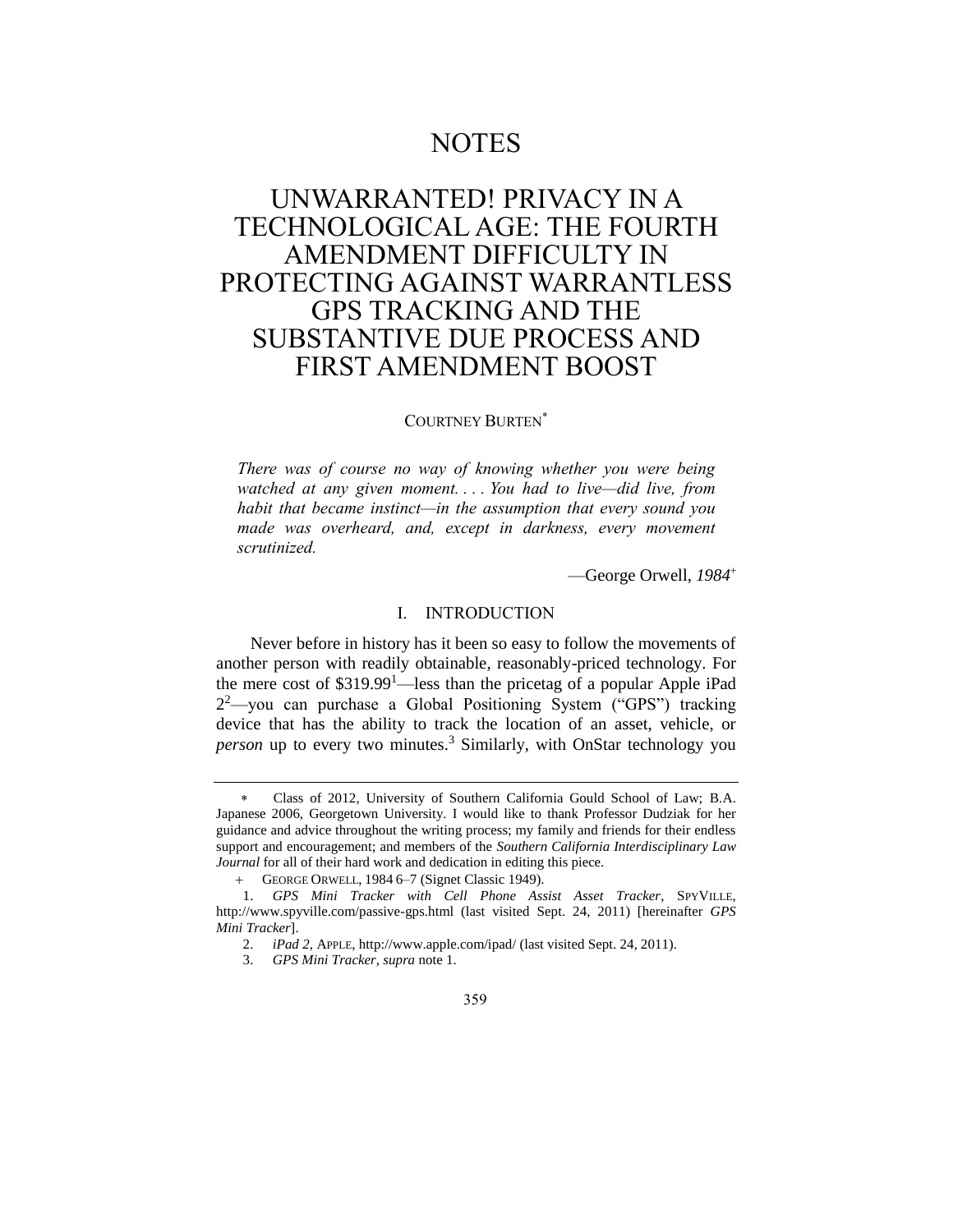# NOTES

# UNWARRANTED! PRIVACY IN A TECHNOLOGICAL AGE: THE FOURTH AMENDMENT DIFFICULTY IN PROTECTING AGAINST WARRANTLESS GPS TRACKING AND THE SUBSTANTIVE DUE PROCESS AND FIRST AMENDMENT BOOST

COURTNEY BURTEN[*]

> *There was of course no way of knowing whether you were being watched at any given moment. . . . You had to live—did live, from habit that became instinct—in the assumption that every sound you made was overheard, and, except in darkness, every movement scrutinized.*
>
> —George Orwell, *1984*[+]

## I. INTRODUCTION

Never before in history has it been so easy to follow the movements of another person with readily obtainable, reasonably-priced technology. For the mere cost of $319.99[1]—less than the pricetag of a popular Apple iPad 2[2]—you can purchase a Global Positioning System ("GPS") tracking device that has the ability to track the location of an asset, vehicle, or *person* up to every two minutes.[3] Similarly, with OnStar technology you

---

[*] Class of 2012, University of Southern California Gould School of Law; B.A. Japanese 2006, Georgetown University. I would like to thank Professor Dudziak for her guidance and advice throughout the writing process; my family and friends for their endless support and encouragement; and members of the *Southern California Interdisciplinary Law Journal* for all of their hard work and dedication in editing this piece.

[+] GEORGE ORWELL, 1984 6–7 (Signet Classic 1949).

1. *GPS Mini Tracker with Cell Phone Assist Asset Tracker*, SPYVILLE, http://www.spyville.com/passive-gps.html (last visited Sept. 24, 2011) [hereinafter *GPS Mini Tracker*].

2. *iPad 2*, APPLE, http://www.apple.com/ipad/ (last visited Sept. 24, 2011).

3. *GPS Mini Tracker*, *supra* note 1.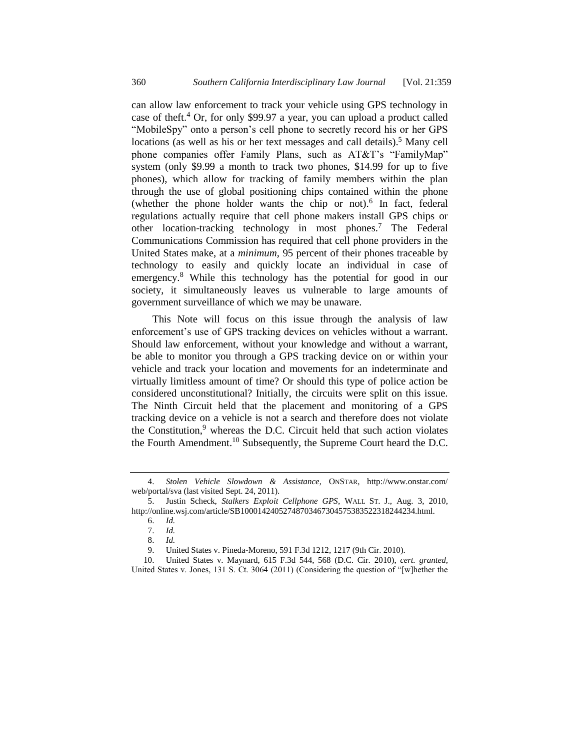can allow law enforcement to track your vehicle using GPS technology in case of theft.[4] Or, for only $99.97 a year, you can upload a product called "MobileSpy" onto a person's cell phone to secretly record his or her GPS locations (as well as his or her text messages and call details).[5] Many cell phone companies offer Family Plans, such as AT&T's "FamilyMap" system (only $9.99 a month to track two phones, $14.99 for up to five phones), which allow for tracking of family members within the plan through the use of global positioning chips contained within the phone (whether the phone holder wants the chip or not).[6] In fact, federal regulations actually require that cell phone makers install GPS chips or other location-tracking technology in most phones.[7] The Federal Communications Commission has required that cell phone providers in the United States make, at a *minimum*, 95 percent of their phones traceable by technology to easily and quickly locate an individual in case of emergency.[8] While this technology has the potential for good in our society, it simultaneously leaves us vulnerable to large amounts of government surveillance of which we may be unaware.

This Note will focus on this issue through the analysis of law enforcement's use of GPS tracking devices on vehicles without a warrant. Should law enforcement, without your knowledge and without a warrant, be able to monitor you through a GPS tracking device on or within your vehicle and track your location and movements for an indeterminate and virtually limitless amount of time? Or should this type of police action be considered unconstitutional? Initially, the circuits were split on this issue. The Ninth Circuit held that the placement and monitoring of a GPS tracking device on a vehicle is not a search and therefore does not violate the Constitution,[9] whereas the D.C. Circuit held that such action violates the Fourth Amendment.[10] Subsequently, the Supreme Court heard the D.C.

---

4. *Stolen Vehicle Slowdown & Assistance*, ONSTAR, http://www.onstar.com/web/portal/sva (last visited Sept. 24, 2011).

5. Justin Scheck, *Stalkers Exploit Cellphone GPS*, WALL ST. J., Aug. 3, 2010, http://online.wsj.com/article/SB10001424052748703467304575383522318244234.html.

6. *Id.*

7. *Id.*

8. *Id.*

9. United States v. Pineda-Moreno, 591 F.3d 1212, 1217 (9th Cir. 2010).

10. United States v. Maynard, 615 F.3d 544, 568 (D.C. Cir. 2010), *cert. granted*, United States v. Jones, 131 S. Ct. 3064 (2011) (Considering the question of "[w]hether the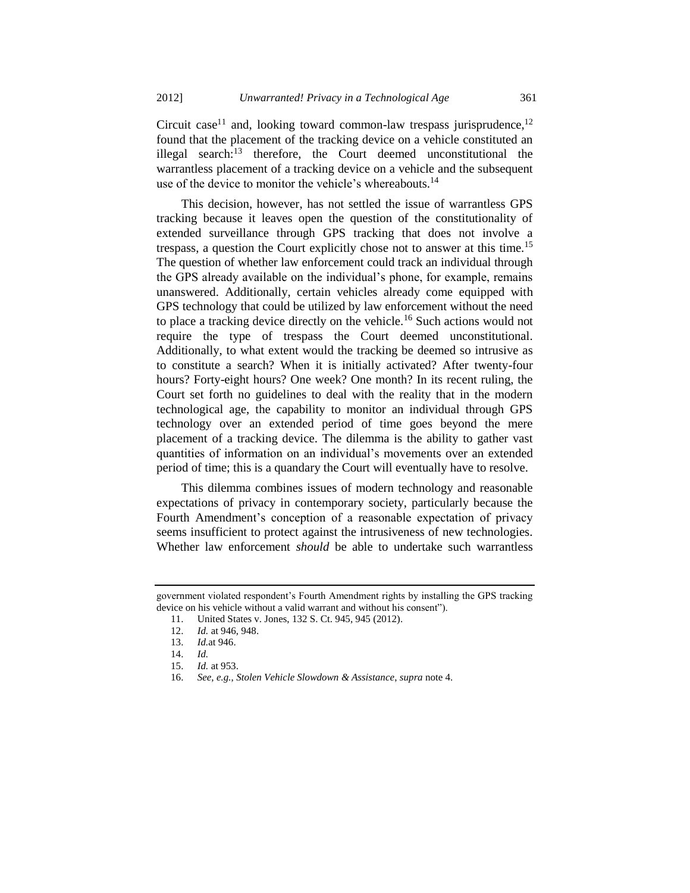Circuit case[11] and, looking toward common-law trespass jurisprudence,[12] found that the placement of the tracking device on a vehicle constituted an illegal search:[13] therefore, the Court deemed unconstitutional the warrantless placement of a tracking device on a vehicle and the subsequent use of the device to monitor the vehicle's whereabouts.[14]

This decision, however, has not settled the issue of warrantless GPS tracking because it leaves open the question of the constitutionality of extended surveillance through GPS tracking that does not involve a trespass, a question the Court explicitly chose not to answer at this time.[15] The question of whether law enforcement could track an individual through the GPS already available on the individual's phone, for example, remains unanswered. Additionally, certain vehicles already come equipped with GPS technology that could be utilized by law enforcement without the need to place a tracking device directly on the vehicle.[16] Such actions would not require the type of trespass the Court deemed unconstitutional. Additionally, to what extent would the tracking be deemed so intrusive as to constitute a search? When it is initially activated? After twenty-four hours? Forty-eight hours? One week? One month? In its recent ruling, the Court set forth no guidelines to deal with the reality that in the modern technological age, the capability to monitor an individual through GPS technology over an extended period of time goes beyond the mere placement of a tracking device. The dilemma is the ability to gather vast quantities of information on an individual's movements over an extended period of time; this is a quandary the Court will eventually have to resolve.

This dilemma combines issues of modern technology and reasonable expectations of privacy in contemporary society, particularly because the Fourth Amendment's conception of a reasonable expectation of privacy seems insufficient to protect against the intrusiveness of new technologies. Whether law enforcement *should* be able to undertake such warrantless

---

government violated respondent's Fourth Amendment rights by installing the GPS tracking device on his vehicle without a valid warrant and without his consent").

11. United States v. Jones, 132 S. Ct. 945, 945 (2012).
12. *Id.* at 946, 948.
13. *Id.*at 946.
14. *Id.*
15. *Id.* at 953.
16. *See, e.g.*, *Stolen Vehicle Slowdown & Assistance*, *supra* note 4.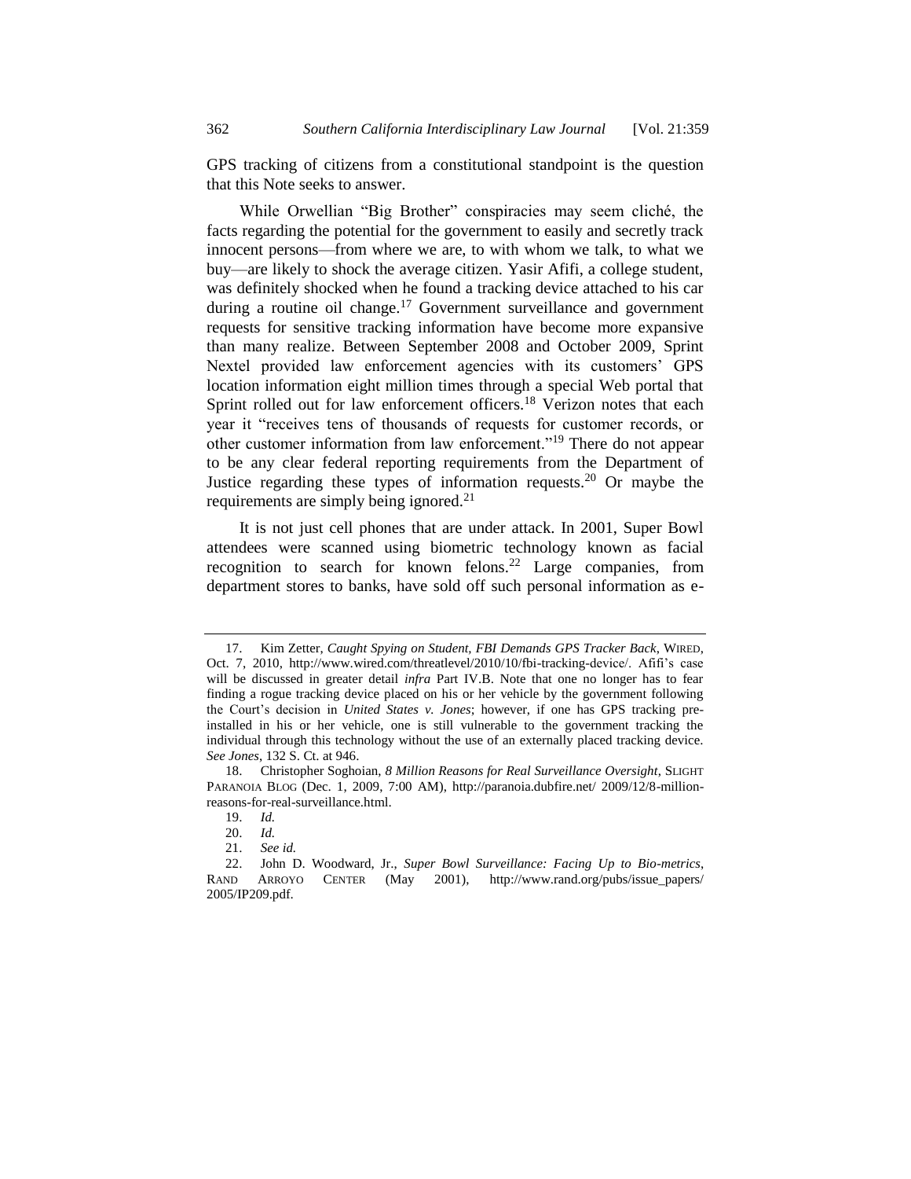GPS tracking of citizens from a constitutional standpoint is the question that this Note seeks to answer.

While Orwellian "Big Brother" conspiracies may seem cliché, the facts regarding the potential for the government to easily and secretly track innocent persons—from where we are, to with whom we talk, to what we buy—are likely to shock the average citizen. Yasir Afifi, a college student, was definitely shocked when he found a tracking device attached to his car during a routine oil change.[17] Government surveillance and government requests for sensitive tracking information have become more expansive than many realize. Between September 2008 and October 2009, Sprint Nextel provided law enforcement agencies with its customers' GPS location information eight million times through a special Web portal that Sprint rolled out for law enforcement officers.[18] Verizon notes that each year it "receives tens of thousands of requests for customer records, or other customer information from law enforcement."[19] There do not appear to be any clear federal reporting requirements from the Department of Justice regarding these types of information requests.[20] Or maybe the requirements are simply being ignored.[21]

It is not just cell phones that are under attack. In 2001, Super Bowl attendees were scanned using biometric technology known as facial recognition to search for known felons.[22] Large companies, from department stores to banks, have sold off such personal information as e-

---

17. Kim Zetter, *Caught Spying on Student, FBI Demands GPS Tracker Back*, WIRED, Oct. 7, 2010, http://www.wired.com/threatlevel/2010/10/fbi-tracking-device/. Afifi's case will be discussed in greater detail *infra* Part IV.B. Note that one no longer has to fear finding a rogue tracking device placed on his or her vehicle by the government following the Court's decision in *United States v. Jones*; however, if one has GPS tracking pre-installed in his or her vehicle, one is still vulnerable to the government tracking the individual through this technology without the use of an externally placed tracking device. *See Jones*, 132 S. Ct. at 946.

18. Christopher Soghoian, *8 Million Reasons for Real Surveillance Oversight*, SLIGHT PARANOIA BLOG (Dec. 1, 2009, 7:00 AM), http://paranoia.dubfire.net/ 2009/12/8-million-reasons-for-real-surveillance.html.

19. *Id.*

20. *Id.*

21. *See id.*

22. John D. Woodward, Jr., *Super Bowl Surveillance: Facing Up to Bio-metrics*, RAND ARROYO CENTER (May 2001), http://www.rand.org/pubs/issue_papers/ 2005/IP209.pdf.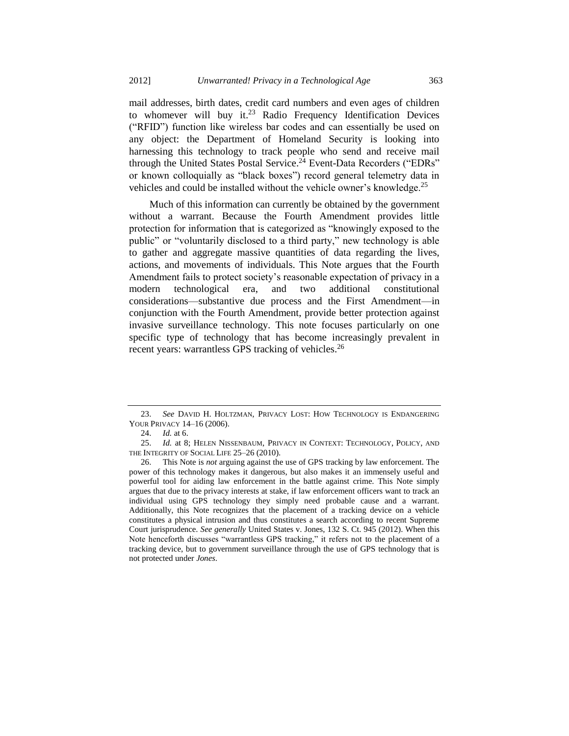mail addresses, birth dates, credit card numbers and even ages of children to whomever will buy it.[23] Radio Frequency Identification Devices ("RFID") function like wireless bar codes and can essentially be used on any object: the Department of Homeland Security is looking into harnessing this technology to track people who send and receive mail through the United States Postal Service.[24] Event-Data Recorders ("EDRs" or known colloquially as "black boxes") record general telemetry data in vehicles and could be installed without the vehicle owner's knowledge.[25]

Much of this information can currently be obtained by the government without a warrant. Because the Fourth Amendment provides little protection for information that is categorized as "knowingly exposed to the public" or "voluntarily disclosed to a third party," new technology is able to gather and aggregate massive quantities of data regarding the lives, actions, and movements of individuals. This Note argues that the Fourth Amendment fails to protect society's reasonable expectation of privacy in a modern technological era, and two additional constitutional considerations—substantive due process and the First Amendment—in conjunction with the Fourth Amendment, provide better protection against invasive surveillance technology. This note focuses particularly on one specific type of technology that has become increasingly prevalent in recent years: warrantless GPS tracking of vehicles.[26]

---

23. *See* DAVID H. HOLTZMAN, PRIVACY LOST: HOW TECHNOLOGY IS ENDANGERING YOUR PRIVACY 14–16 (2006).

24. *Id.* at 6.

25. *Id.* at 8; HELEN NISSENBAUM, PRIVACY IN CONTEXT: TECHNOLOGY, POLICY, AND THE INTEGRITY OF SOCIAL LIFE 25–26 (2010).

26. This Note is *not* arguing against the use of GPS tracking by law enforcement. The power of this technology makes it dangerous, but also makes it an immensely useful and powerful tool for aiding law enforcement in the battle against crime. This Note simply argues that due to the privacy interests at stake, if law enforcement officers want to track an individual using GPS technology they simply need probable cause and a warrant. Additionally, this Note recognizes that the placement of a tracking device on a vehicle constitutes a physical intrusion and thus constitutes a search according to recent Supreme Court jurisprudence. *See generally* United States v. Jones, 132 S. Ct. 945 (2012). When this Note henceforth discusses "warrantless GPS tracking," it refers not to the placement of a tracking device, but to government surveillance through the use of GPS technology that is not protected under *Jones*.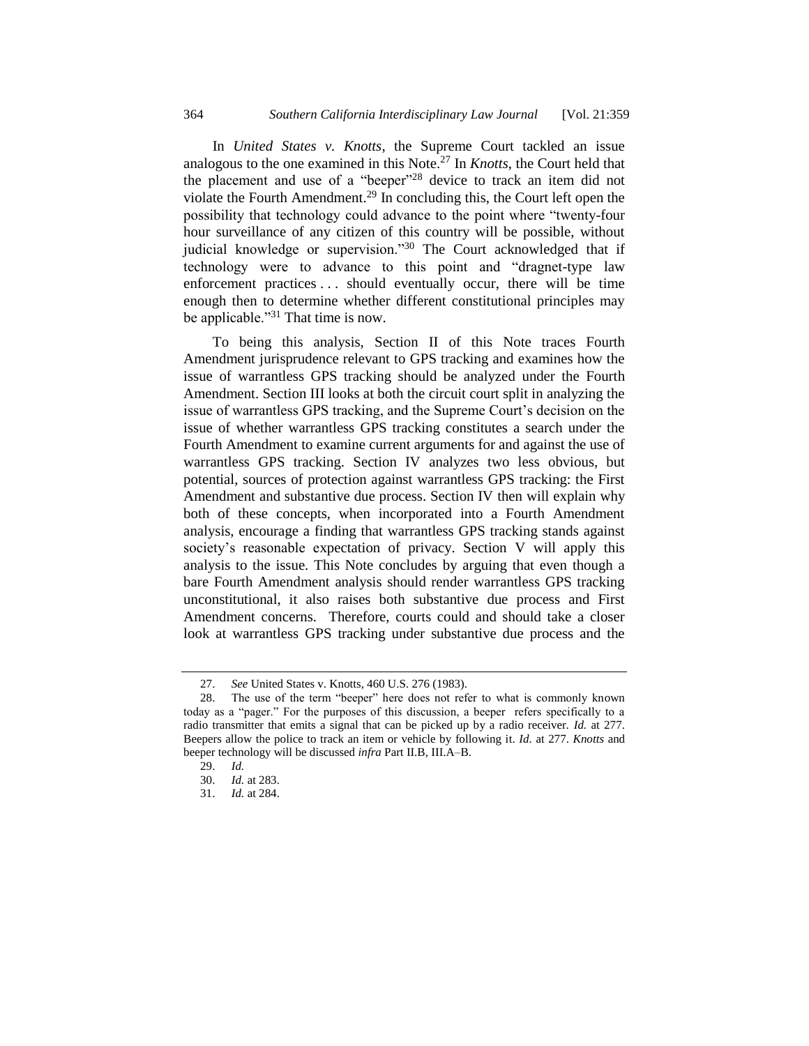In *United States v. Knotts*, the Supreme Court tackled an issue analogous to the one examined in this Note.[27] In *Knotts*, the Court held that the placement and use of a "beeper"[28] device to track an item did not violate the Fourth Amendment.[29] In concluding this, the Court left open the possibility that technology could advance to the point where "twenty-four hour surveillance of any citizen of this country will be possible, without judicial knowledge or supervision."[30] The Court acknowledged that if technology were to advance to this point and "dragnet-type law enforcement practices . . . should eventually occur, there will be time enough then to determine whether different constitutional principles may be applicable."[31] That time is now.

To being this analysis, Section II of this Note traces Fourth Amendment jurisprudence relevant to GPS tracking and examines how the issue of warrantless GPS tracking should be analyzed under the Fourth Amendment. Section III looks at both the circuit court split in analyzing the issue of warrantless GPS tracking, and the Supreme Court's decision on the issue of whether warrantless GPS tracking constitutes a search under the Fourth Amendment to examine current arguments for and against the use of warrantless GPS tracking. Section IV analyzes two less obvious, but potential, sources of protection against warrantless GPS tracking: the First Amendment and substantive due process. Section IV then will explain why both of these concepts, when incorporated into a Fourth Amendment analysis, encourage a finding that warrantless GPS tracking stands against society's reasonable expectation of privacy. Section V will apply this analysis to the issue. This Note concludes by arguing that even though a bare Fourth Amendment analysis should render warrantless GPS tracking unconstitutional, it also raises both substantive due process and First Amendment concerns. Therefore, courts could and should take a closer look at warrantless GPS tracking under substantive due process and the

---

27. *See* United States v. Knotts, 460 U.S. 276 (1983).

28. The use of the term "beeper" here does not refer to what is commonly known today as a "pager." For the purposes of this discussion, a beeper refers specifically to a radio transmitter that emits a signal that can be picked up by a radio receiver. *Id.* at 277. Beepers allow the police to track an item or vehicle by following it. *Id.* at 277. *Knotts* and beeper technology will be discussed *infra* Part II.B, III.A–B.

29. *Id.*

30. *Id.* at 283.

31. *Id.* at 284.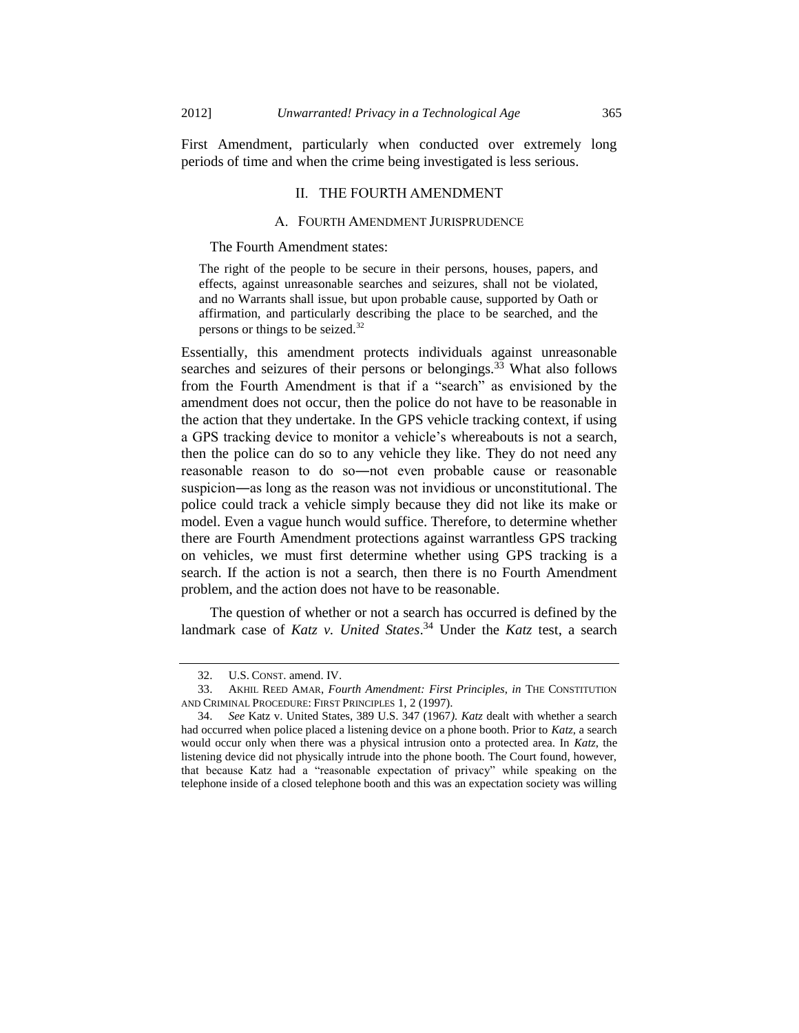First Amendment, particularly when conducted over extremely long periods of time and when the crime being investigated is less serious.

## II. THE FOURTH AMENDMENT

### A. FOURTH AMENDMENT JURISPRUDENCE

The Fourth Amendment states:

> The right of the people to be secure in their persons, houses, papers, and effects, against unreasonable searches and seizures, shall not be violated, and no Warrants shall issue, but upon probable cause, supported by Oath or affirmation, and particularly describing the place to be searched, and the persons or things to be seized.[32]

Essentially, this amendment protects individuals against unreasonable searches and seizures of their persons or belongings.[33] What also follows from the Fourth Amendment is that if a "search" as envisioned by the amendment does not occur, then the police do not have to be reasonable in the action that they undertake. In the GPS vehicle tracking context, if using a GPS tracking device to monitor a vehicle's whereabouts is not a search, then the police can do so to any vehicle they like. They do not need any reasonable reason to do so―not even probable cause or reasonable suspicion―as long as the reason was not invidious or unconstitutional. The police could track a vehicle simply because they did not like its make or model. Even a vague hunch would suffice. Therefore, to determine whether there are Fourth Amendment protections against warrantless GPS tracking on vehicles, we must first determine whether using GPS tracking is a search. If the action is not a search, then there is no Fourth Amendment problem, and the action does not have to be reasonable.

The question of whether or not a search has occurred is defined by the landmark case of *Katz v. United States*.[34] Under the *Katz* test, a search

---

32. U.S. CONST. amend. IV.

33. AKHIL REED AMAR, *Fourth Amendment: First Principles*, *in* THE CONSTITUTION AND CRIMINAL PROCEDURE: FIRST PRINCIPLES 1, 2 (1997).

34. *See* Katz v. United States, 389 U.S. 347 (1967). *Katz* dealt with whether a search had occurred when police placed a listening device on a phone booth. Prior to *Katz*, a search would occur only when there was a physical intrusion onto a protected area. In *Katz*, the listening device did not physically intrude into the phone booth. The Court found, however, that because Katz had a "reasonable expectation of privacy" while speaking on the telephone inside of a closed telephone booth and this was an expectation society was willing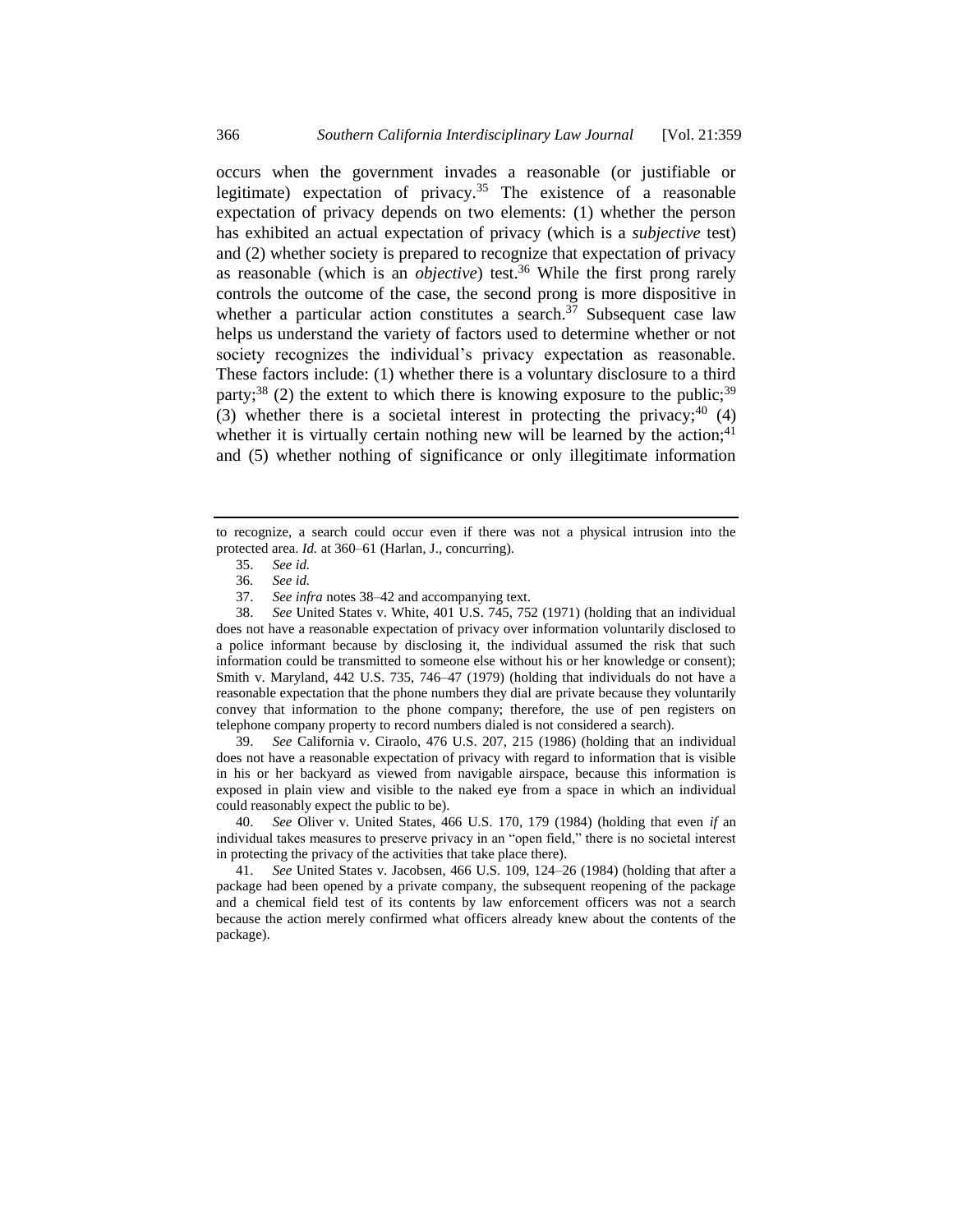occurs when the government invades a reasonable (or justifiable or legitimate) expectation of privacy.[35] The existence of a reasonable expectation of privacy depends on two elements: (1) whether the person has exhibited an actual expectation of privacy (which is a *subjective* test) and (2) whether society is prepared to recognize that expectation of privacy as reasonable (which is an *objective*) test.[36] While the first prong rarely controls the outcome of the case, the second prong is more dispositive in whether a particular action constitutes a search.[37] Subsequent case law helps us understand the variety of factors used to determine whether or not society recognizes the individual's privacy expectation as reasonable. These factors include: (1) whether there is a voluntary disclosure to a third party;[38] (2) the extent to which there is knowing exposure to the public;[39] (3) whether there is a societal interest in protecting the privacy;[40] (4) whether it is virtually certain nothing new will be learned by the action;[41] and (5) whether nothing of significance or only illegitimate information

---

to recognize, a search could occur even if there was not a physical intrusion into the protected area. *Id.* at 360–61 (Harlan, J., concurring).

35. *See id.*

36. *See id.*

37. *See infra* notes 38–42 and accompanying text.

38. *See* United States v. White, 401 U.S. 745, 752 (1971) (holding that an individual does not have a reasonable expectation of privacy over information voluntarily disclosed to a police informant because by disclosing it, the individual assumed the risk that such information could be transmitted to someone else without his or her knowledge or consent); Smith v. Maryland, 442 U.S. 735, 746–47 (1979) (holding that individuals do not have a reasonable expectation that the phone numbers they dial are private because they voluntarily convey that information to the phone company; therefore, the use of pen registers on telephone company property to record numbers dialed is not considered a search).

39. *See* California v. Ciraolo, 476 U.S. 207, 215 (1986) (holding that an individual does not have a reasonable expectation of privacy with regard to information that is visible in his or her backyard as viewed from navigable airspace, because this information is exposed in plain view and visible to the naked eye from a space in which an individual could reasonably expect the public to be).

40. *See* Oliver v. United States, 466 U.S. 170, 179 (1984) (holding that even *if* an individual takes measures to preserve privacy in an "open field," there is no societal interest in protecting the privacy of the activities that take place there).

41. *See* United States v. Jacobsen, 466 U.S. 109, 124–26 (1984) (holding that after a package had been opened by a private company, the subsequent reopening of the package and a chemical field test of its contents by law enforcement officers was not a search because the action merely confirmed what officers already knew about the contents of the package).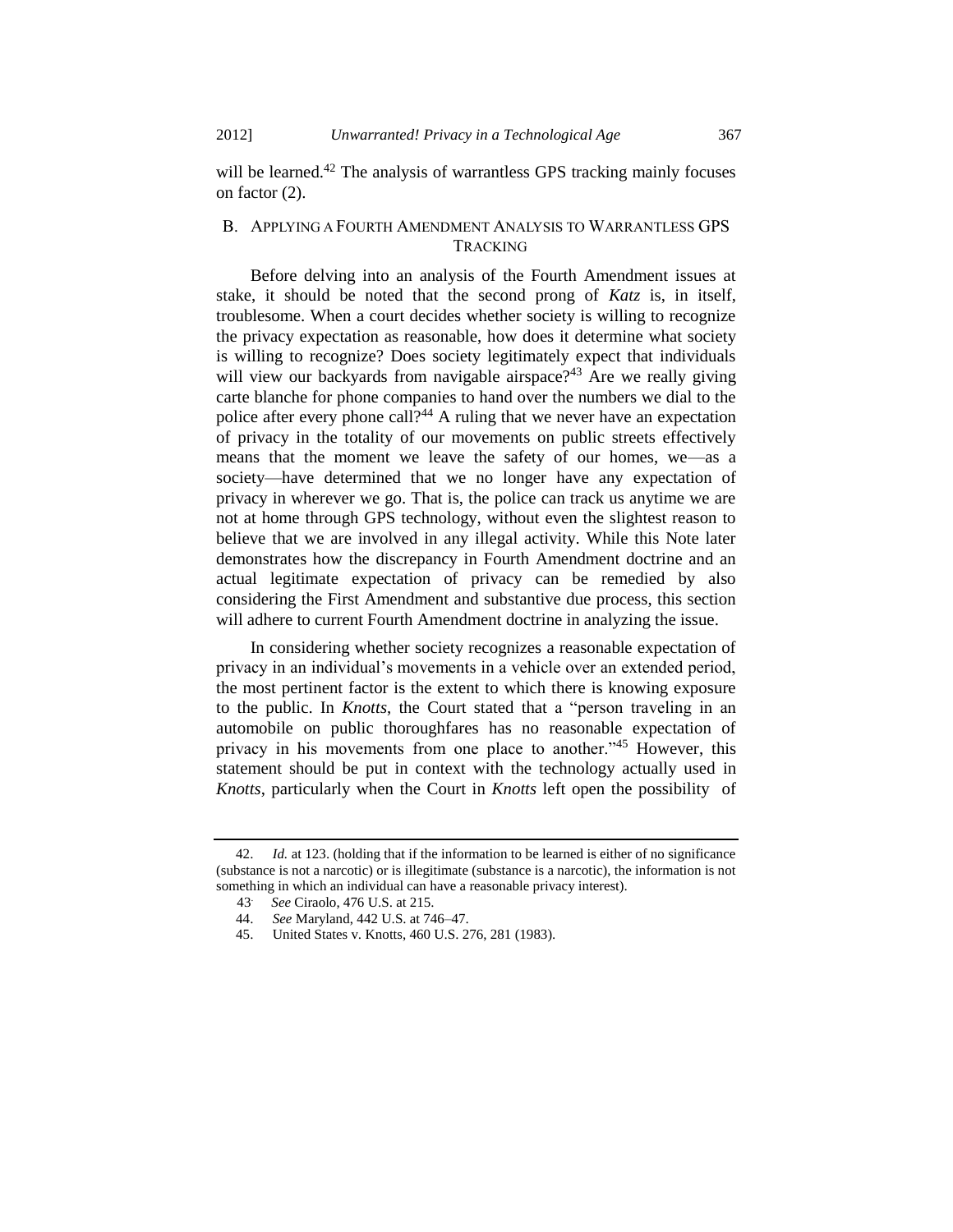will be learned.[42] The analysis of warrantless GPS tracking mainly focuses on factor (2).

### B. APPLYING A FOURTH AMENDMENT ANALYSIS TO WARRANTLESS GPS TRACKING

Before delving into an analysis of the Fourth Amendment issues at stake, it should be noted that the second prong of *Katz* is, in itself, troublesome. When a court decides whether society is willing to recognize the privacy expectation as reasonable, how does it determine what society is willing to recognize? Does society legitimately expect that individuals will view our backyards from navigable airspace?[43] Are we really giving carte blanche for phone companies to hand over the numbers we dial to the police after every phone call?[44] A ruling that we never have an expectation of privacy in the totality of our movements on public streets effectively means that the moment we leave the safety of our homes, we—as a society—have determined that we no longer have any expectation of privacy in wherever we go. That is, the police can track us anytime we are not at home through GPS technology, without even the slightest reason to believe that we are involved in any illegal activity. While this Note later demonstrates how the discrepancy in Fourth Amendment doctrine and an actual legitimate expectation of privacy can be remedied by also considering the First Amendment and substantive due process, this section will adhere to current Fourth Amendment doctrine in analyzing the issue.

In considering whether society recognizes a reasonable expectation of privacy in an individual's movements in a vehicle over an extended period, the most pertinent factor is the extent to which there is knowing exposure to the public. In *Knotts*, the Court stated that a "person traveling in an automobile on public thoroughfares has no reasonable expectation of privacy in his movements from one place to another."[45] However, this statement should be put in context with the technology actually used in *Knotts*, particularly when the Court in *Knotts* left open the possibility of

---

42. *Id.* at 123. (holding that if the information to be learned is either of no significance (substance is not a narcotic) or is illegitimate (substance is a narcotic), the information is not something in which an individual can have a reasonable privacy interest).

43. *See* Ciraolo, 476 U.S. at 215.

44. *See* Maryland, 442 U.S. at 746–47.

45. United States v. Knotts, 460 U.S. 276, 281 (1983).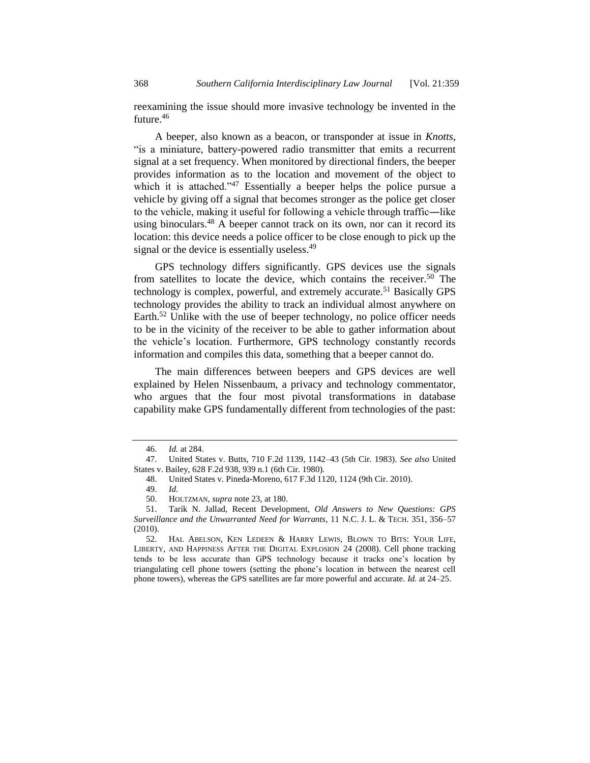reexamining the issue should more invasive technology be invented in the future.[46]

A beeper, also known as a beacon, or transponder at issue in *Knotts*, "is a miniature, battery-powered radio transmitter that emits a recurrent signal at a set frequency. When monitored by directional finders, the beeper provides information as to the location and movement of the object to which it is attached."[47] Essentially a beeper helps the police pursue a vehicle by giving off a signal that becomes stronger as the police get closer to the vehicle, making it useful for following a vehicle through traffic―like using binoculars.[48] A beeper cannot track on its own, nor can it record its location: this device needs a police officer to be close enough to pick up the signal or the device is essentially useless.[49]

GPS technology differs significantly. GPS devices use the signals from satellites to locate the device, which contains the receiver.[50] The technology is complex, powerful, and extremely accurate.[51] Basically GPS technology provides the ability to track an individual almost anywhere on Earth.[52] Unlike with the use of beeper technology, no police officer needs to be in the vicinity of the receiver to be able to gather information about the vehicle's location. Furthermore, GPS technology constantly records information and compiles this data, something that a beeper cannot do.

The main differences between beepers and GPS devices are well explained by Helen Nissenbaum, a privacy and technology commentator, who argues that the four most pivotal transformations in database capability make GPS fundamentally different from technologies of the past:

---

46. *Id.* at 284.

47. United States v. Butts, 710 F.2d 1139, 1142–43 (5th Cir. 1983). *See also* United States v. Bailey, 628 F.2d 938, 939 n.1 (6th Cir. 1980).

48. United States v. Pineda-Moreno, 617 F.3d 1120, 1124 (9th Cir. 2010).

49. *Id.*

50. HOLTZMAN, *supra* note 23, at 180.

51. Tarik N. Jallad, Recent Development, *Old Answers to New Questions: GPS Surveillance and the Unwarranted Need for Warrants*, 11 N.C. J. L. & TECH. 351, 356–57 (2010).

52. HAL ABELSON, KEN LEDEEN & HARRY LEWIS, BLOWN TO BITS: YOUR LIFE, LIBERTY, AND HAPPINESS AFTER THE DIGITAL EXPLOSION 24 (2008). Cell phone tracking tends to be less accurate than GPS technology because it tracks one's location by triangulating cell phone towers (setting the phone's location in between the nearest cell phone towers), whereas the GPS satellites are far more powerful and accurate. *Id.* at 24–25.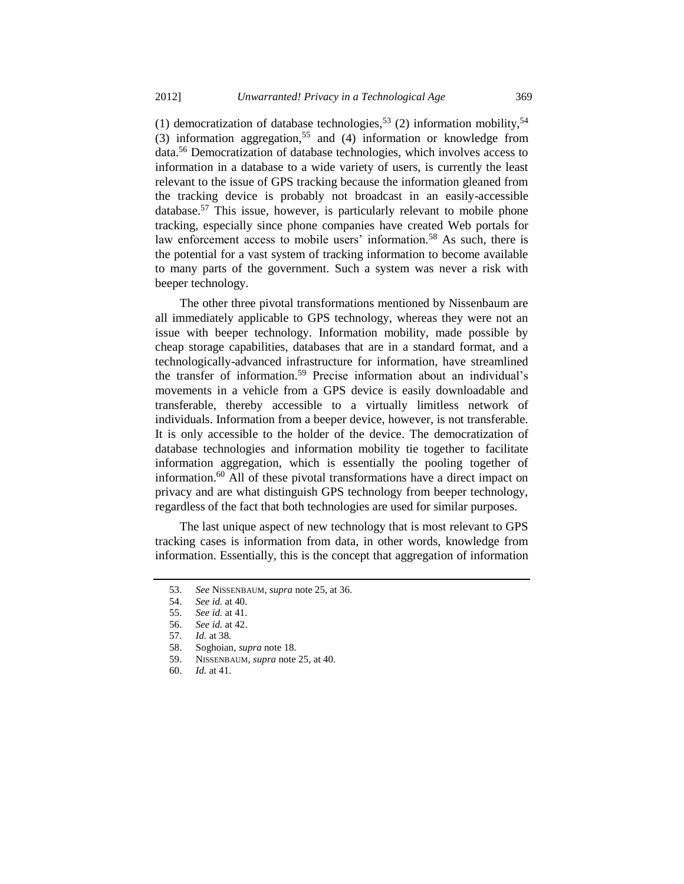(1) democratization of database technologies,[53] (2) information mobility,[54] (3) information aggregation,[55] and (4) information or knowledge from data.[56] Democratization of database technologies, which involves access to information in a database to a wide variety of users, is currently the least relevant to the issue of GPS tracking because the information gleaned from the tracking device is probably not broadcast in an easily-accessible database.[57] This issue, however, is particularly relevant to mobile phone tracking, especially since phone companies have created Web portals for law enforcement access to mobile users' information.[58] As such, there is the potential for a vast system of tracking information to become available to many parts of the government. Such a system was never a risk with beeper technology.

The other three pivotal transformations mentioned by Nissenbaum are all immediately applicable to GPS technology, whereas they were not an issue with beeper technology. Information mobility, made possible by cheap storage capabilities, databases that are in a standard format, and a technologically-advanced infrastructure for information, have streamlined the transfer of information.[59] Precise information about an individual's movements in a vehicle from a GPS device is easily downloadable and transferable, thereby accessible to a virtually limitless network of individuals. Information from a beeper device, however, is not transferable. It is only accessible to the holder of the device. The democratization of database technologies and information mobility tie together to facilitate information aggregation, which is essentially the pooling together of information.[60] All of these pivotal transformations have a direct impact on privacy and are what distinguish GPS technology from beeper technology, regardless of the fact that both technologies are used for similar purposes.

The last unique aspect of new technology that is most relevant to GPS tracking cases is information from data, in other words, knowledge from information. Essentially, this is the concept that aggregation of information

---

53. *See* NISSENBAUM, *supra* note 25, at 36.
54. *See id.* at 40.
55. *See id.* at 41.
56. *See id.* at 42.
57. *Id.* at 38.
58. Soghoian, *supra* note 18.
59. NISSENBAUM, *supra* note 25, at 40.
60. *Id.* at 41.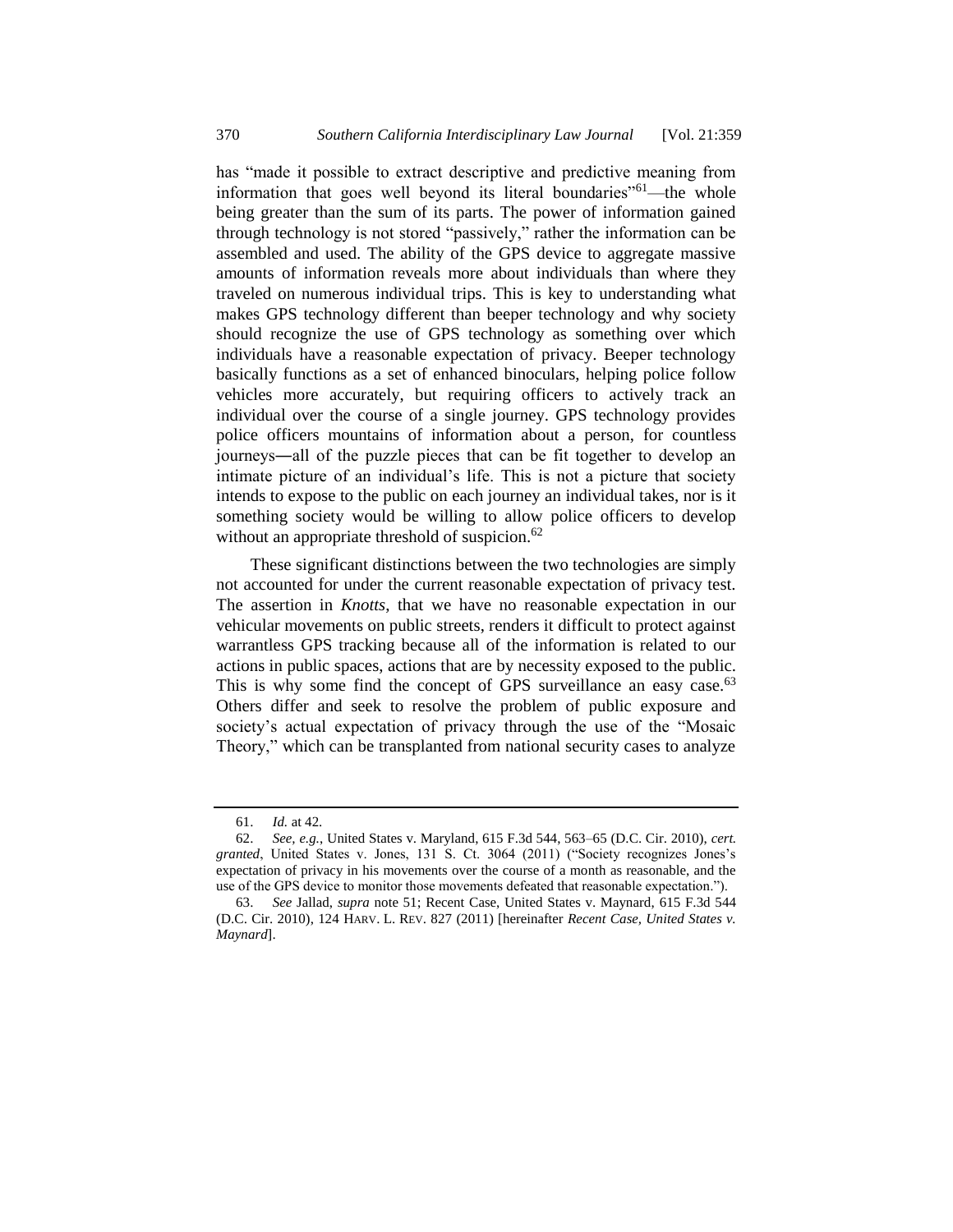has "made it possible to extract descriptive and predictive meaning from information that goes well beyond its literal boundaries"[61]—the whole being greater than the sum of its parts. The power of information gained through technology is not stored "passively," rather the information can be assembled and used. The ability of the GPS device to aggregate massive amounts of information reveals more about individuals than where they traveled on numerous individual trips. This is key to understanding what makes GPS technology different than beeper technology and why society should recognize the use of GPS technology as something over which individuals have a reasonable expectation of privacy. Beeper technology basically functions as a set of enhanced binoculars, helping police follow vehicles more accurately, but requiring officers to actively track an individual over the course of a single journey. GPS technology provides police officers mountains of information about a person, for countless journeys―all of the puzzle pieces that can be fit together to develop an intimate picture of an individual's life. This is not a picture that society intends to expose to the public on each journey an individual takes, nor is it something society would be willing to allow police officers to develop without an appropriate threshold of suspicion.[62]

These significant distinctions between the two technologies are simply not accounted for under the current reasonable expectation of privacy test. The assertion in *Knotts*, that we have no reasonable expectation in our vehicular movements on public streets, renders it difficult to protect against warrantless GPS tracking because all of the information is related to our actions in public spaces, actions that are by necessity exposed to the public. This is why some find the concept of GPS surveillance an easy case.[63] Others differ and seek to resolve the problem of public exposure and society's actual expectation of privacy through the use of the "Mosaic Theory," which can be transplanted from national security cases to analyze

---

61. *Id.* at 42.

62. *See, e.g.*, United States v. Maryland, 615 F.3d 544, 563–65 (D.C. Cir. 2010), *cert. granted*, United States v. Jones, 131 S. Ct. 3064 (2011) ("Society recognizes Jones's expectation of privacy in his movements over the course of a month as reasonable, and the use of the GPS device to monitor those movements defeated that reasonable expectation.").

63. *See* Jallad, *supra* note 51; Recent Case, United States v. Maynard, 615 F.3d 544 (D.C. Cir. 2010), 124 HARV. L. REV. 827 (2011) [hereinafter *Recent Case, United States v. Maynard*].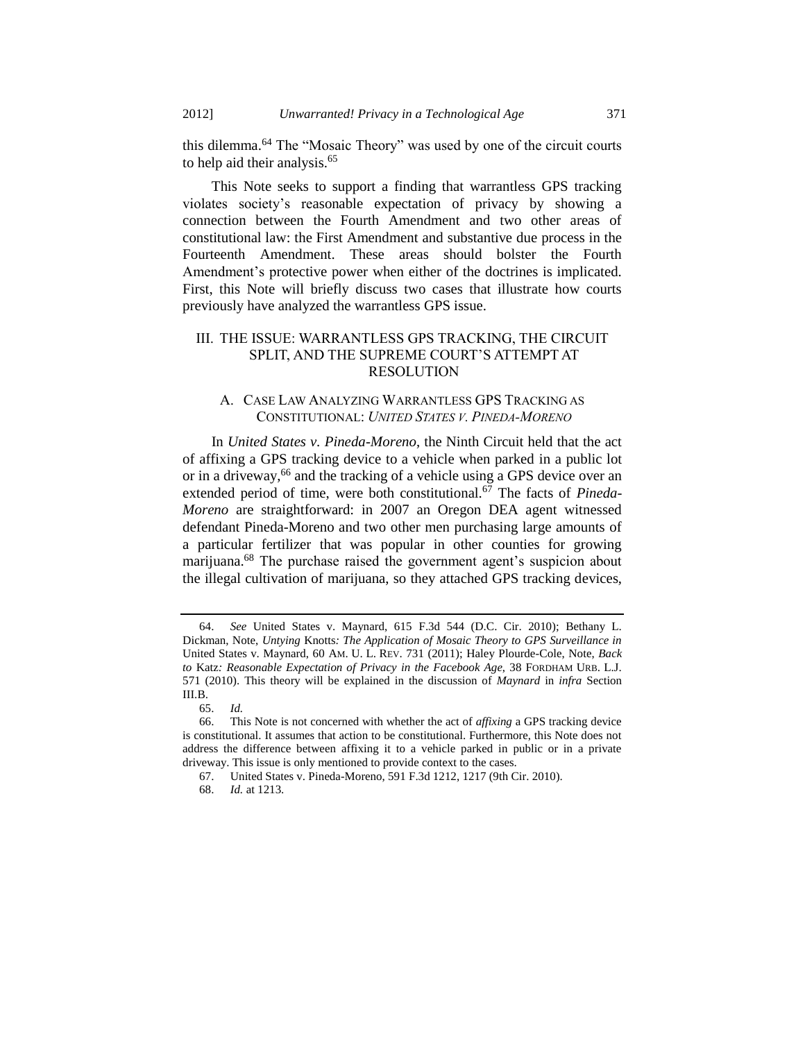this dilemma.[64] The "Mosaic Theory" was used by one of the circuit courts to help aid their analysis.[65]

This Note seeks to support a finding that warrantless GPS tracking violates society's reasonable expectation of privacy by showing a connection between the Fourth Amendment and two other areas of constitutional law: the First Amendment and substantive due process in the Fourteenth Amendment. These areas should bolster the Fourth Amendment's protective power when either of the doctrines is implicated. First, this Note will briefly discuss two cases that illustrate how courts previously have analyzed the warrantless GPS issue.

## III. THE ISSUE: WARRANTLESS GPS TRACKING, THE CIRCUIT SPLIT, AND THE SUPREME COURT'S ATTEMPT AT RESOLUTION

### A. CASE LAW ANALYZING WARRANTLESS GPS TRACKING AS CONSTITUTIONAL: *UNITED STATES V. PINEDA-MORENO*

In *United States v. Pineda-Moreno*, the Ninth Circuit held that the act of affixing a GPS tracking device to a vehicle when parked in a public lot or in a driveway,[66] and the tracking of a vehicle using a GPS device over an extended period of time, were both constitutional.[67] The facts of *Pineda-Moreno* are straightforward: in 2007 an Oregon DEA agent witnessed defendant Pineda-Moreno and two other men purchasing large amounts of a particular fertilizer that was popular in other counties for growing marijuana.[68] The purchase raised the government agent's suspicion about the illegal cultivation of marijuana, so they attached GPS tracking devices,

---

64. *See* United States v. Maynard, 615 F.3d 544 (D.C. Cir. 2010); Bethany L. Dickman, Note, *Untying* Knotts*: The Application of Mosaic Theory to GPS Surveillance in* United States v. Maynard, 60 AM. U. L. REV. 731 (2011); Haley Plourde-Cole, Note, *Back to* Katz*: Reasonable Expectation of Privacy in the Facebook Age*, 38 FORDHAM URB. L.J. 571 (2010). This theory will be explained in the discussion of *Maynard* in *infra* Section III.B.

65. *Id.*

66. This Note is not concerned with whether the act of *affixing* a GPS tracking device is constitutional. It assumes that action to be constitutional. Furthermore, this Note does not address the difference between affixing it to a vehicle parked in public or in a private driveway. This issue is only mentioned to provide context to the cases.

67. United States v. Pineda-Moreno, 591 F.3d 1212, 1217 (9th Cir. 2010).

68. *Id.* at 1213.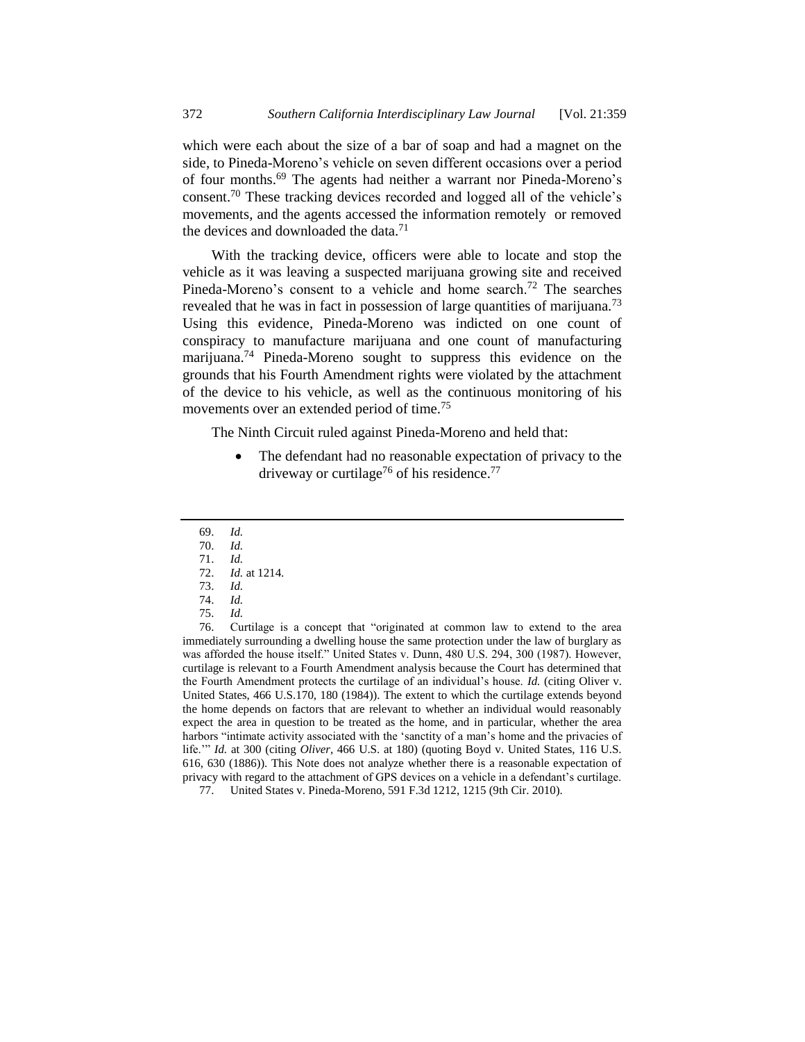which were each about the size of a bar of soap and had a magnet on the side, to Pineda-Moreno's vehicle on seven different occasions over a period of four months.[69] The agents had neither a warrant nor Pineda-Moreno's consent.[70] These tracking devices recorded and logged all of the vehicle's movements, and the agents accessed the information remotely or removed the devices and downloaded the data.[71]

With the tracking device, officers were able to locate and stop the vehicle as it was leaving a suspected marijuana growing site and received Pineda-Moreno's consent to a vehicle and home search.[72] The searches revealed that he was in fact in possession of large quantities of marijuana.[73] Using this evidence, Pineda-Moreno was indicted on one count of conspiracy to manufacture marijuana and one count of manufacturing marijuana.[74] Pineda-Moreno sought to suppress this evidence on the grounds that his Fourth Amendment rights were violated by the attachment of the device to his vehicle, as well as the continuous monitoring of his movements over an extended period of time.[75]

The Ninth Circuit ruled against Pineda-Moreno and held that:

- The defendant had no reasonable expectation of privacy to the driveway or curtilage[76] of his residence.[77]

---

69. *Id.*
70. *Id.*
71. *Id.*
72. *Id.* at 1214.
73. *Id.*
74. *Id.*
75. *Id.*
76. Curtilage is a concept that "originated at common law to extend to the area immediately surrounding a dwelling house the same protection under the law of burglary as was afforded the house itself." United States v. Dunn, 480 U.S. 294, 300 (1987). However, curtilage is relevant to a Fourth Amendment analysis because the Court has determined that the Fourth Amendment protects the curtilage of an individual's house. *Id.* (citing Oliver v. United States, 466 U.S.170, 180 (1984)). The extent to which the curtilage extends beyond the home depends on factors that are relevant to whether an individual would reasonably expect the area in question to be treated as the home, and in particular, whether the area harbors "intimate activity associated with the 'sanctity of a man's home and the privacies of life.'" *Id.* at 300 (citing *Oliver*, 466 U.S. at 180) (quoting Boyd v. United States, 116 U.S. 616, 630 (1886)). This Note does not analyze whether there is a reasonable expectation of privacy with regard to the attachment of GPS devices on a vehicle in a defendant's curtilage.
77. United States v. Pineda-Moreno, 591 F.3d 1212, 1215 (9th Cir. 2010).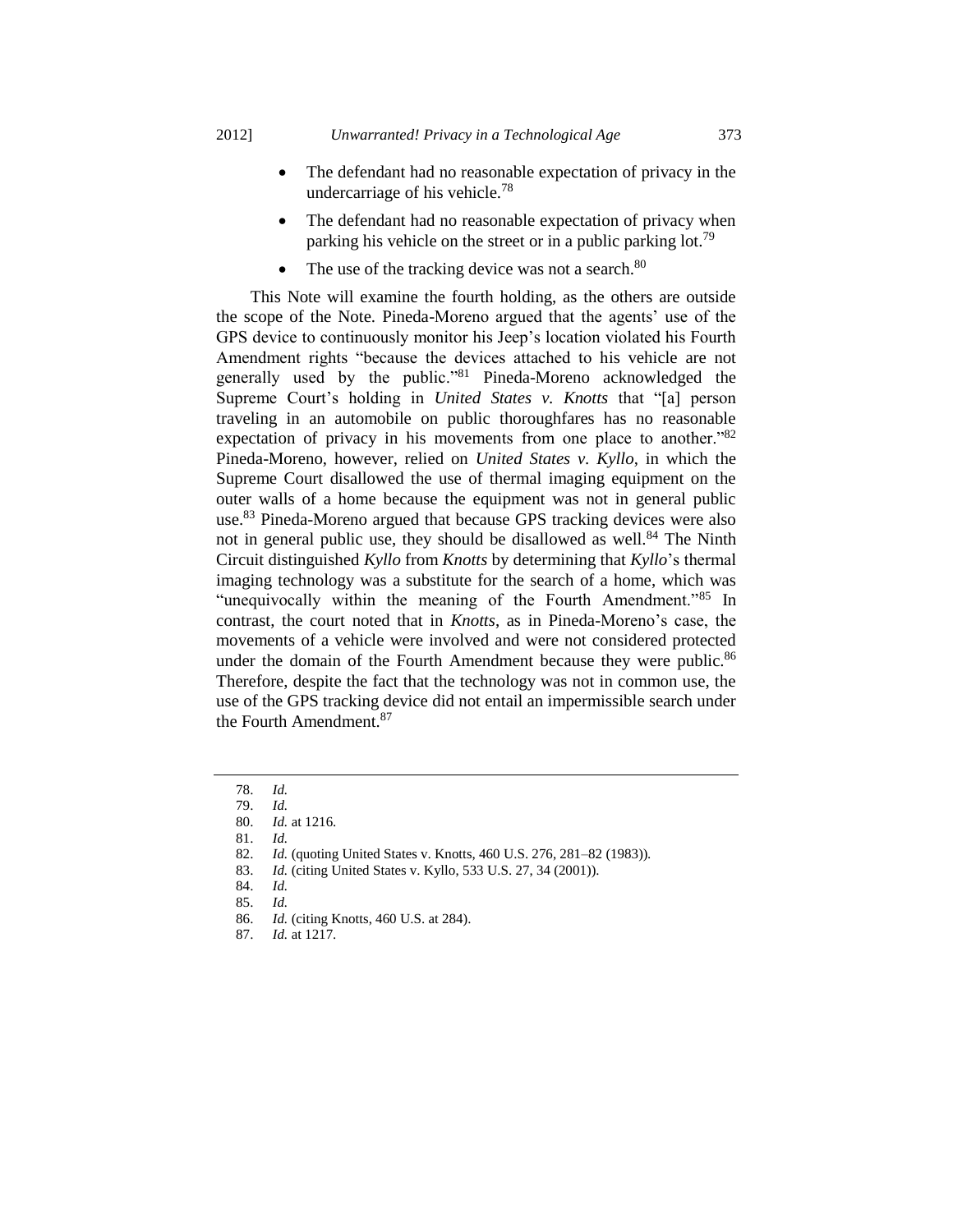- The defendant had no reasonable expectation of privacy in the undercarriage of his vehicle.[78]
- The defendant had no reasonable expectation of privacy when parking his vehicle on the street or in a public parking lot.[79]
- The use of the tracking device was not a search.[80]

This Note will examine the fourth holding, as the others are outside the scope of the Note. Pineda-Moreno argued that the agents' use of the GPS device to continuously monitor his Jeep's location violated his Fourth Amendment rights "because the devices attached to his vehicle are not generally used by the public."[81] Pineda-Moreno acknowledged the Supreme Court's holding in *United States v. Knotts* that "[a] person traveling in an automobile on public thoroughfares has no reasonable expectation of privacy in his movements from one place to another."[82] Pineda-Moreno, however, relied on *United States v. Kyllo*, in which the Supreme Court disallowed the use of thermal imaging equipment on the outer walls of a home because the equipment was not in general public use.[83] Pineda-Moreno argued that because GPS tracking devices were also not in general public use, they should be disallowed as well.[84] The Ninth Circuit distinguished *Kyllo* from *Knotts* by determining that *Kyllo*'s thermal imaging technology was a substitute for the search of a home, which was "unequivocally within the meaning of the Fourth Amendment."[85] In contrast, the court noted that in *Knotts*, as in Pineda-Moreno's case, the movements of a vehicle were involved and were not considered protected under the domain of the Fourth Amendment because they were public.[86] Therefore, despite the fact that the technology was not in common use, the use of the GPS tracking device did not entail an impermissible search under the Fourth Amendment.[87]

---

78. *Id.*
79. *Id.*
80. *Id.* at 1216.
81. *Id.*
82. *Id.* (quoting United States v. Knotts, 460 U.S. 276, 281–82 (1983)).
83. *Id.* (citing United States v. Kyllo, 533 U.S. 27, 34 (2001)).
84. *Id.*
85. *Id.*
86. *Id.* (citing Knotts, 460 U.S. at 284).
87. *Id.* at 1217.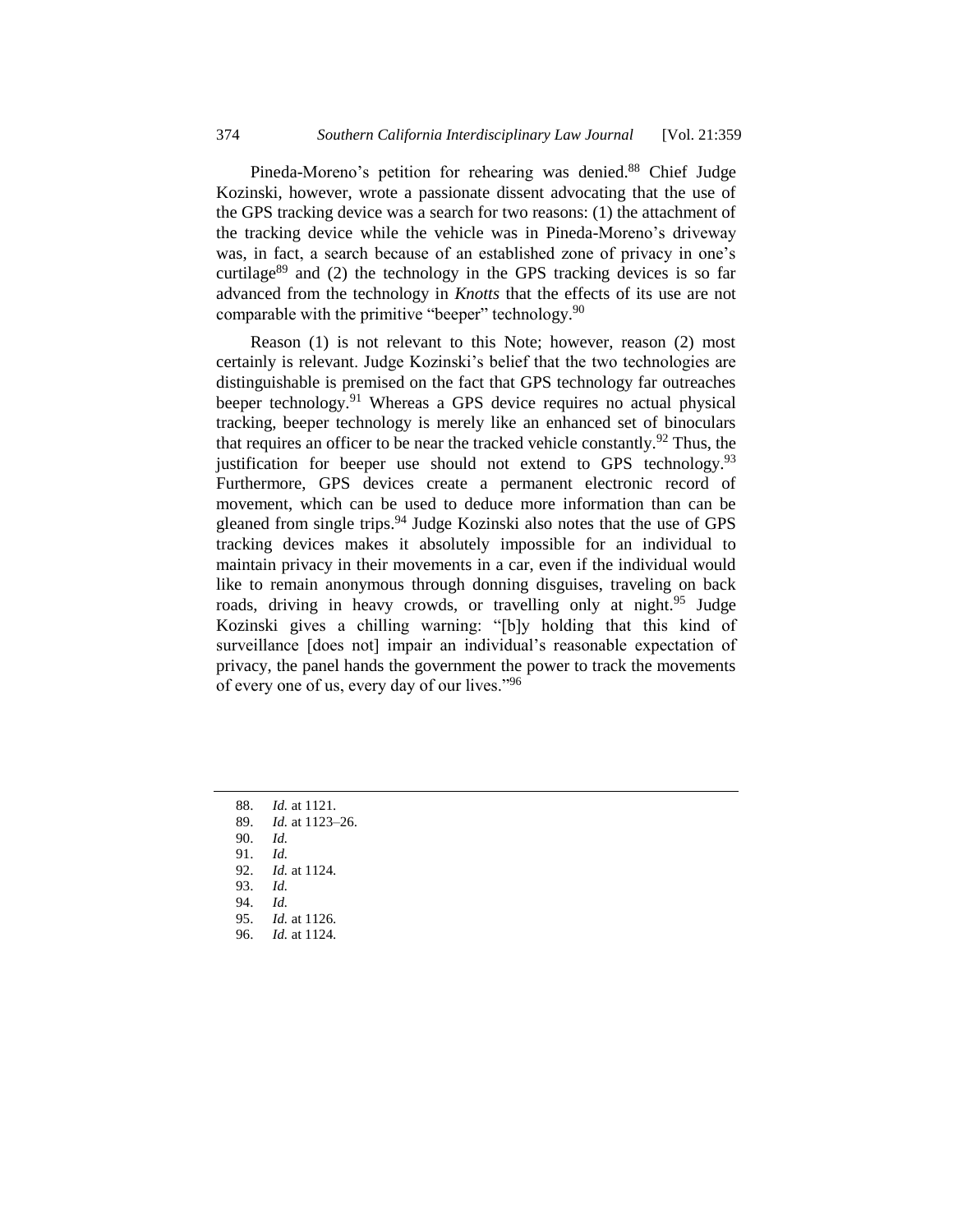Pineda-Moreno's petition for rehearing was denied.[88] Chief Judge Kozinski, however, wrote a passionate dissent advocating that the use of the GPS tracking device was a search for two reasons: (1) the attachment of the tracking device while the vehicle was in Pineda-Moreno's driveway was, in fact, a search because of an established zone of privacy in one's curtilage[89] and (2) the technology in the GPS tracking devices is so far advanced from the technology in *Knotts* that the effects of its use are not comparable with the primitive "beeper" technology.[90]

Reason (1) is not relevant to this Note; however, reason (2) most certainly is relevant. Judge Kozinski's belief that the two technologies are distinguishable is premised on the fact that GPS technology far outreaches beeper technology.[91] Whereas a GPS device requires no actual physical tracking, beeper technology is merely like an enhanced set of binoculars that requires an officer to be near the tracked vehicle constantly.[92] Thus, the justification for beeper use should not extend to GPS technology.[93] Furthermore, GPS devices create a permanent electronic record of movement, which can be used to deduce more information than can be gleaned from single trips.[94] Judge Kozinski also notes that the use of GPS tracking devices makes it absolutely impossible for an individual to maintain privacy in their movements in a car, even if the individual would like to remain anonymous through donning disguises, traveling on back roads, driving in heavy crowds, or travelling only at night.[95] Judge Kozinski gives a chilling warning: "[b]y holding that this kind of surveillance [does not] impair an individual's reasonable expectation of privacy, the panel hands the government the power to track the movements of every one of us, every day of our lives."[96]

---

88. *Id.* at 1121.
89. *Id.* at 1123–26.
90. *Id.*
91. *Id.*
92. *Id.* at 1124.
93. *Id.*
94. *Id.*
95. *Id.* at 1126.
96. *Id.* at 1124.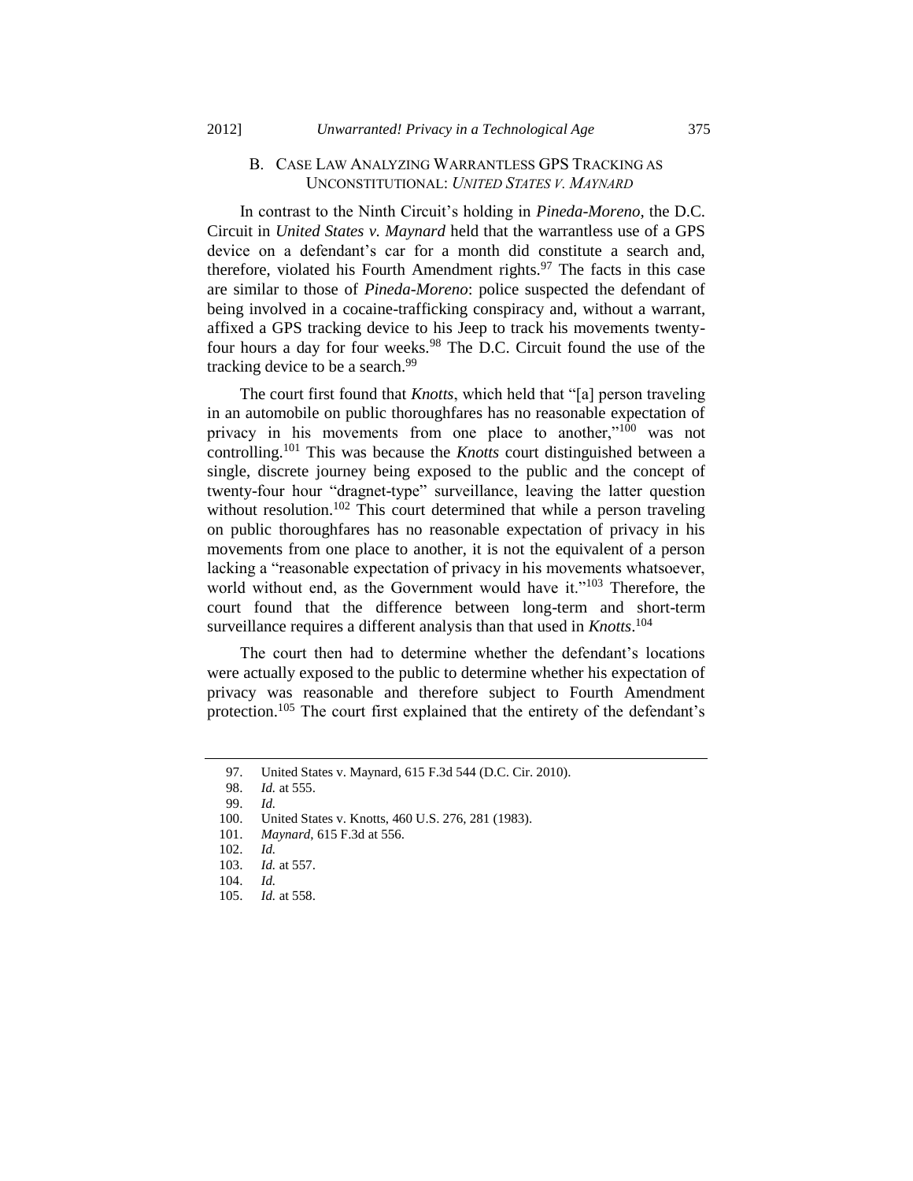### B. Case Law Analyzing Warrantless GPS Tracking as Unconstitutional: *United States v. Maynard*

In contrast to the Ninth Circuit's holding in *Pineda-Moreno*, the D.C. Circuit in *United States v. Maynard* held that the warrantless use of a GPS device on a defendant's car for a month did constitute a search and, therefore, violated his Fourth Amendment rights.[97] The facts in this case are similar to those of *Pineda-Moreno*: police suspected the defendant of being involved in a cocaine-trafficking conspiracy and, without a warrant, affixed a GPS tracking device to his Jeep to track his movements twenty-four hours a day for four weeks.[98] The D.C. Circuit found the use of the tracking device to be a search.[99]

The court first found that *Knotts*, which held that "[a] person traveling in an automobile on public thoroughfares has no reasonable expectation of privacy in his movements from one place to another,"[100] was not controlling.[101] This was because the *Knotts* court distinguished between a single, discrete journey being exposed to the public and the concept of twenty-four hour "dragnet-type" surveillance, leaving the latter question without resolution.[102] This court determined that while a person traveling on public thoroughfares has no reasonable expectation of privacy in his movements from one place to another, it is not the equivalent of a person lacking a "reasonable expectation of privacy in his movements whatsoever, world without end, as the Government would have it."[103] Therefore, the court found that the difference between long-term and short-term surveillance requires a different analysis than that used in *Knotts*.[104]

The court then had to determine whether the defendant's locations were actually exposed to the public to determine whether his expectation of privacy was reasonable and therefore subject to Fourth Amendment protection.[105] The court first explained that the entirety of the defendant's

---

97. United States v. Maynard, 615 F.3d 544 (D.C. Cir. 2010).

98. *Id.* at 555.

99. *Id.*

100. United States v. Knotts, 460 U.S. 276, 281 (1983).

101. *Maynard*, 615 F.3d at 556.

102. *Id.*

103. *Id.* at 557.

104. *Id.*

105. *Id.* at 558.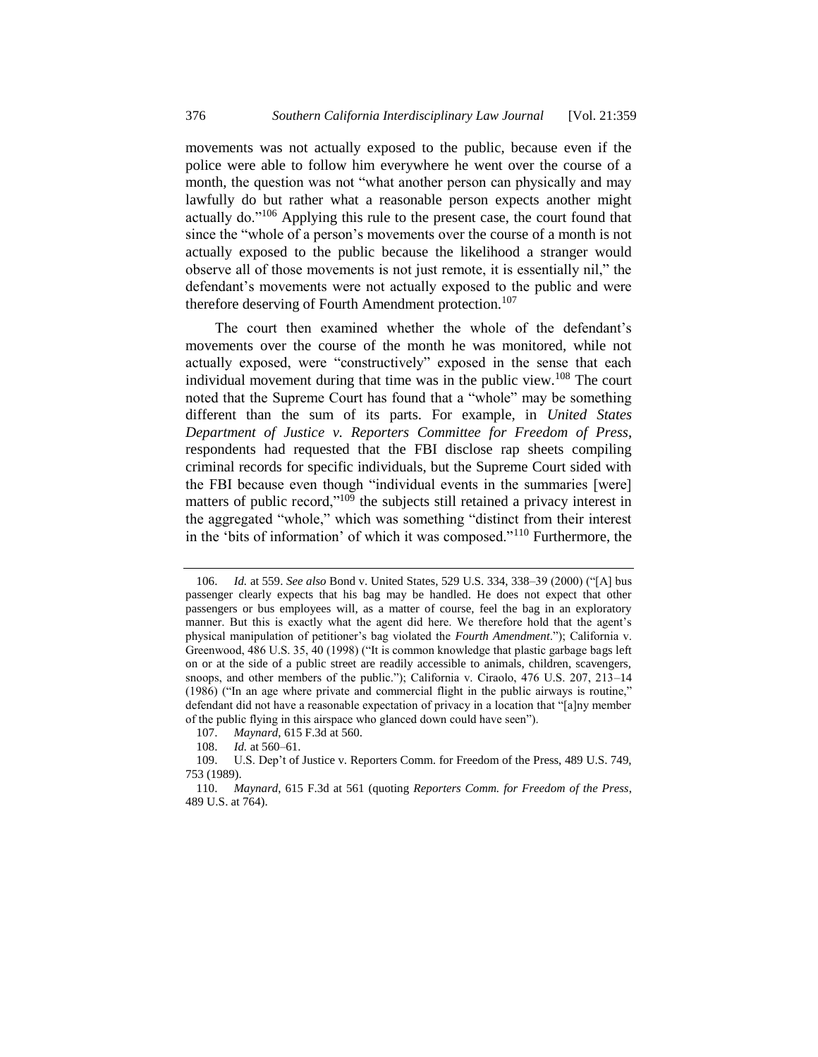movements was not actually exposed to the public, because even if the police were able to follow him everywhere he went over the course of a month, the question was not "what another person can physically and may lawfully do but rather what a reasonable person expects another might actually do."[106] Applying this rule to the present case, the court found that since the "whole of a person's movements over the course of a month is not actually exposed to the public because the likelihood a stranger would observe all of those movements is not just remote, it is essentially nil," the defendant's movements were not actually exposed to the public and were therefore deserving of Fourth Amendment protection.[107]

The court then examined whether the whole of the defendant's movements over the course of the month he was monitored, while not actually exposed, were "constructively" exposed in the sense that each individual movement during that time was in the public view.[108] The court noted that the Supreme Court has found that a "whole" may be something different than the sum of its parts. For example, in *United States Department of Justice v. Reporters Committee for Freedom of Press*, respondents had requested that the FBI disclose rap sheets compiling criminal records for specific individuals, but the Supreme Court sided with the FBI because even though "individual events in the summaries [were] matters of public record,"[109] the subjects still retained a privacy interest in the aggregated "whole," which was something "distinct from their interest in the 'bits of information' of which it was composed."[110] Furthermore, the

---

106. *Id.* at 559. *See also* Bond v. United States, 529 U.S. 334, 338–39 (2000) ("[A] bus passenger clearly expects that his bag may be handled. He does not expect that other passengers or bus employees will, as a matter of course, feel the bag in an exploratory manner. But this is exactly what the agent did here. We therefore hold that the agent's physical manipulation of petitioner's bag violated the *Fourth Amendment*."); California v. Greenwood, 486 U.S. 35, 40 (1998) ("It is common knowledge that plastic garbage bags left on or at the side of a public street are readily accessible to animals, children, scavengers, snoops, and other members of the public."); California v. Ciraolo, 476 U.S. 207, 213–14 (1986) ("In an age where private and commercial flight in the public airways is routine," defendant did not have a reasonable expectation of privacy in a location that "[a]ny member of the public flying in this airspace who glanced down could have seen").

107. *Maynard*, 615 F.3d at 560.

108. *Id.* at 560–61.

109. U.S. Dep't of Justice v. Reporters Comm. for Freedom of the Press, 489 U.S. 749, 753 (1989).

110. *Maynard*, 615 F.3d at 561 (quoting *Reporters Comm. for Freedom of the Press*, 489 U.S. at 764).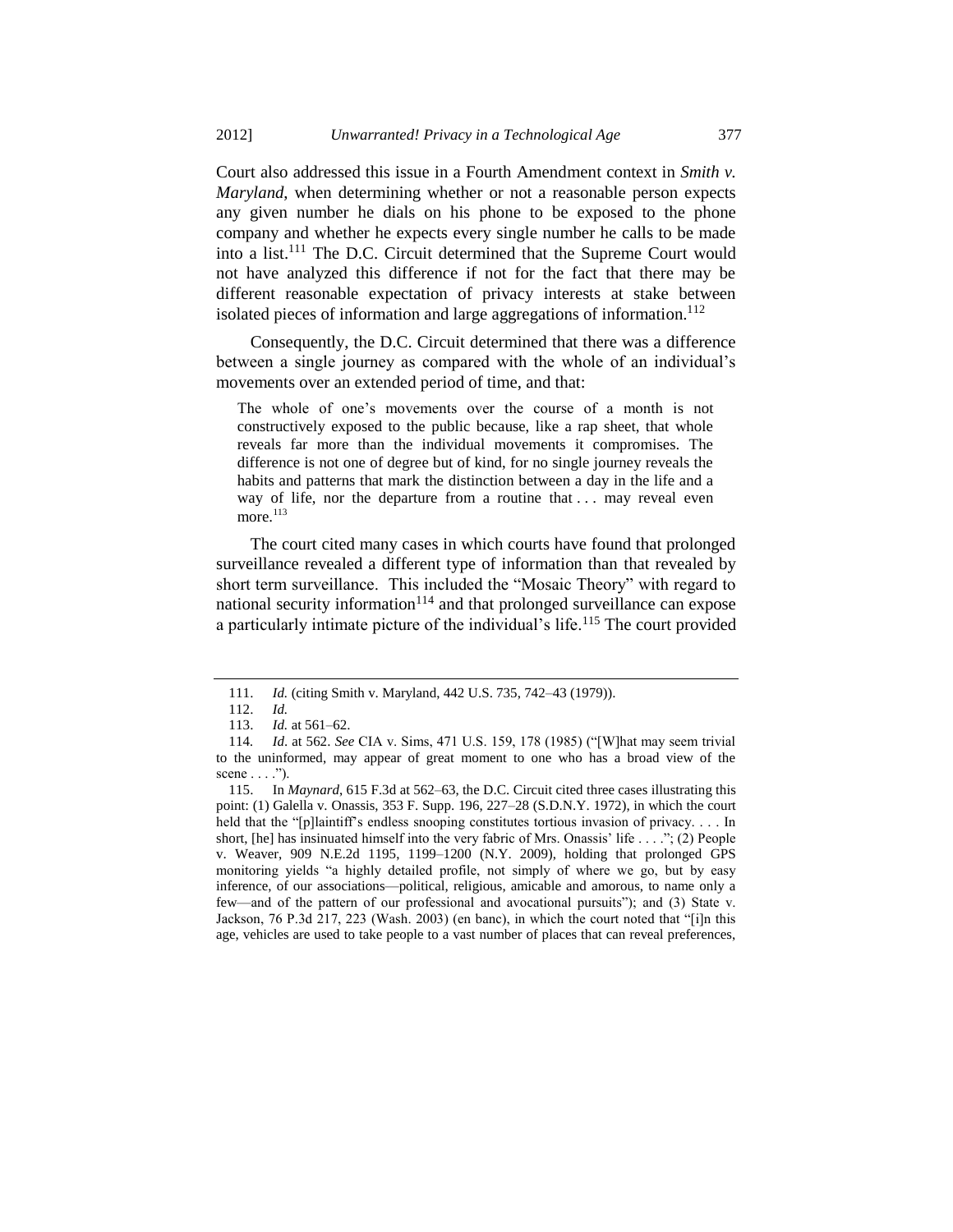Court also addressed this issue in a Fourth Amendment context in *Smith v. Maryland*, when determining whether or not a reasonable person expects any given number he dials on his phone to be exposed to the phone company and whether he expects every single number he calls to be made into a list.[111] The D.C. Circuit determined that the Supreme Court would not have analyzed this difference if not for the fact that there may be different reasonable expectation of privacy interests at stake between isolated pieces of information and large aggregations of information.[112]

Consequently, the D.C. Circuit determined that there was a difference between a single journey as compared with the whole of an individual's movements over an extended period of time, and that:

> The whole of one's movements over the course of a month is not constructively exposed to the public because, like a rap sheet, that whole reveals far more than the individual movements it compromises. The difference is not one of degree but of kind, for no single journey reveals the habits and patterns that mark the distinction between a day in the life and a way of life, nor the departure from a routine that . . . may reveal even more.[113]

The court cited many cases in which courts have found that prolonged surveillance revealed a different type of information than that revealed by short term surveillance. This included the "Mosaic Theory" with regard to national security information[114] and that prolonged surveillance can expose a particularly intimate picture of the individual's life.[115] The court provided

---

111. *Id.* (citing Smith v. Maryland, 442 U.S. 735, 742–43 (1979)).

112. *Id.*

113. *Id.* at 561–62.

114. *Id.* at 562. *See* CIA v. Sims, 471 U.S. 159, 178 (1985) ("[W]hat may seem trivial to the uninformed, may appear of great moment to one who has a broad view of the scene . . . .").

115. In *Maynard*, 615 F.3d at 562–63, the D.C. Circuit cited three cases illustrating this point: (1) Galella v. Onassis, 353 F. Supp. 196, 227–28 (S.D.N.Y. 1972), in which the court held that the "[p]laintiff's endless snooping constitutes tortious invasion of privacy. . . . In short, [he] has insinuated himself into the very fabric of Mrs. Onassis' life . . . ."; (2) People v. Weaver, 909 N.E.2d 1195, 1199–1200 (N.Y. 2009), holding that prolonged GPS monitoring yields "a highly detailed profile, not simply of where we go, but by easy inference, of our associations—political, religious, amicable and amorous, to name only a few—and of the pattern of our professional and avocational pursuits"); and (3) State v. Jackson, 76 P.3d 217, 223 (Wash. 2003) (en banc), in which the court noted that "[i]n this age, vehicles are used to take people to a vast number of places that can reveal preferences,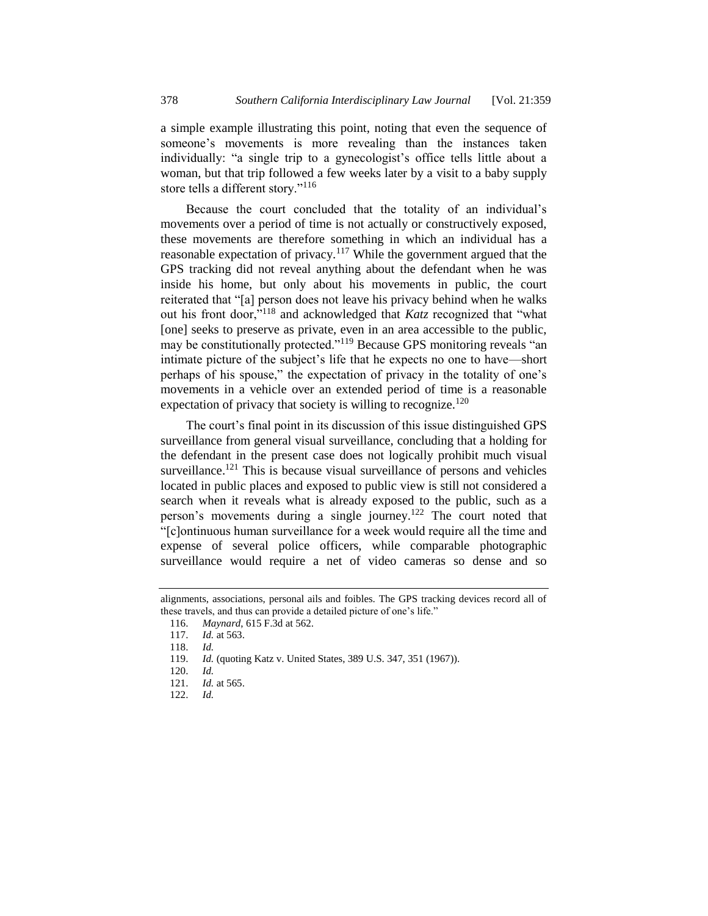a simple example illustrating this point, noting that even the sequence of someone's movements is more revealing than the instances taken individually: "a single trip to a gynecologist's office tells little about a woman, but that trip followed a few weeks later by a visit to a baby supply store tells a different story."[116]

Because the court concluded that the totality of an individual's movements over a period of time is not actually or constructively exposed, these movements are therefore something in which an individual has a reasonable expectation of privacy.[117] While the government argued that the GPS tracking did not reveal anything about the defendant when he was inside his home, but only about his movements in public, the court reiterated that "[a] person does not leave his privacy behind when he walks out his front door,"[118] and acknowledged that *Katz* recognized that "what [one] seeks to preserve as private, even in an area accessible to the public, may be constitutionally protected."[119] Because GPS monitoring reveals "an intimate picture of the subject's life that he expects no one to have—short perhaps of his spouse," the expectation of privacy in the totality of one's movements in a vehicle over an extended period of time is a reasonable expectation of privacy that society is willing to recognize.[120]

The court's final point in its discussion of this issue distinguished GPS surveillance from general visual surveillance, concluding that a holding for the defendant in the present case does not logically prohibit much visual surveillance.[121] This is because visual surveillance of persons and vehicles located in public places and exposed to public view is still not considered a search when it reveals what is already exposed to the public, such as a person's movements during a single journey.[122] The court noted that "[c]ontinuous human surveillance for a week would require all the time and expense of several police officers, while comparable photographic surveillance would require a net of video cameras so dense and so

---

alignments, associations, personal ails and foibles. The GPS tracking devices record all of these travels, and thus can provide a detailed picture of one's life."

116. *Maynard*, 615 F.3d at 562.
117. *Id.* at 563.
118. *Id.*
119. *Id.* (quoting Katz v. United States, 389 U.S. 347, 351 (1967)).
120. *Id.*
121. *Id.* at 565.
122. *Id.*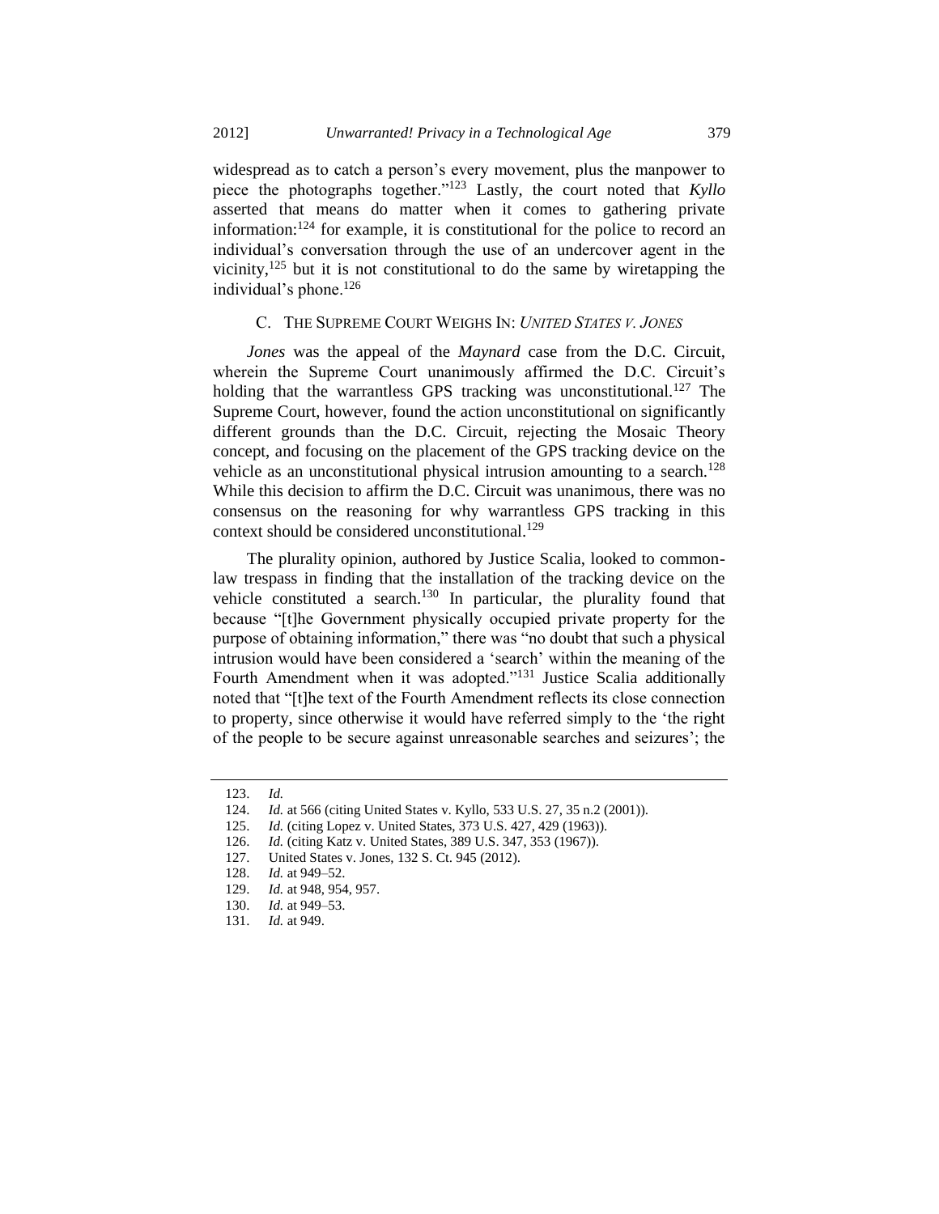widespread as to catch a person's every movement, plus the manpower to piece the photographs together."[123] Lastly, the court noted that *Kyllo* asserted that means do matter when it comes to gathering private information:[124] for example, it is constitutional for the police to record an individual's conversation through the use of an undercover agent in the vicinity,[125] but it is not constitutional to do the same by wiretapping the individual's phone.[126]

### C. The Supreme Court Weighs In: *United States v. Jones*

*Jones* was the appeal of the *Maynard* case from the D.C. Circuit, wherein the Supreme Court unanimously affirmed the D.C. Circuit's holding that the warrantless GPS tracking was unconstitutional.[127] The Supreme Court, however, found the action unconstitutional on significantly different grounds than the D.C. Circuit, rejecting the Mosaic Theory concept, and focusing on the placement of the GPS tracking device on the vehicle as an unconstitutional physical intrusion amounting to a search.[128] While this decision to affirm the D.C. Circuit was unanimous, there was no consensus on the reasoning for why warrantless GPS tracking in this context should be considered unconstitutional.[129]

The plurality opinion, authored by Justice Scalia, looked to common-law trespass in finding that the installation of the tracking device on the vehicle constituted a search.[130] In particular, the plurality found that because "[t]he Government physically occupied private property for the purpose of obtaining information," there was "no doubt that such a physical intrusion would have been considered a 'search' within the meaning of the Fourth Amendment when it was adopted."[131] Justice Scalia additionally noted that "[t]he text of the Fourth Amendment reflects its close connection to property, since otherwise it would have referred simply to the 'the right of the people to be secure against unreasonable searches and seizures'; the

---

123. *Id.*

124. *Id.* at 566 (citing United States v. Kyllo, 533 U.S. 27, 35 n.2 (2001)).

125. *Id.* (citing Lopez v. United States, 373 U.S. 427, 429 (1963)).

126. *Id.* (citing Katz v. United States, 389 U.S. 347, 353 (1967)).

127. United States v. Jones, 132 S. Ct. 945 (2012).

128. *Id.* at 949–52.

129. *Id.* at 948, 954, 957.

130. *Id.* at 949–53.

131. *Id.* at 949.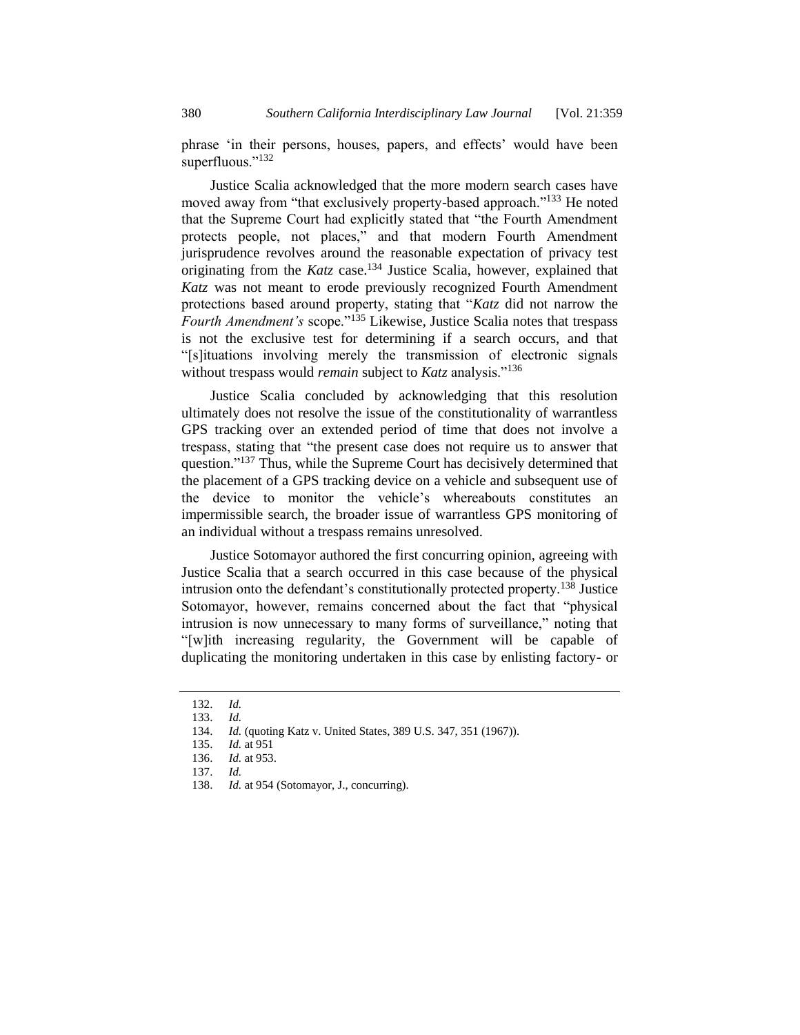phrase 'in their persons, houses, papers, and effects' would have been superfluous."[132]

Justice Scalia acknowledged that the more modern search cases have moved away from "that exclusively property-based approach."[133] He noted that the Supreme Court had explicitly stated that "the Fourth Amendment protects people, not places," and that modern Fourth Amendment jurisprudence revolves around the reasonable expectation of privacy test originating from the *Katz* case.[134] Justice Scalia, however, explained that *Katz* was not meant to erode previously recognized Fourth Amendment protections based around property, stating that "*Katz* did not narrow the *Fourth Amendment's* scope."[135] Likewise, Justice Scalia notes that trespass is not the exclusive test for determining if a search occurs, and that "[s]ituations involving merely the transmission of electronic signals without trespass would *remain* subject to *Katz* analysis."[136]

Justice Scalia concluded by acknowledging that this resolution ultimately does not resolve the issue of the constitutionality of warrantless GPS tracking over an extended period of time that does not involve a trespass, stating that "the present case does not require us to answer that question."[137] Thus, while the Supreme Court has decisively determined that the placement of a GPS tracking device on a vehicle and subsequent use of the device to monitor the vehicle's whereabouts constitutes an impermissible search, the broader issue of warrantless GPS monitoring of an individual without a trespass remains unresolved.

Justice Sotomayor authored the first concurring opinion, agreeing with Justice Scalia that a search occurred in this case because of the physical intrusion onto the defendant's constitutionally protected property.[138] Justice Sotomayor, however, remains concerned about the fact that "physical intrusion is now unnecessary to many forms of surveillance," noting that "[w]ith increasing regularity, the Government will be capable of duplicating the monitoring undertaken in this case by enlisting factory- or

---

132. *Id.*
133. *Id.*
134. *Id.* (quoting Katz v. United States, 389 U.S. 347, 351 (1967)).
135. *Id.* at 951
136. *Id.* at 953.
137. *Id.*
138. *Id.* at 954 (Sotomayor, J., concurring).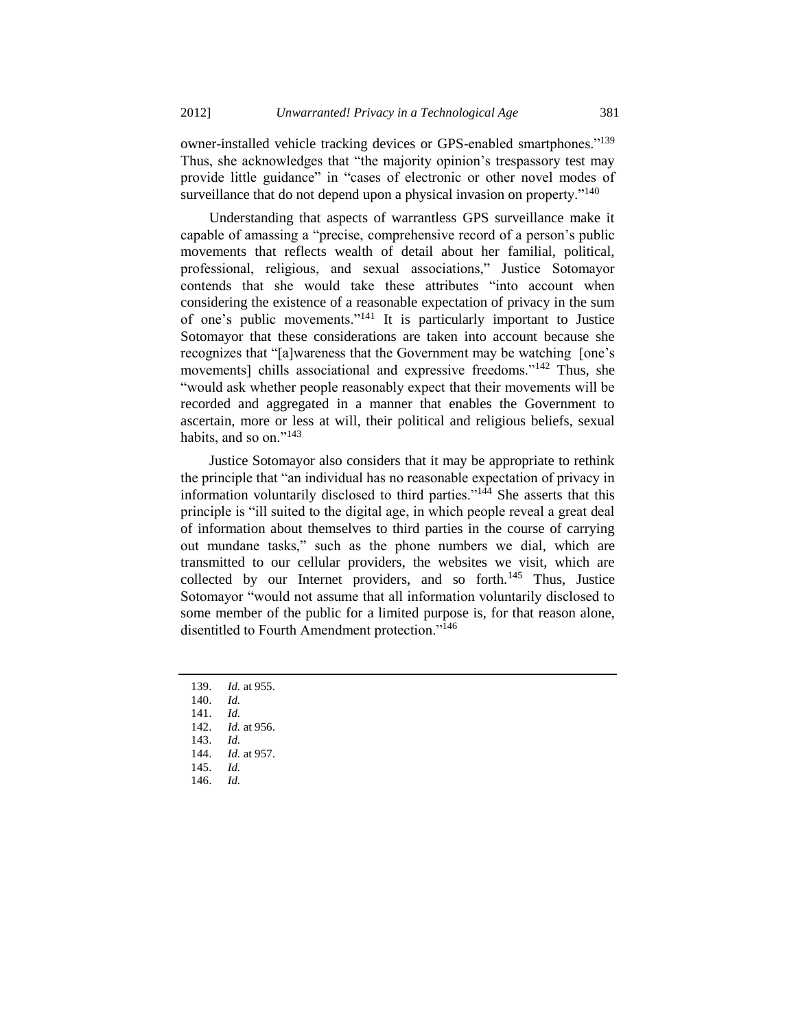owner-installed vehicle tracking devices or GPS-enabled smartphones."[139] Thus, she acknowledges that "the majority opinion's trespassory test may provide little guidance" in "cases of electronic or other novel modes of surveillance that do not depend upon a physical invasion on property."[140]

Understanding that aspects of warrantless GPS surveillance make it capable of amassing a "precise, comprehensive record of a person's public movements that reflects wealth of detail about her familial, political, professional, religious, and sexual associations," Justice Sotomayor contends that she would take these attributes "into account when considering the existence of a reasonable expectation of privacy in the sum of one's public movements."[141] It is particularly important to Justice Sotomayor that these considerations are taken into account because she recognizes that "[a]wareness that the Government may be watching [one's movements] chills associational and expressive freedoms."[142] Thus, she "would ask whether people reasonably expect that their movements will be recorded and aggregated in a manner that enables the Government to ascertain, more or less at will, their political and religious beliefs, sexual habits, and so on."[143]

Justice Sotomayor also considers that it may be appropriate to rethink the principle that "an individual has no reasonable expectation of privacy in information voluntarily disclosed to third parties."[144] She asserts that this principle is "ill suited to the digital age, in which people reveal a great deal of information about themselves to third parties in the course of carrying out mundane tasks," such as the phone numbers we dial, which are transmitted to our cellular providers, the websites we visit, which are collected by our Internet providers, and so forth.[145] Thus, Justice Sotomayor "would not assume that all information voluntarily disclosed to some member of the public for a limited purpose is, for that reason alone, disentitled to Fourth Amendment protection."[146]

---

139. *Id.* at 955.
140. *Id.*
141. *Id.*
142. *Id.* at 956.
143. *Id.*
144. *Id.* at 957.
145. *Id.*
146. *Id.*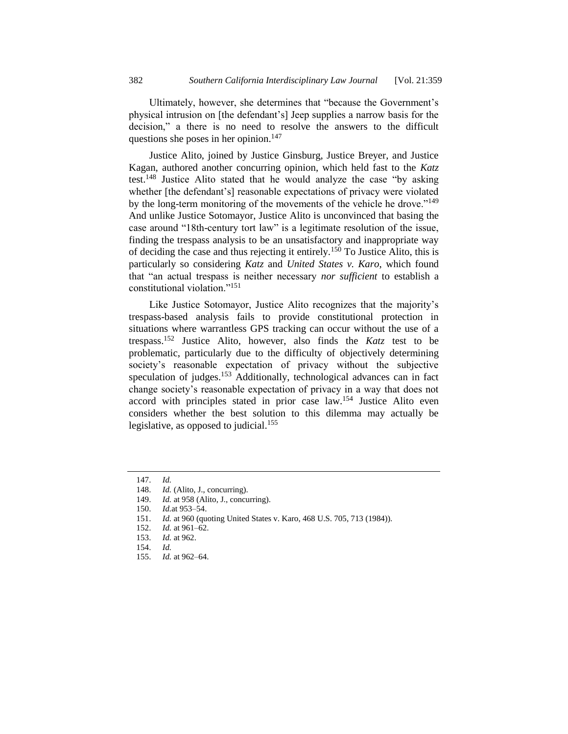Ultimately, however, she determines that "because the Government's physical intrusion on [the defendant's] Jeep supplies a narrow basis for the decision," a there is no need to resolve the answers to the difficult questions she poses in her opinion.[147]

Justice Alito, joined by Justice Ginsburg, Justice Breyer, and Justice Kagan, authored another concurring opinion, which held fast to the *Katz* test.[148] Justice Alito stated that he would analyze the case "by asking whether [the defendant's] reasonable expectations of privacy were violated by the long-term monitoring of the movements of the vehicle he drove."[149] And unlike Justice Sotomayor, Justice Alito is unconvinced that basing the case around "18th-century tort law" is a legitimate resolution of the issue, finding the trespass analysis to be an unsatisfactory and inappropriate way of deciding the case and thus rejecting it entirely.[150] To Justice Alito, this is particularly so considering *Katz* and *United States v. Karo*, which found that "an actual trespass is neither necessary *nor sufficient* to establish a constitutional violation."[151]

Like Justice Sotomayor, Justice Alito recognizes that the majority's trespass-based analysis fails to provide constitutional protection in situations where warrantless GPS tracking can occur without the use of a trespass.[152] Justice Alito, however, also finds the *Katz* test to be problematic, particularly due to the difficulty of objectively determining society's reasonable expectation of privacy without the subjective speculation of judges.[153] Additionally, technological advances can in fact change society's reasonable expectation of privacy in a way that does not accord with principles stated in prior case law.[154] Justice Alito even considers whether the best solution to this dilemma may actually be legislative, as opposed to judicial.[155]

---

147. *Id.*
148. *Id.* (Alito, J., concurring).
149. *Id.* at 958 (Alito, J., concurring).
150. *Id.*at 953–54.
151. *Id.* at 960 (quoting United States v. Karo, 468 U.S. 705, 713 (1984)).
152. *Id.* at 961–62.
153. *Id.* at 962.
154. *Id.*
155. *Id.* at 962–64.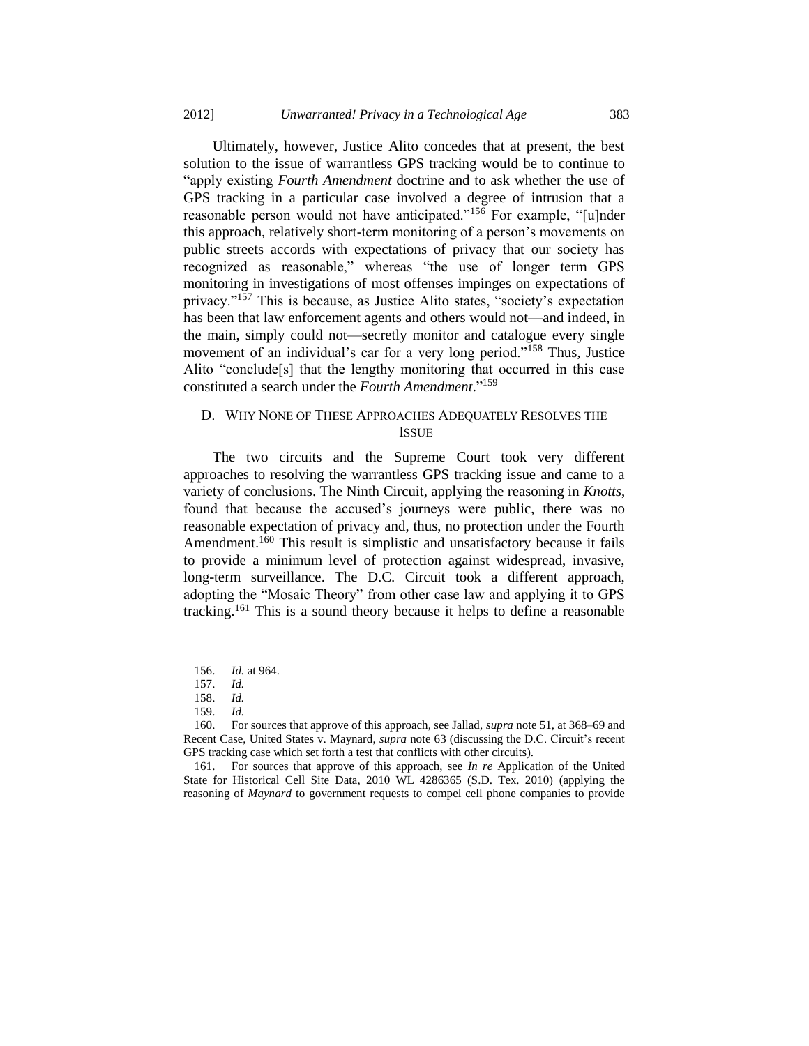Ultimately, however, Justice Alito concedes that at present, the best solution to the issue of warrantless GPS tracking would be to continue to "apply existing *Fourth Amendment* doctrine and to ask whether the use of GPS tracking in a particular case involved a degree of intrusion that a reasonable person would not have anticipated."[156] For example, "[u]nder this approach, relatively short-term monitoring of a person's movements on public streets accords with expectations of privacy that our society has recognized as reasonable," whereas "the use of longer term GPS monitoring in investigations of most offenses impinges on expectations of privacy."[157] This is because, as Justice Alito states, "society's expectation has been that law enforcement agents and others would not—and indeed, in the main, simply could not—secretly monitor and catalogue every single movement of an individual's car for a very long period."[158] Thus, Justice Alito "conclude[s] that the lengthy monitoring that occurred in this case constituted a search under the *Fourth Amendment*."[159]

### D. Why None of These Approaches Adequately Resolves the Issue

The two circuits and the Supreme Court took very different approaches to resolving the warrantless GPS tracking issue and came to a variety of conclusions. The Ninth Circuit, applying the reasoning in *Knotts*, found that because the accused's journeys were public, there was no reasonable expectation of privacy and, thus, no protection under the Fourth Amendment.[160] This result is simplistic and unsatisfactory because it fails to provide a minimum level of protection against widespread, invasive, long-term surveillance. The D.C. Circuit took a different approach, adopting the "Mosaic Theory" from other case law and applying it to GPS tracking.[161] This is a sound theory because it helps to define a reasonable

---

156. *Id.* at 964.

157. *Id.*

158. *Id.*

159. *Id.*

160. For sources that approve of this approach, see Jallad, *supra* note 51, at 368–69 and Recent Case, United States v. Maynard, *supra* note 63 (discussing the D.C. Circuit's recent GPS tracking case which set forth a test that conflicts with other circuits).

161. For sources that approve of this approach, see *In re* Application of the United State for Historical Cell Site Data, 2010 WL 4286365 (S.D. Tex. 2010) (applying the reasoning of *Maynard* to government requests to compel cell phone companies to provide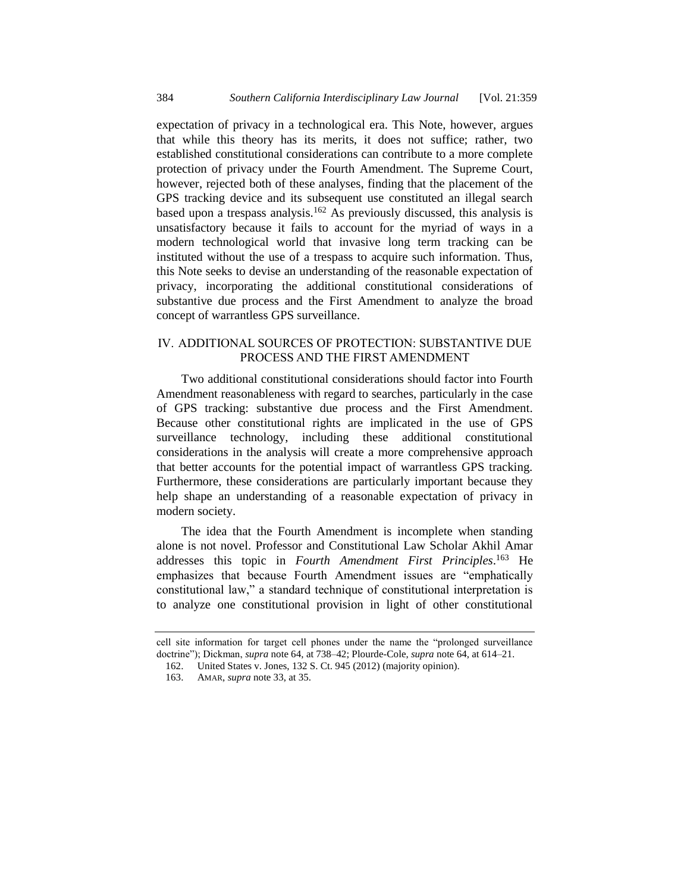expectation of privacy in a technological era. This Note, however, argues that while this theory has its merits, it does not suffice; rather, two established constitutional considerations can contribute to a more complete protection of privacy under the Fourth Amendment. The Supreme Court, however, rejected both of these analyses, finding that the placement of the GPS tracking device and its subsequent use constituted an illegal search based upon a trespass analysis.[162] As previously discussed, this analysis is unsatisfactory because it fails to account for the myriad of ways in a modern technological world that invasive long term tracking can be instituted without the use of a trespass to acquire such information. Thus, this Note seeks to devise an understanding of the reasonable expectation of privacy, incorporating the additional constitutional considerations of substantive due process and the First Amendment to analyze the broad concept of warrantless GPS surveillance.

## IV. ADDITIONAL SOURCES OF PROTECTION: SUBSTANTIVE DUE PROCESS AND THE FIRST AMENDMENT

Two additional constitutional considerations should factor into Fourth Amendment reasonableness with regard to searches, particularly in the case of GPS tracking: substantive due process and the First Amendment. Because other constitutional rights are implicated in the use of GPS surveillance technology, including these additional constitutional considerations in the analysis will create a more comprehensive approach that better accounts for the potential impact of warrantless GPS tracking. Furthermore, these considerations are particularly important because they help shape an understanding of a reasonable expectation of privacy in modern society.

The idea that the Fourth Amendment is incomplete when standing alone is not novel. Professor and Constitutional Law Scholar Akhil Amar addresses this topic in *Fourth Amendment First Principles*.[163] He emphasizes that because Fourth Amendment issues are "emphatically constitutional law," a standard technique of constitutional interpretation is to analyze one constitutional provision in light of other constitutional

---

cell site information for target cell phones under the name the "prolonged surveillance doctrine"); Dickman, *supra* note 64, at 738–42; Plourde-Cole, *supra* note 64, at 614–21.

162. United States v. Jones, 132 S. Ct. 945 (2012) (majority opinion).

163. AMAR, *supra* note 33, at 35.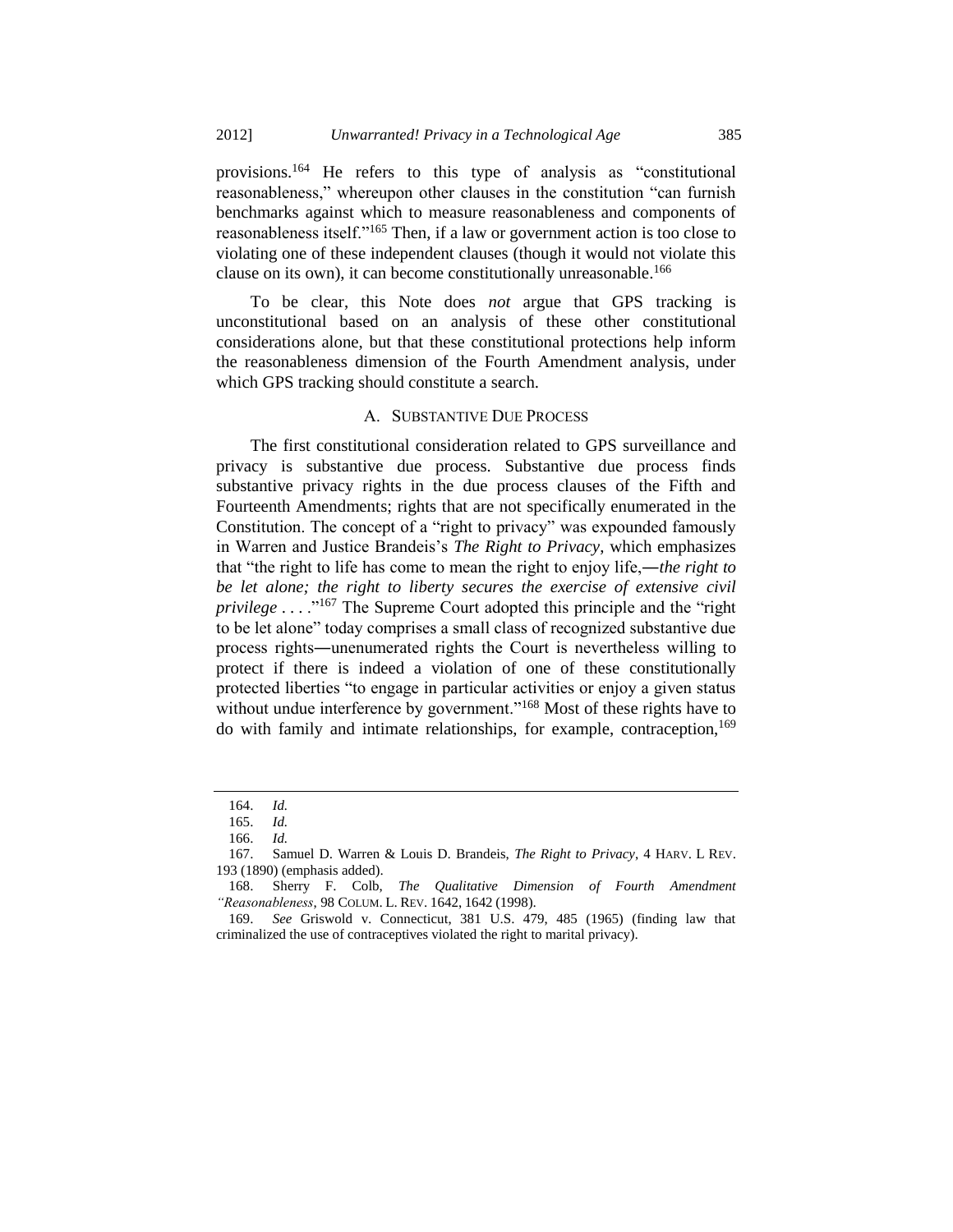provisions.[164] He refers to this type of analysis as "constitutional reasonableness," whereupon other clauses in the constitution "can furnish benchmarks against which to measure reasonableness and components of reasonableness itself."[165] Then, if a law or government action is too close to violating one of these independent clauses (though it would not violate this clause on its own), it can become constitutionally unreasonable.[166]

To be clear, this Note does *not* argue that GPS tracking is unconstitutional based on an analysis of these other constitutional considerations alone, but that these constitutional protections help inform the reasonableness dimension of the Fourth Amendment analysis, under which GPS tracking should constitute a search.

### A. SUBSTANTIVE DUE PROCESS

The first constitutional consideration related to GPS surveillance and privacy is substantive due process. Substantive due process finds substantive privacy rights in the due process clauses of the Fifth and Fourteenth Amendments; rights that are not specifically enumerated in the Constitution. The concept of a "right to privacy" was expounded famously in Warren and Justice Brandeis's *The Right to Privacy*, which emphasizes that "the right to life has come to mean the right to enjoy life,―*the right to be let alone; the right to liberty secures the exercise of extensive civil privilege* . . . ."[167] The Supreme Court adopted this principle and the "right to be let alone" today comprises a small class of recognized substantive due process rights―unenumerated rights the Court is nevertheless willing to protect if there is indeed a violation of one of these constitutionally protected liberties "to engage in particular activities or enjoy a given status without undue interference by government."[168] Most of these rights have to do with family and intimate relationships, for example, contraception,[169]

---

164. *Id.*

165. *Id.*

166. *Id.*

167. Samuel D. Warren & Louis D. Brandeis, *The Right to Privacy*, 4 HARV. L REV. 193 (1890) (emphasis added).

168. Sherry F. Colb, *The Qualitative Dimension of Fourth Amendment "Reasonableness*, 98 COLUM. L. REV. 1642, 1642 (1998).

169. *See* Griswold v. Connecticut, 381 U.S. 479, 485 (1965) (finding law that criminalized the use of contraceptives violated the right to marital privacy).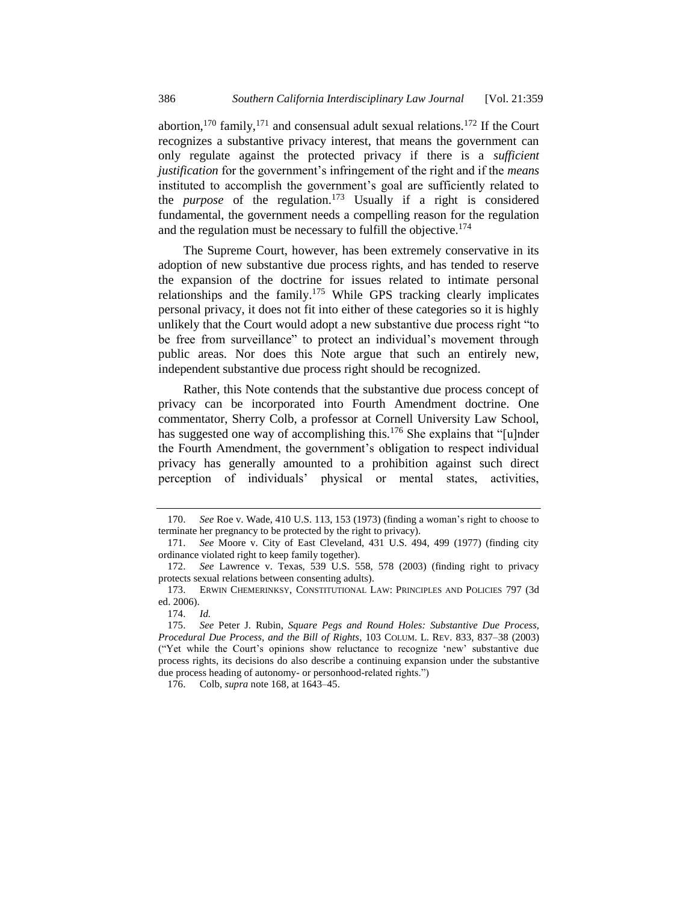abortion,[170] family,[171] and consensual adult sexual relations.[172] If the Court recognizes a substantive privacy interest, that means the government can only regulate against the protected privacy if there is a *sufficient justification* for the government's infringement of the right and if the *means* instituted to accomplish the government's goal are sufficiently related to the *purpose* of the regulation.[173] Usually if a right is considered fundamental, the government needs a compelling reason for the regulation and the regulation must be necessary to fulfill the objective.[174]

The Supreme Court, however, has been extremely conservative in its adoption of new substantive due process rights, and has tended to reserve the expansion of the doctrine for issues related to intimate personal relationships and the family.[175] While GPS tracking clearly implicates personal privacy, it does not fit into either of these categories so it is highly unlikely that the Court would adopt a new substantive due process right "to be free from surveillance" to protect an individual's movement through public areas. Nor does this Note argue that such an entirely new, independent substantive due process right should be recognized.

Rather, this Note contends that the substantive due process concept of privacy can be incorporated into Fourth Amendment doctrine. One commentator, Sherry Colb, a professor at Cornell University Law School, has suggested one way of accomplishing this.[176] She explains that "[u]nder the Fourth Amendment, the government's obligation to respect individual privacy has generally amounted to a prohibition against such direct perception of individuals' physical or mental states, activities,

---

170. *See* Roe v. Wade, 410 U.S. 113, 153 (1973) (finding a woman's right to choose to terminate her pregnancy to be protected by the right to privacy).

171. *See* Moore v. City of East Cleveland, 431 U.S. 494, 499 (1977) (finding city ordinance violated right to keep family together).

172. *See* Lawrence v. Texas, 539 U.S. 558, 578 (2003) (finding right to privacy protects sexual relations between consenting adults).

173. ERWIN CHEMERINKSY, CONSTITUTIONAL LAW: PRINCIPLES AND POLICIES 797 (3d ed. 2006).

174. *Id.*

175. *See* Peter J. Rubin, *Square Pegs and Round Holes: Substantive Due Process, Procedural Due Process, and the Bill of Rights*, 103 COLUM. L. REV. 833, 837–38 (2003) ("Yet while the Court's opinions show reluctance to recognize 'new' substantive due process rights, its decisions do also describe a continuing expansion under the substantive due process heading of autonomy- or personhood-related rights.")

176. Colb, *supra* note 168, at 1643–45.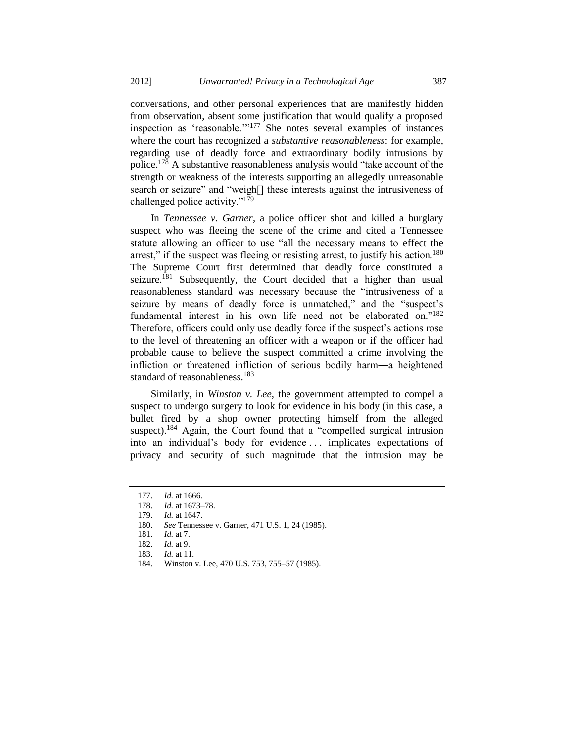conversations, and other personal experiences that are manifestly hidden from observation, absent some justification that would qualify a proposed inspection as 'reasonable.'"[177] She notes several examples of instances where the court has recognized a *substantive reasonableness*: for example, regarding use of deadly force and extraordinary bodily intrusions by police.[178] A substantive reasonableness analysis would "take account of the strength or weakness of the interests supporting an allegedly unreasonable search or seizure" and "weigh[] these interests against the intrusiveness of challenged police activity."[179]

In *Tennessee v. Garner*, a police officer shot and killed a burglary suspect who was fleeing the scene of the crime and cited a Tennessee statute allowing an officer to use "all the necessary means to effect the arrest," if the suspect was fleeing or resisting arrest, to justify his action.[180] The Supreme Court first determined that deadly force constituted a seizure.[181] Subsequently, the Court decided that a higher than usual reasonableness standard was necessary because the "intrusiveness of a seizure by means of deadly force is unmatched," and the "suspect's fundamental interest in his own life need not be elaborated on."[182] Therefore, officers could only use deadly force if the suspect's actions rose to the level of threatening an officer with a weapon or if the officer had probable cause to believe the suspect committed a crime involving the infliction or threatened infliction of serious bodily harm—a heightened standard of reasonableness.[183]

Similarly, in *Winston v. Lee*, the government attempted to compel a suspect to undergo surgery to look for evidence in his body (in this case, a bullet fired by a shop owner protecting himself from the alleged suspect).[184] Again, the Court found that a "compelled surgical intrusion into an individual's body for evidence . . . implicates expectations of privacy and security of such magnitude that the intrusion may be

---

177. *Id.* at 1666.

178. *Id.* at 1673–78.

179. *Id.* at 1647.

180. *See* Tennessee v. Garner, 471 U.S. 1, 24 (1985).

181. *Id.* at 7.

182. *Id.* at 9.

183. *Id.* at 11.

184. Winston v. Lee, 470 U.S. 753, 755–57 (1985).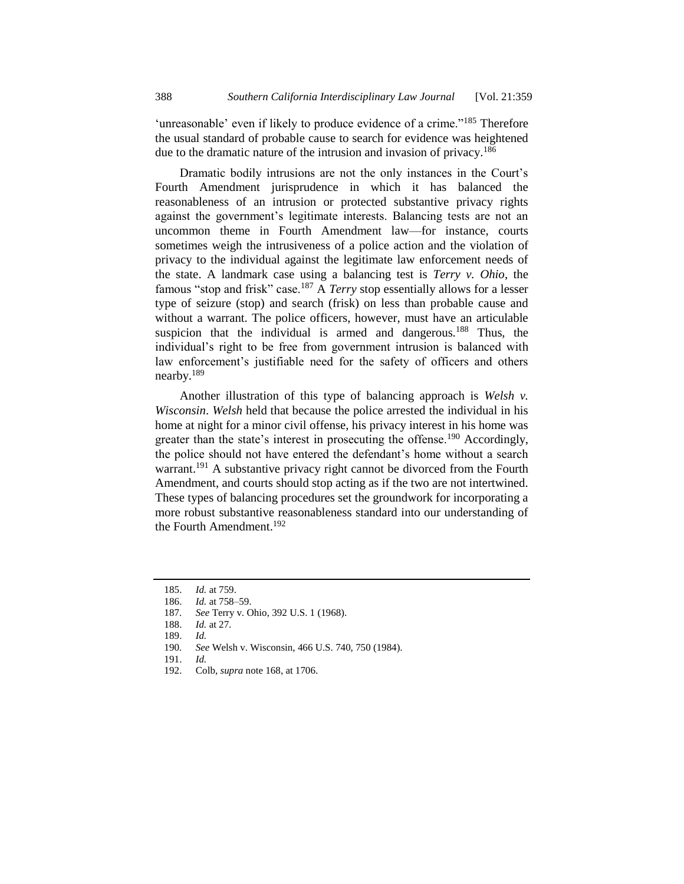'unreasonable' even if likely to produce evidence of a crime."[185] Therefore the usual standard of probable cause to search for evidence was heightened due to the dramatic nature of the intrusion and invasion of privacy.[186]

Dramatic bodily intrusions are not the only instances in the Court's Fourth Amendment jurisprudence in which it has balanced the reasonableness of an intrusion or protected substantive privacy rights against the government's legitimate interests. Balancing tests are not an uncommon theme in Fourth Amendment law—for instance, courts sometimes weigh the intrusiveness of a police action and the violation of privacy to the individual against the legitimate law enforcement needs of the state. A landmark case using a balancing test is *Terry v. Ohio*, the famous "stop and frisk" case.[187] A *Terry* stop essentially allows for a lesser type of seizure (stop) and search (frisk) on less than probable cause and without a warrant. The police officers, however, must have an articulable suspicion that the individual is armed and dangerous.[188] Thus, the individual's right to be free from government intrusion is balanced with law enforcement's justifiable need for the safety of officers and others nearby.[189]

Another illustration of this type of balancing approach is *Welsh v. Wisconsin*. *Welsh* held that because the police arrested the individual in his home at night for a minor civil offense, his privacy interest in his home was greater than the state's interest in prosecuting the offense.[190] Accordingly, the police should not have entered the defendant's home without a search warrant.[191] A substantive privacy right cannot be divorced from the Fourth Amendment, and courts should stop acting as if the two are not intertwined. These types of balancing procedures set the groundwork for incorporating a more robust substantive reasonableness standard into our understanding of the Fourth Amendment.[192]

---

185. *Id.* at 759.
186. *Id.* at 758–59.
187. *See* Terry v. Ohio, 392 U.S. 1 (1968).
188. *Id.* at 27.
189. *Id.*
190. *See* Welsh v. Wisconsin, 466 U.S. 740, 750 (1984).
191. *Id.*
192. Colb, *supra* note 168, at 1706.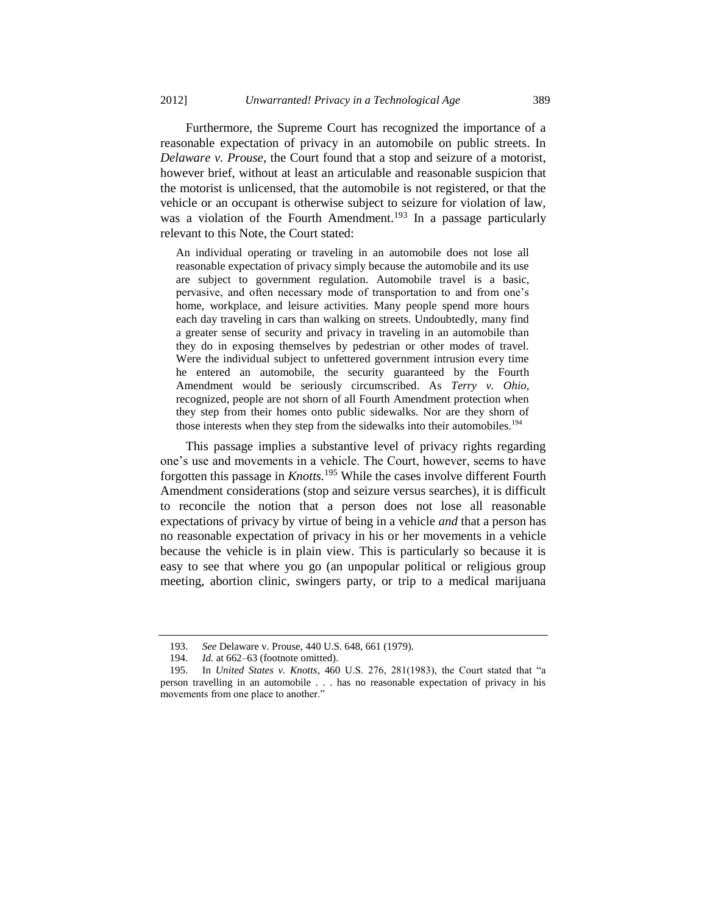Furthermore, the Supreme Court has recognized the importance of a reasonable expectation of privacy in an automobile on public streets. In *Delaware v. Prouse*, the Court found that a stop and seizure of a motorist, however brief, without at least an articulable and reasonable suspicion that the motorist is unlicensed, that the automobile is not registered, or that the vehicle or an occupant is otherwise subject to seizure for violation of law, was a violation of the Fourth Amendment.[193] In a passage particularly relevant to this Note, the Court stated:

> An individual operating or traveling in an automobile does not lose all reasonable expectation of privacy simply because the automobile and its use are subject to government regulation. Automobile travel is a basic, pervasive, and often necessary mode of transportation to and from one's home, workplace, and leisure activities. Many people spend more hours each day traveling in cars than walking on streets. Undoubtedly, many find a greater sense of security and privacy in traveling in an automobile than they do in exposing themselves by pedestrian or other modes of travel. Were the individual subject to unfettered government intrusion every time he entered an automobile, the security guaranteed by the Fourth Amendment would be seriously circumscribed. As *Terry v. Ohio*, recognized, people are not shorn of all Fourth Amendment protection when they step from their homes onto public sidewalks. Nor are they shorn of those interests when they step from the sidewalks into their automobiles.[194]

This passage implies a substantive level of privacy rights regarding one's use and movements in a vehicle. The Court, however, seems to have forgotten this passage in *Knotts*.[195] While the cases involve different Fourth Amendment considerations (stop and seizure versus searches), it is difficult to reconcile the notion that a person does not lose all reasonable expectations of privacy by virtue of being in a vehicle *and* that a person has no reasonable expectation of privacy in his or her movements in a vehicle because the vehicle is in plain view. This is particularly so because it is easy to see that where you go (an unpopular political or religious group meeting, abortion clinic, swingers party, or trip to a medical marijuana

---

193. *See* Delaware v. Prouse, 440 U.S. 648, 661 (1979).

194. *Id.* at 662–63 (footnote omitted).

195. In *United States v. Knotts*, 460 U.S. 276, 281(1983), the Court stated that "a person travelling in an automobile . . . has no reasonable expectation of privacy in his movements from one place to another."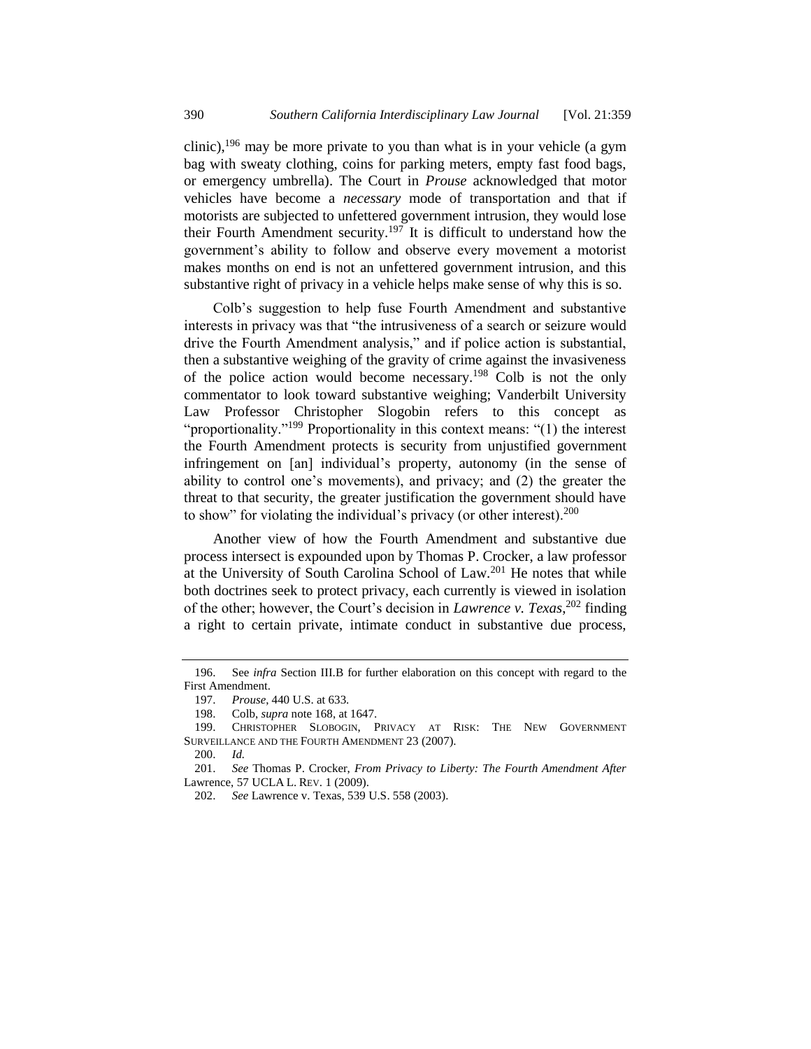clinic),[196] may be more private to you than what is in your vehicle (a gym bag with sweaty clothing, coins for parking meters, empty fast food bags, or emergency umbrella). The Court in *Prouse* acknowledged that motor vehicles have become a *necessary* mode of transportation and that if motorists are subjected to unfettered government intrusion, they would lose their Fourth Amendment security.[197] It is difficult to understand how the government's ability to follow and observe every movement a motorist makes months on end is not an unfettered government intrusion, and this substantive right of privacy in a vehicle helps make sense of why this is so.

Colb's suggestion to help fuse Fourth Amendment and substantive interests in privacy was that "the intrusiveness of a search or seizure would drive the Fourth Amendment analysis," and if police action is substantial, then a substantive weighing of the gravity of crime against the invasiveness of the police action would become necessary.[198] Colb is not the only commentator to look toward substantive weighing; Vanderbilt University Law Professor Christopher Slogobin refers to this concept as "proportionality."[199] Proportionality in this context means: "(1) the interest the Fourth Amendment protects is security from unjustified government infringement on [an] individual's property, autonomy (in the sense of ability to control one's movements), and privacy; and (2) the greater the threat to that security, the greater justification the government should have to show" for violating the individual's privacy (or other interest).[200]

Another view of how the Fourth Amendment and substantive due process intersect is expounded upon by Thomas P. Crocker, a law professor at the University of South Carolina School of Law.[201] He notes that while both doctrines seek to protect privacy, each currently is viewed in isolation of the other; however, the Court's decision in *Lawrence v. Texas*,[202] finding a right to certain private, intimate conduct in substantive due process,

---

196. See *infra* Section III.B for further elaboration on this concept with regard to the First Amendment.

197. *Prouse*, 440 U.S. at 633.

198. Colb, *supra* note 168, at 1647.

199. CHRISTOPHER SLOBOGIN, PRIVACY AT RISK: THE NEW GOVERNMENT SURVEILLANCE AND THE FOURTH AMENDMENT 23 (2007).

200. *Id.*

201. *See* Thomas P. Crocker, *From Privacy to Liberty: The Fourth Amendment After* Lawrence, 57 UCLA L. REV. 1 (2009).

202. *See* Lawrence v. Texas, 539 U.S. 558 (2003).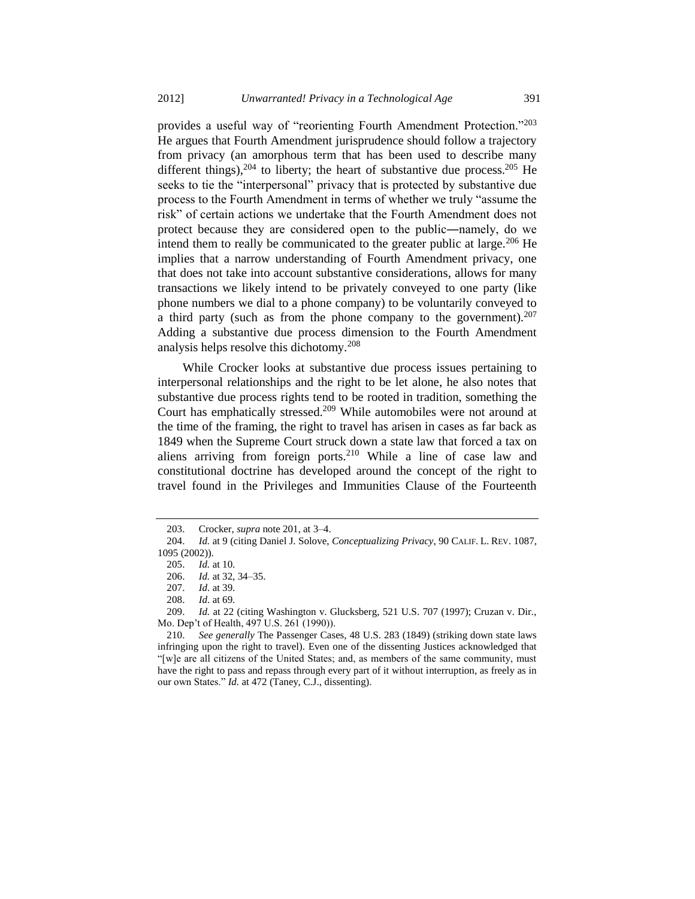provides a useful way of "reorienting Fourth Amendment Protection."[203] He argues that Fourth Amendment jurisprudence should follow a trajectory from privacy (an amorphous term that has been used to describe many different things),[204] to liberty; the heart of substantive due process.[205] He seeks to tie the "interpersonal" privacy that is protected by substantive due process to the Fourth Amendment in terms of whether we truly "assume the risk" of certain actions we undertake that the Fourth Amendment does not protect because they are considered open to the public―namely, do we intend them to really be communicated to the greater public at large.[206] He implies that a narrow understanding of Fourth Amendment privacy, one that does not take into account substantive considerations, allows for many transactions we likely intend to be privately conveyed to one party (like phone numbers we dial to a phone company) to be voluntarily conveyed to a third party (such as from the phone company to the government).[207] Adding a substantive due process dimension to the Fourth Amendment analysis helps resolve this dichotomy.[208]

While Crocker looks at substantive due process issues pertaining to interpersonal relationships and the right to be let alone, he also notes that substantive due process rights tend to be rooted in tradition, something the Court has emphatically stressed.[209] While automobiles were not around at the time of the framing, the right to travel has arisen in cases as far back as 1849 when the Supreme Court struck down a state law that forced a tax on aliens arriving from foreign ports.[210] While a line of case law and constitutional doctrine has developed around the concept of the right to travel found in the Privileges and Immunities Clause of the Fourteenth

---

203. Crocker, *supra* note 201, at 3–4.

204. *Id.* at 9 (citing Daniel J. Solove, *Conceptualizing Privacy*, 90 CALIF. L. REV. 1087, 1095 (2002)).

205. *Id.* at 10.

206. *Id.* at 32, 34–35.

207. *Id*. at 39.

208. *Id*. at 69.

209. *Id.* at 22 (citing Washington v. Glucksberg, 521 U.S. 707 (1997); Cruzan v. Dir., Mo. Dep't of Health, 497 U.S. 261 (1990)).

210. *See generally* The Passenger Cases, 48 U.S. 283 (1849) (striking down state laws infringing upon the right to travel). Even one of the dissenting Justices acknowledged that "[w]e are all citizens of the United States; and, as members of the same community, must have the right to pass and repass through every part of it without interruption, as freely as in our own States." *Id.* at 472 (Taney, C.J., dissenting).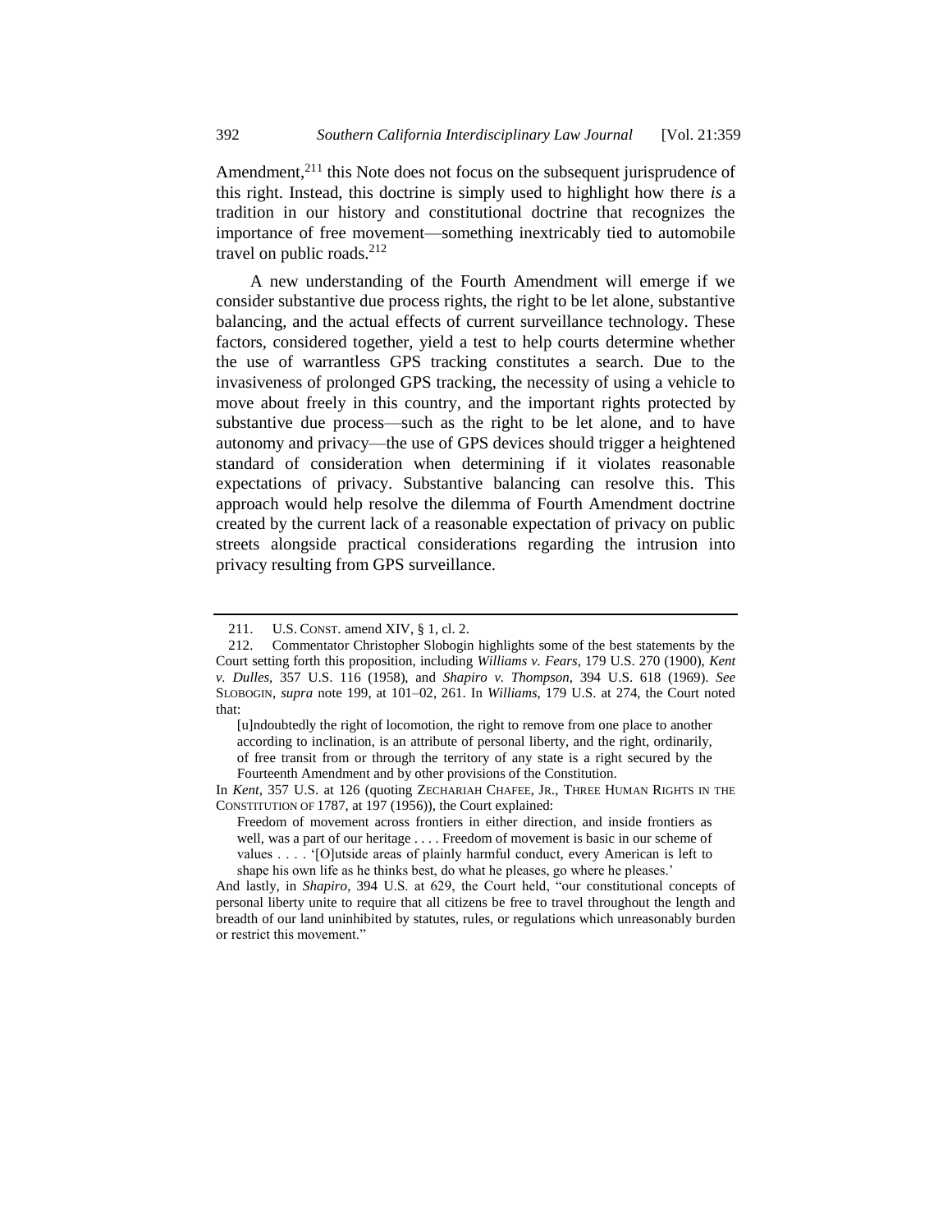Amendment,[211] this Note does not focus on the subsequent jurisprudence of this right. Instead, this doctrine is simply used to highlight how there *is* a tradition in our history and constitutional doctrine that recognizes the importance of free movement—something inextricably tied to automobile travel on public roads.[212]

A new understanding of the Fourth Amendment will emerge if we consider substantive due process rights, the right to be let alone, substantive balancing, and the actual effects of current surveillance technology. These factors, considered together, yield a test to help courts determine whether the use of warrantless GPS tracking constitutes a search. Due to the invasiveness of prolonged GPS tracking, the necessity of using a vehicle to move about freely in this country, and the important rights protected by substantive due process—such as the right to be let alone, and to have autonomy and privacy—the use of GPS devices should trigger a heightened standard of consideration when determining if it violates reasonable expectations of privacy. Substantive balancing can resolve this. This approach would help resolve the dilemma of Fourth Amendment doctrine created by the current lack of a reasonable expectation of privacy on public streets alongside practical considerations regarding the intrusion into privacy resulting from GPS surveillance.

---

211. U.S. CONST. amend XIV, § 1, cl. 2.

212. Commentator Christopher Slobogin highlights some of the best statements by the Court setting forth this proposition, including *Williams v. Fears*, 179 U.S. 270 (1900), *Kent v. Dulles*, 357 U.S. 116 (1958), and *Shapiro v. Thompson*, 394 U.S. 618 (1969). *See* SLOBOGIN, *supra* note 199, at 101–02, 261. In *Williams*, 179 U.S. at 274, the Court noted that:

> [u]ndoubtedly the right of locomotion, the right to remove from one place to another according to inclination, is an attribute of personal liberty, and the right, ordinarily, of free transit from or through the territory of any state is a right secured by the Fourteenth Amendment and by other provisions of the Constitution.

In *Kent*, 357 U.S. at 126 (quoting ZECHARIAH CHAFEE, JR., THREE HUMAN RIGHTS IN THE CONSTITUTION OF 1787, at 197 (1956)), the Court explained:

> Freedom of movement across frontiers in either direction, and inside frontiers as well, was a part of our heritage . . . . Freedom of movement is basic in our scheme of values . . . . '[O]utside areas of plainly harmful conduct, every American is left to shape his own life as he thinks best, do what he pleases, go where he pleases.'

And lastly, in *Shapiro*, 394 U.S. at 629, the Court held, "our constitutional concepts of personal liberty unite to require that all citizens be free to travel throughout the length and breadth of our land uninhibited by statutes, rules, or regulations which unreasonably burden or restrict this movement."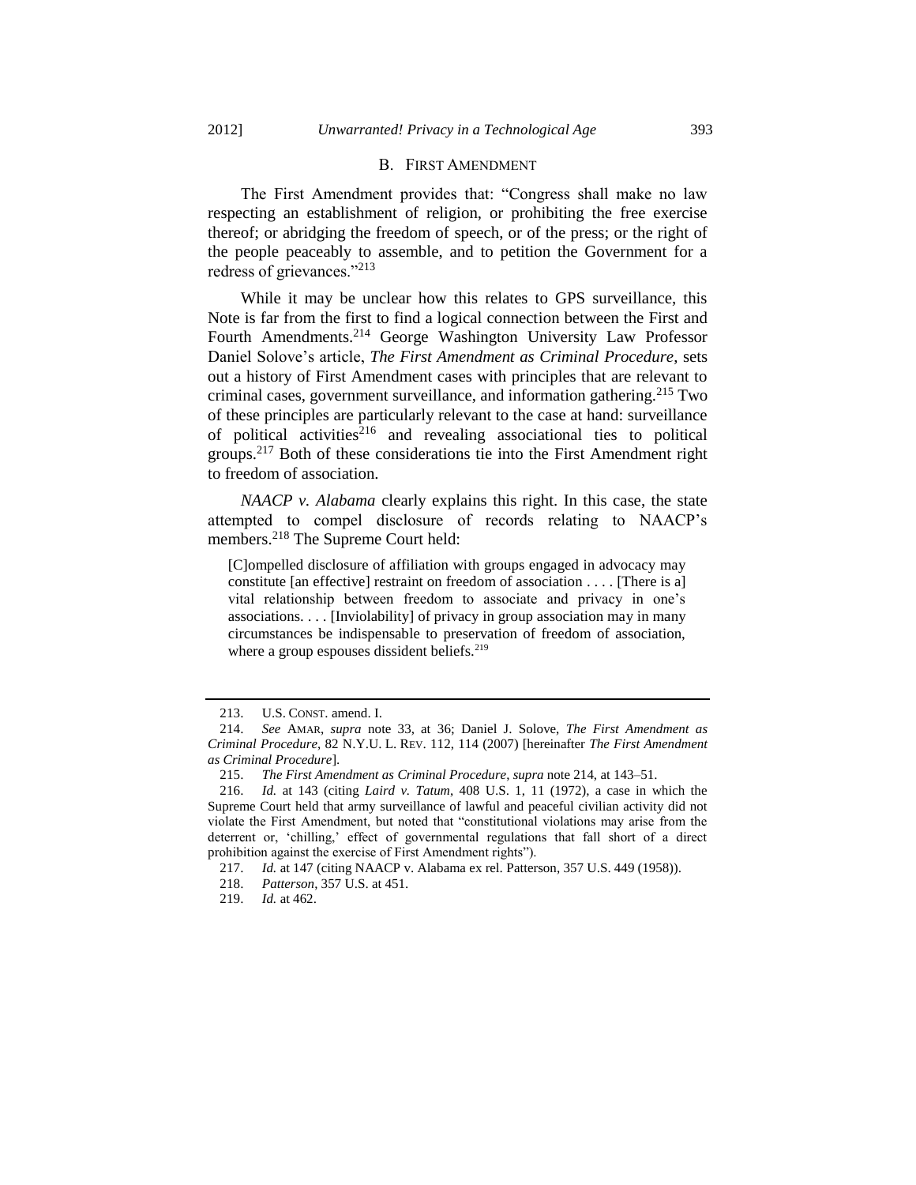## B. First Amendment

The First Amendment provides that: "Congress shall make no law respecting an establishment of religion, or prohibiting the free exercise thereof; or abridging the freedom of speech, or of the press; or the right of the people peaceably to assemble, and to petition the Government for a redress of grievances."[213]

While it may be unclear how this relates to GPS surveillance, this Note is far from the first to find a logical connection between the First and Fourth Amendments.[214] George Washington University Law Professor Daniel Solove's article, *The First Amendment as Criminal Procedure*, sets out a history of First Amendment cases with principles that are relevant to criminal cases, government surveillance, and information gathering.[215] Two of these principles are particularly relevant to the case at hand: surveillance of political activities[216] and revealing associational ties to political groups.[217] Both of these considerations tie into the First Amendment right to freedom of association.

*NAACP v. Alabama* clearly explains this right. In this case, the state attempted to compel disclosure of records relating to NAACP's members.[218] The Supreme Court held:

> [C]ompelled disclosure of affiliation with groups engaged in advocacy may constitute [an effective] restraint on freedom of association . . . . [There is a] vital relationship between freedom to associate and privacy in one's associations. . . . [Inviolability] of privacy in group association may in many circumstances be indispensable to preservation of freedom of association, where a group espouses dissident beliefs.[219]

---

213. U.S. CONST. amend. I.

214. *See* AMAR, *supra* note 33, at 36; Daniel J. Solove, *The First Amendment as Criminal Procedure*, 82 N.Y.U. L. REV. 112, 114 (2007) [hereinafter *The First Amendment as Criminal Procedure*].

215. *The First Amendment as Criminal Procedure*, *supra* note 214, at 143–51.

216. *Id.* at 143 (citing *Laird v. Tatum*, 408 U.S. 1, 11 (1972), a case in which the Supreme Court held that army surveillance of lawful and peaceful civilian activity did not violate the First Amendment, but noted that "constitutional violations may arise from the deterrent or, 'chilling,' effect of governmental regulations that fall short of a direct prohibition against the exercise of First Amendment rights").

217. *Id.* at 147 (citing NAACP v. Alabama ex rel. Patterson, 357 U.S. 449 (1958)).

218. *Patterson*, 357 U.S. at 451.

219. *Id.* at 462.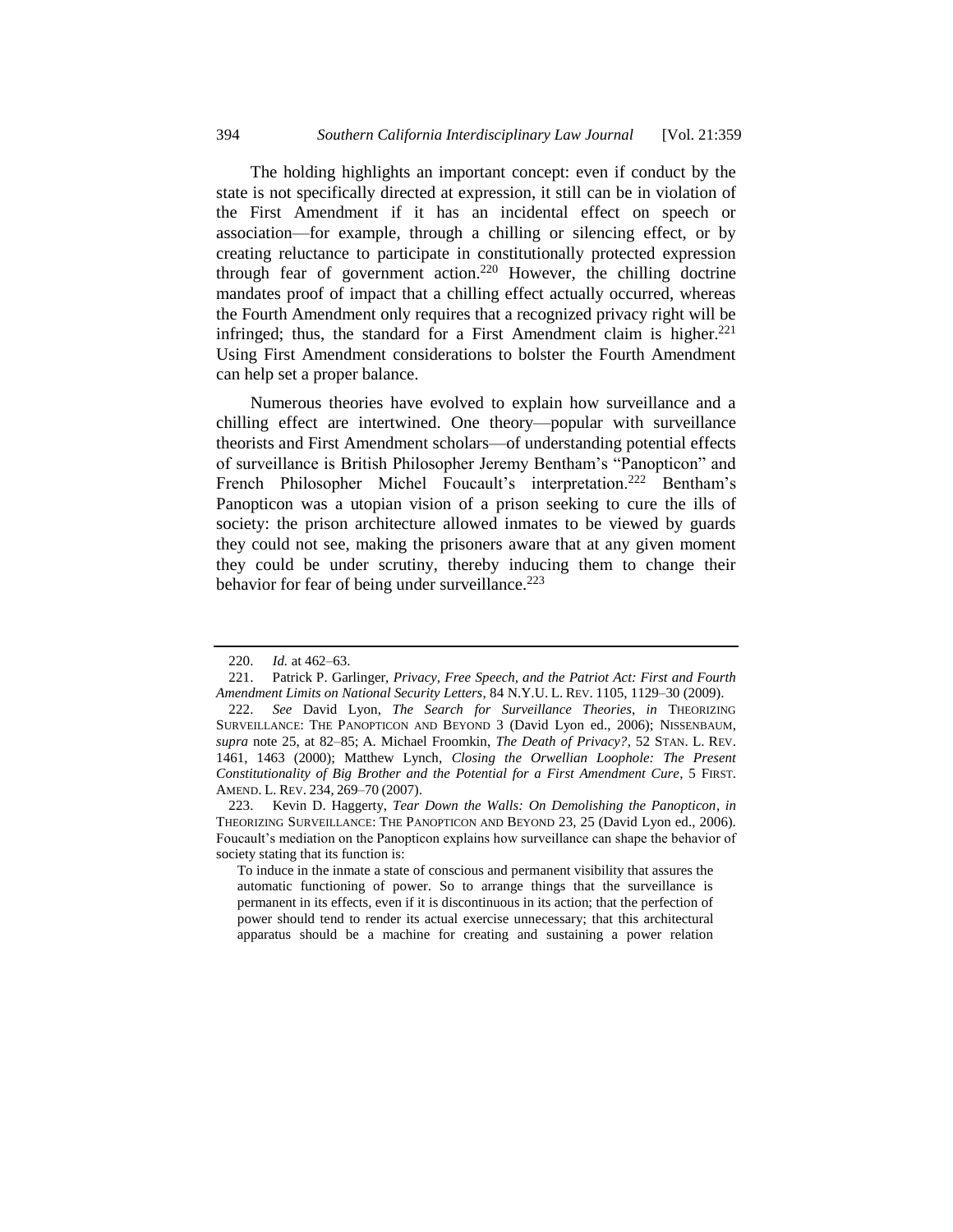The holding highlights an important concept: even if conduct by the state is not specifically directed at expression, it still can be in violation of the First Amendment if it has an incidental effect on speech or association—for example, through a chilling or silencing effect, or by creating reluctance to participate in constitutionally protected expression through fear of government action.[220] However, the chilling doctrine mandates proof of impact that a chilling effect actually occurred, whereas the Fourth Amendment only requires that a recognized privacy right will be infringed; thus, the standard for a First Amendment claim is higher.[221] Using First Amendment considerations to bolster the Fourth Amendment can help set a proper balance.

Numerous theories have evolved to explain how surveillance and a chilling effect are intertwined. One theory—popular with surveillance theorists and First Amendment scholars—of understanding potential effects of surveillance is British Philosopher Jeremy Bentham's "Panopticon" and French Philosopher Michel Foucault's interpretation.[222] Bentham's Panopticon was a utopian vision of a prison seeking to cure the ills of society: the prison architecture allowed inmates to be viewed by guards they could not see, making the prisoners aware that at any given moment they could be under scrutiny, thereby inducing them to change their behavior for fear of being under surveillance.[223]

---

220. *Id.* at 462–63.

221. Patrick P. Garlinger, *Privacy, Free Speech, and the Patriot Act: First and Fourth Amendment Limits on National Security Letters*, 84 N.Y.U. L. REV. 1105, 1129–30 (2009).

222. *See* David Lyon, *The Search for Surveillance Theories*, *in* THEORIZING SURVEILLANCE: THE PANOPTICON AND BEYOND 3 (David Lyon ed., 2006); NISSENBAUM, *supra* note 25, at 82–85; A. Michael Froomkin, *The Death of Privacy?*, 52 STAN. L. REV. 1461, 1463 (2000); Matthew Lynch, *Closing the Orwellian Loophole: The Present Constitutionality of Big Brother and the Potential for a First Amendment Cure*, 5 FIRST. AMEND. L. REV. 234, 269–70 (2007).

223. Kevin D. Haggerty, *Tear Down the Walls: On Demolishing the Panopticon*, *in* THEORIZING SURVEILLANCE: THE PANOPTICON AND BEYOND 23, 25 (David Lyon ed., 2006). Foucault's mediation on the Panopticon explains how surveillance can shape the behavior of society stating that its function is:

> To induce in the inmate a state of conscious and permanent visibility that assures the automatic functioning of power. So to arrange things that the surveillance is permanent in its effects, even if it is discontinuous in its action; that the perfection of power should tend to render its actual exercise unnecessary; that this architectural apparatus should be a machine for creating and sustaining a power relation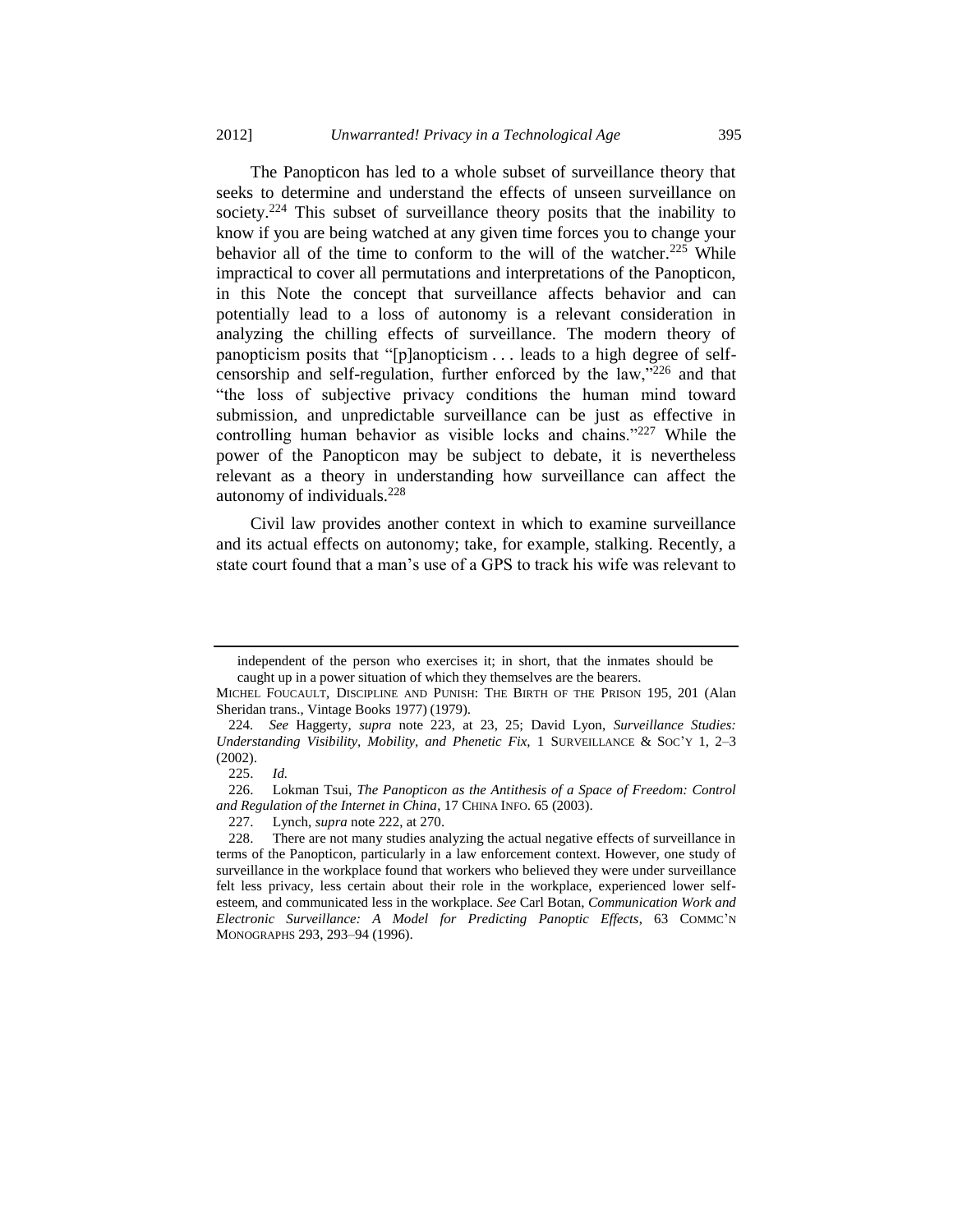The Panopticon has led to a whole subset of surveillance theory that seeks to determine and understand the effects of unseen surveillance on society.[224] This subset of surveillance theory posits that the inability to know if you are being watched at any given time forces you to change your behavior all of the time to conform to the will of the watcher.[225] While impractical to cover all permutations and interpretations of the Panopticon, in this Note the concept that surveillance affects behavior and can potentially lead to a loss of autonomy is a relevant consideration in analyzing the chilling effects of surveillance. The modern theory of panopticism posits that "[p]anopticism . . . leads to a high degree of self-censorship and self-regulation, further enforced by the law,"[226] and that "the loss of subjective privacy conditions the human mind toward submission, and unpredictable surveillance can be just as effective in controlling human behavior as visible locks and chains."[227] While the power of the Panopticon may be subject to debate, it is nevertheless relevant as a theory in understanding how surveillance can affect the autonomy of individuals.[228]

Civil law provides another context in which to examine surveillance and its actual effects on autonomy; take, for example, stalking. Recently, a state court found that a man's use of a GPS to track his wife was relevant to

---

> independent of the person who exercises it; in short, that the inmates should be caught up in a power situation of which they themselves are the bearers.

MICHEL FOUCAULT, DISCIPLINE AND PUNISH: THE BIRTH OF THE PRISON 195, 201 (Alan Sheridan trans., Vintage Books 1977) (1979).

224. *See* Haggerty, *supra* note 223, at 23, 25; David Lyon, *Surveillance Studies: Understanding Visibility, Mobility, and Phenetic Fix*, 1 SURVEILLANCE & SOC'Y 1, 2–3 (2002).

225. *Id.*

226. Lokman Tsui, *The Panopticon as the Antithesis of a Space of Freedom: Control and Regulation of the Internet in China*, 17 CHINA INFO. 65 (2003).

227. Lynch, *supra* note 222, at 270.

228. There are not many studies analyzing the actual negative effects of surveillance in terms of the Panopticon, particularly in a law enforcement context. However, one study of surveillance in the workplace found that workers who believed they were under surveillance felt less privacy, less certain about their role in the workplace, experienced lower self-esteem, and communicated less in the workplace. *See* Carl Botan, *Communication Work and Electronic Surveillance: A Model for Predicting Panoptic Effects*, 63 COMMC'N MONOGRAPHS 293, 293–94 (1996).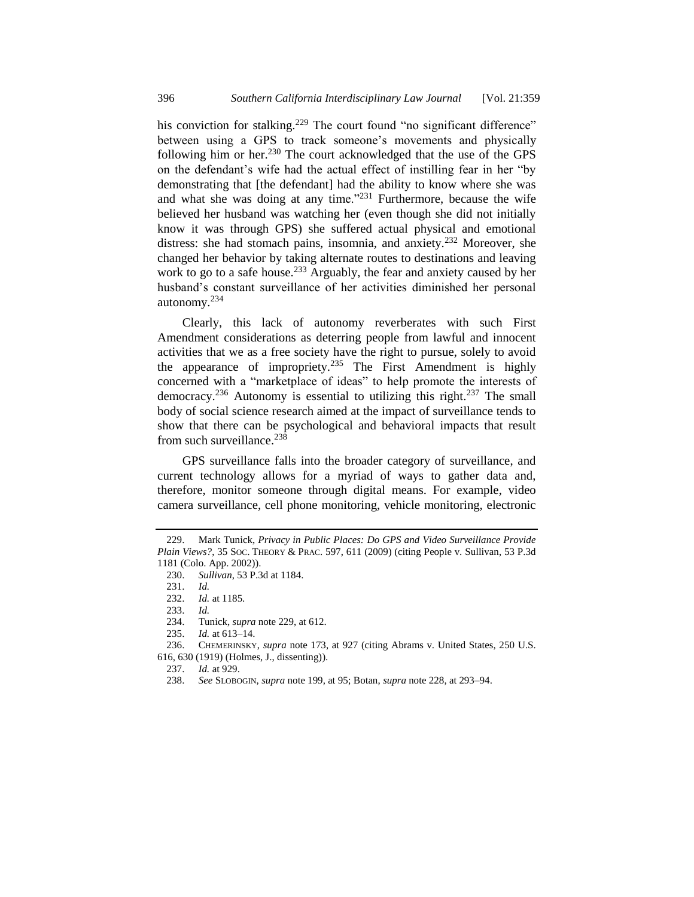his conviction for stalking.[229] The court found "no significant difference" between using a GPS to track someone's movements and physically following him or her.[230] The court acknowledged that the use of the GPS on the defendant's wife had the actual effect of instilling fear in her "by demonstrating that [the defendant] had the ability to know where she was and what she was doing at any time."[231] Furthermore, because the wife believed her husband was watching her (even though she did not initially know it was through GPS) she suffered actual physical and emotional distress: she had stomach pains, insomnia, and anxiety.[232] Moreover, she changed her behavior by taking alternate routes to destinations and leaving work to go to a safe house.[233] Arguably, the fear and anxiety caused by her husband's constant surveillance of her activities diminished her personal autonomy.[234]

Clearly, this lack of autonomy reverberates with such First Amendment considerations as deterring people from lawful and innocent activities that we as a free society have the right to pursue, solely to avoid the appearance of impropriety.[235] The First Amendment is highly concerned with a "marketplace of ideas" to help promote the interests of democracy.[236] Autonomy is essential to utilizing this right.[237] The small body of social science research aimed at the impact of surveillance tends to show that there can be psychological and behavioral impacts that result from such surveillance.[238]

GPS surveillance falls into the broader category of surveillance, and current technology allows for a myriad of ways to gather data and, therefore, monitor someone through digital means. For example, video camera surveillance, cell phone monitoring, vehicle monitoring, electronic

---

229. Mark Tunick, *Privacy in Public Places: Do GPS and Video Surveillance Provide Plain Views?*, 35 SOC. THEORY & PRAC. 597, 611 (2009) (citing People v. Sullivan, 53 P.3d 1181 (Colo. App. 2002)).

230. *Sullivan*, 53 P.3d at 1184.

231. *Id.*

232. *Id.* at 1185.

233. *Id.*

234. Tunick, *supra* note 229, at 612.

235. *Id.* at 613–14.

236. CHEMERINSKY, *supra* note 173, at 927 (citing Abrams v. United States, 250 U.S. 616, 630 (1919) (Holmes, J., dissenting)).

237. *Id.* at 929.

238. *See* SLOBOGIN, *supra* note 199, at 95; Botan, *supra* note 228, at 293–94.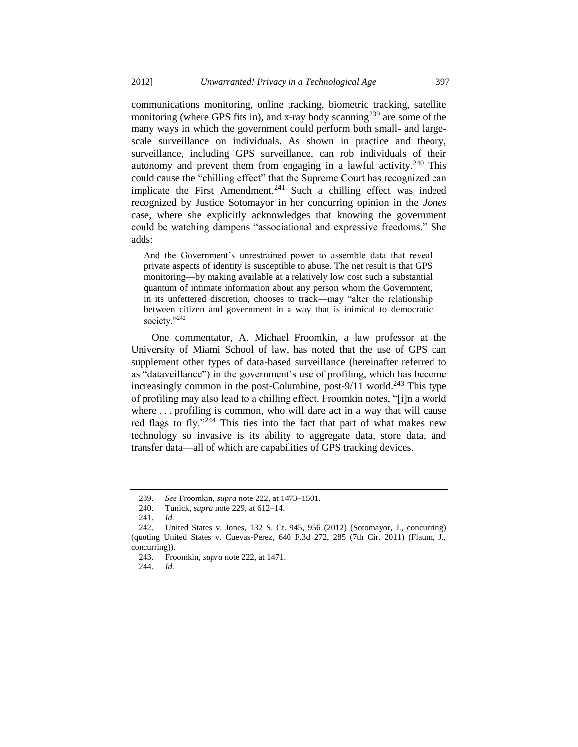communications monitoring, online tracking, biometric tracking, satellite monitoring (where GPS fits in), and x-ray body scanning[239] are some of the many ways in which the government could perform both small- and large-scale surveillance on individuals. As shown in practice and theory, surveillance, including GPS surveillance, can rob individuals of their autonomy and prevent them from engaging in a lawful activity.[240] This could cause the "chilling effect" that the Supreme Court has recognized can implicate the First Amendment.[241] Such a chilling effect was indeed recognized by Justice Sotomayor in her concurring opinion in the *Jones* case, where she explicitly acknowledges that knowing the government could be watching dampens "associational and expressive freedoms." She adds:

> And the Government's unrestrained power to assemble data that reveal private aspects of identity is susceptible to abuse. The net result is that GPS monitoring—by making available at a relatively low cost such a substantial quantum of intimate information about any person whom the Government, in its unfettered discretion, chooses to track—may "alter the relationship between citizen and government in a way that is inimical to democratic society."[242]

One commentator, A. Michael Froomkin, a law professor at the University of Miami School of law, has noted that the use of GPS can supplement other types of data-based surveillance (hereinafter referred to as "dataveillance") in the government's use of profiling, which has become increasingly common in the post-Columbine, post-9/11 world.[243] This type of profiling may also lead to a chilling effect. Froomkin notes, "[i]n a world where . . . profiling is common, who will dare act in a way that will cause red flags to fly."[244] This ties into the fact that part of what makes new technology so invasive is its ability to aggregate data, store data, and transfer data—all of which are capabilities of GPS tracking devices.

---

239. *See* Froomkin, *supra* note 222, at 1473–1501.

240. Tunick, *supra* note 229, at 612–14.

241. *Id.*

242. United States v. Jones, 132 S. Ct. 945, 956 (2012) (Sotomayor, J., concurring) (quoting United States v. Cuevas-Perez, 640 F.3d 272, 285 (7th Cir. 2011) (Flaum, J., concurring)).

243. Froomkin, *supra* note 222, at 1471.

244. *Id.*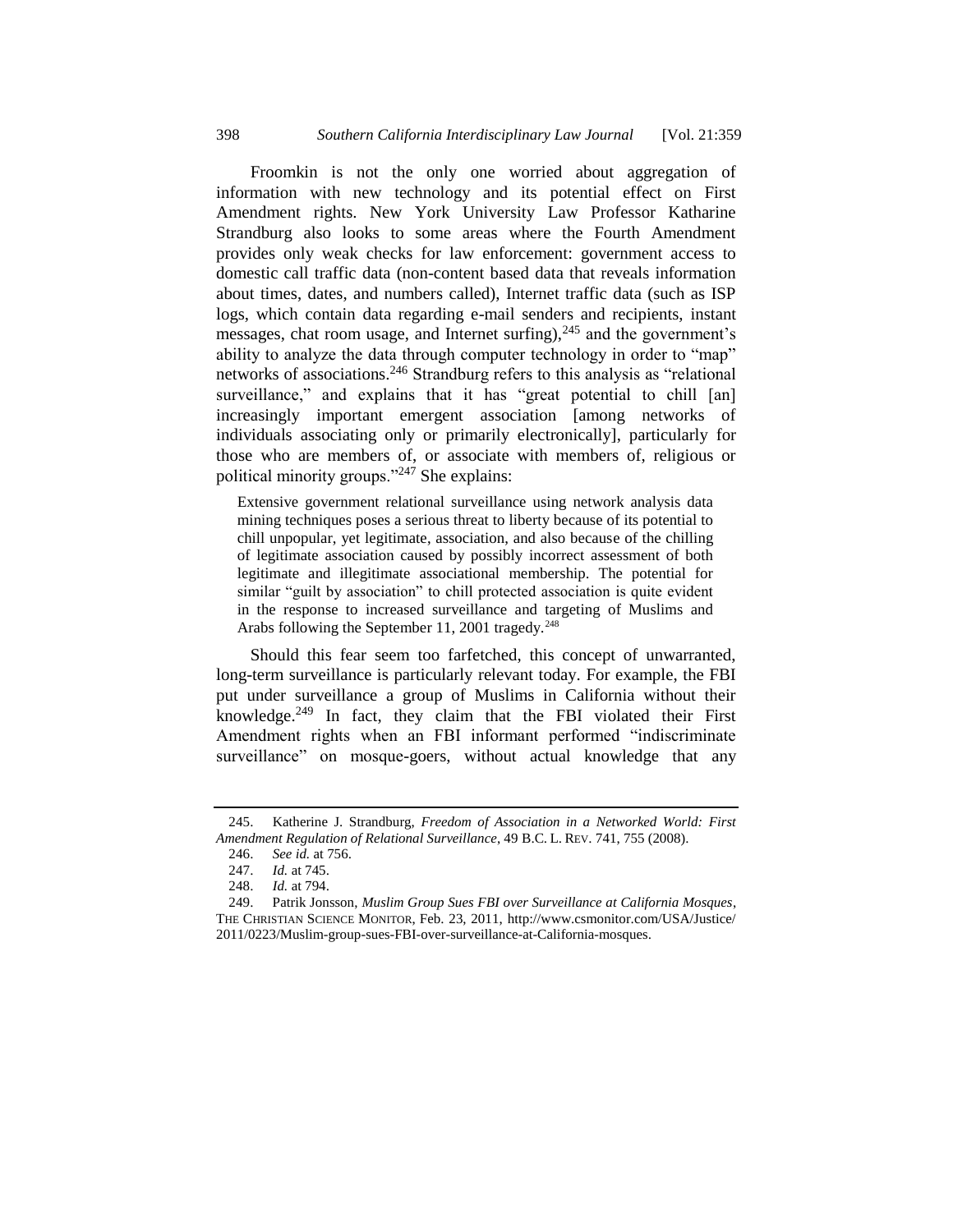Froomkin is not the only one worried about aggregation of information with new technology and its potential effect on First Amendment rights. New York University Law Professor Katharine Strandburg also looks to some areas where the Fourth Amendment provides only weak checks for law enforcement: government access to domestic call traffic data (non-content based data that reveals information about times, dates, and numbers called), Internet traffic data (such as ISP logs, which contain data regarding e-mail senders and recipients, instant messages, chat room usage, and Internet surfing),[245] and the government's ability to analyze the data through computer technology in order to "map" networks of associations.[246] Strandburg refers to this analysis as "relational surveillance," and explains that it has "great potential to chill [an] increasingly important emergent association [among networks of individuals associating only or primarily electronically], particularly for those who are members of, or associate with members of, religious or political minority groups."[247] She explains:

> Extensive government relational surveillance using network analysis data mining techniques poses a serious threat to liberty because of its potential to chill unpopular, yet legitimate, association, and also because of the chilling of legitimate association caused by possibly incorrect assessment of both legitimate and illegitimate associational membership. The potential for similar "guilt by association" to chill protected association is quite evident in the response to increased surveillance and targeting of Muslims and Arabs following the September 11, 2001 tragedy.[248]

Should this fear seem too farfetched, this concept of unwarranted, long-term surveillance is particularly relevant today. For example, the FBI put under surveillance a group of Muslims in California without their knowledge.[249] In fact, they claim that the FBI violated their First Amendment rights when an FBI informant performed "indiscriminate surveillance" on mosque-goers, without actual knowledge that any

---

245. Katherine J. Strandburg, *Freedom of Association in a Networked World: First Amendment Regulation of Relational Surveillance*, 49 B.C. L. REV. 741, 755 (2008).

246. *See id.* at 756.

247. *Id.* at 745.

248. *Id.* at 794.

249. Patrik Jonsson, *Muslim Group Sues FBI over Surveillance at California Mosques*, THE CHRISTIAN SCIENCE MONITOR, Feb. 23, 2011, http://www.csmonitor.com/USA/Justice/2011/0223/Muslim-group-sues-FBI-over-surveillance-at-California-mosques.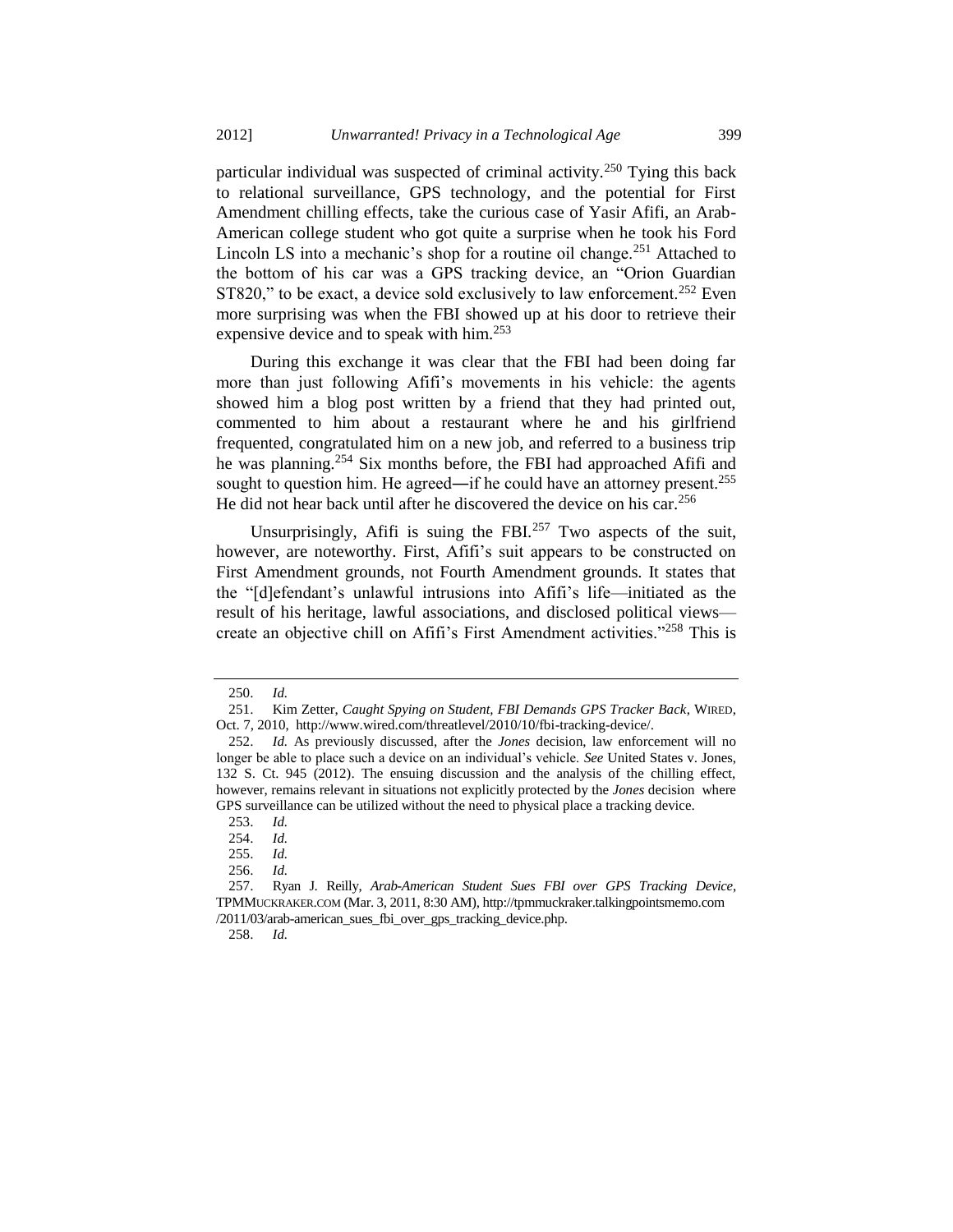particular individual was suspected of criminal activity.[250] Tying this back to relational surveillance, GPS technology, and the potential for First Amendment chilling effects, take the curious case of Yasir Afifi, an Arab-American college student who got quite a surprise when he took his Ford Lincoln LS into a mechanic's shop for a routine oil change.[251] Attached to the bottom of his car was a GPS tracking device, an "Orion Guardian ST820," to be exact, a device sold exclusively to law enforcement.[252] Even more surprising was when the FBI showed up at his door to retrieve their expensive device and to speak with him.[253]

During this exchange it was clear that the FBI had been doing far more than just following Afifi's movements in his vehicle: the agents showed him a blog post written by a friend that they had printed out, commented to him about a restaurant where he and his girlfriend frequented, congratulated him on a new job, and referred to a business trip he was planning.[254] Six months before, the FBI had approached Afifi and sought to question him. He agreed—if he could have an attorney present.[255] He did not hear back until after he discovered the device on his car.[256]

Unsurprisingly, Afifi is suing the FBI.[257] Two aspects of the suit, however, are noteworthy. First, Afifi's suit appears to be constructed on First Amendment grounds, not Fourth Amendment grounds. It states that the "[d]efendant's unlawful intrusions into Afifi's life—initiated as the result of his heritage, lawful associations, and disclosed political views—create an objective chill on Afifi's First Amendment activities."[258] This is

---

250. *Id.*

251. Kim Zetter, *Caught Spying on Student, FBI Demands GPS Tracker Back*, WIRED, Oct. 7, 2010, http://www.wired.com/threatlevel/2010/10/fbi-tracking-device/.

252. *Id.* As previously discussed, after the *Jones* decision, law enforcement will no longer be able to place such a device on an individual's vehicle. *See* United States v. Jones, 132 S. Ct. 945 (2012). The ensuing discussion and the analysis of the chilling effect, however, remains relevant in situations not explicitly protected by the *Jones* decision where GPS surveillance can be utilized without the need to physical place a tracking device.

253. *Id.*

254. *Id.*

255. *Id.*

256. *Id.*

257. Ryan J. Reilly, *Arab-American Student Sues FBI over GPS Tracking Device*, TPMMUCKRAKER.COM (Mar. 3, 2011, 8:30 AM), http://tpmmuckraker.talkingpointsmemo.com /2011/03/arab-american_sues_fbi_over_gps_tracking_device.php.

258. *Id.*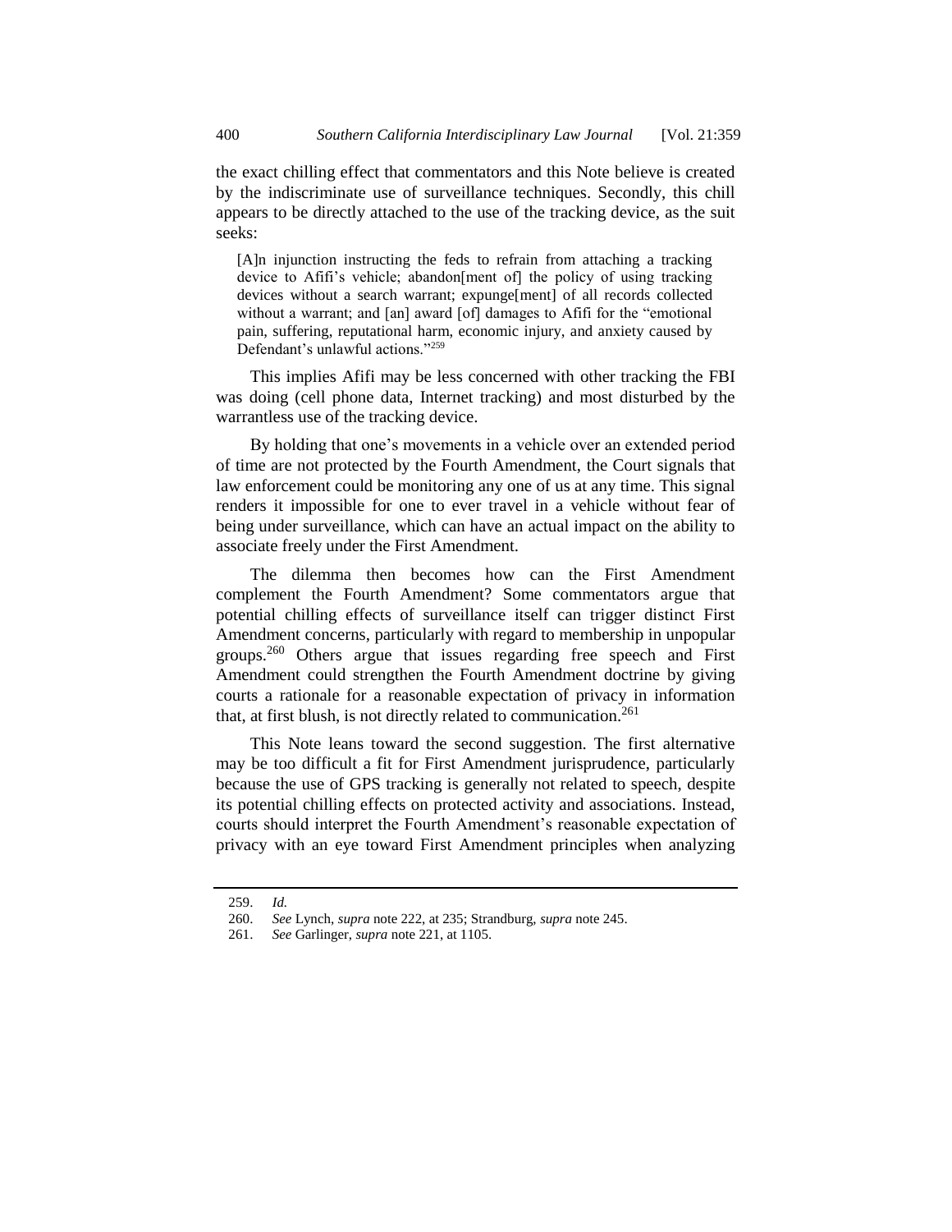the exact chilling effect that commentators and this Note believe is created by the indiscriminate use of surveillance techniques. Secondly, this chill appears to be directly attached to the use of the tracking device, as the suit seeks:

> [A]n injunction instructing the feds to refrain from attaching a tracking device to Afifi's vehicle; abandon[ment of] the policy of using tracking devices without a search warrant; expunge[ment] of all records collected without a warrant; and [an] award [of] damages to Afifi for the "emotional pain, suffering, reputational harm, economic injury, and anxiety caused by Defendant's unlawful actions."[259]

This implies Afifi may be less concerned with other tracking the FBI was doing (cell phone data, Internet tracking) and most disturbed by the warrantless use of the tracking device.

By holding that one's movements in a vehicle over an extended period of time are not protected by the Fourth Amendment, the Court signals that law enforcement could be monitoring any one of us at any time. This signal renders it impossible for one to ever travel in a vehicle without fear of being under surveillance, which can have an actual impact on the ability to associate freely under the First Amendment.

The dilemma then becomes how can the First Amendment complement the Fourth Amendment? Some commentators argue that potential chilling effects of surveillance itself can trigger distinct First Amendment concerns, particularly with regard to membership in unpopular groups.[260] Others argue that issues regarding free speech and First Amendment could strengthen the Fourth Amendment doctrine by giving courts a rationale for a reasonable expectation of privacy in information that, at first blush, is not directly related to communication.[261]

This Note leans toward the second suggestion. The first alternative may be too difficult a fit for First Amendment jurisprudence, particularly because the use of GPS tracking is generally not related to speech, despite its potential chilling effects on protected activity and associations. Instead, courts should interpret the Fourth Amendment's reasonable expectation of privacy with an eye toward First Amendment principles when analyzing

---

259. *Id.*

260. *See* Lynch, *supra* note 222, at 235; Strandburg, *supra* note 245.

261. *See* Garlinger, *supra* note 221, at 1105.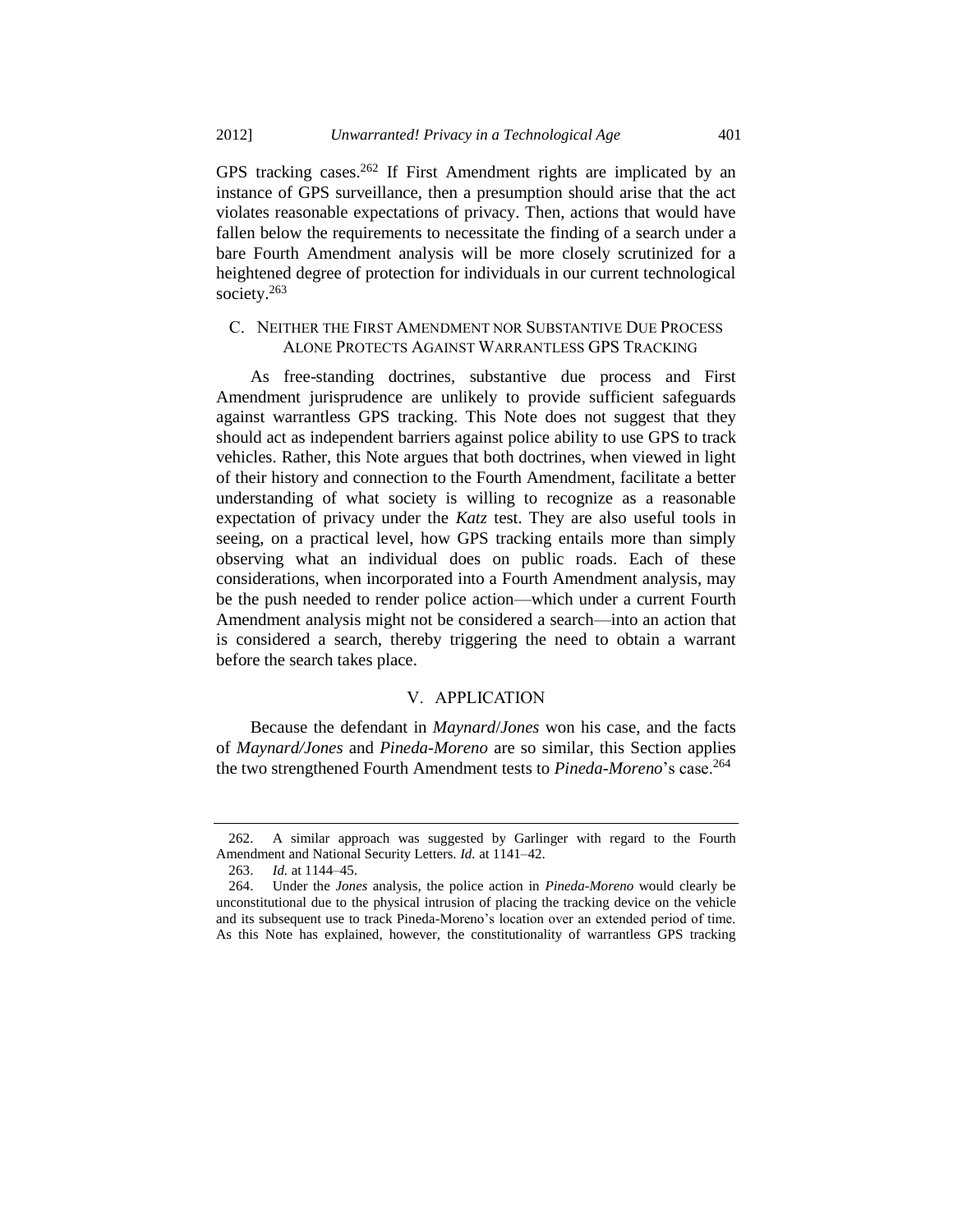GPS tracking cases.[262] If First Amendment rights are implicated by an instance of GPS surveillance, then a presumption should arise that the act violates reasonable expectations of privacy. Then, actions that would have fallen below the requirements to necessitate the finding of a search under a bare Fourth Amendment analysis will be more closely scrutinized for a heightened degree of protection for individuals in our current technological society.[263]

### C. Neither the First Amendment nor Substantive Due Process Alone Protects Against Warrantless GPS Tracking

As free-standing doctrines, substantive due process and First Amendment jurisprudence are unlikely to provide sufficient safeguards against warrantless GPS tracking. This Note does not suggest that they should act as independent barriers against police ability to use GPS to track vehicles. Rather, this Note argues that both doctrines, when viewed in light of their history and connection to the Fourth Amendment, facilitate a better understanding of what society is willing to recognize as a reasonable expectation of privacy under the *Katz* test. They are also useful tools in seeing, on a practical level, how GPS tracking entails more than simply observing what an individual does on public roads. Each of these considerations, when incorporated into a Fourth Amendment analysis, may be the push needed to render police action—which under a current Fourth Amendment analysis might not be considered a search—into an action that is considered a search, thereby triggering the need to obtain a warrant before the search takes place.

## V. Application

Because the defendant in *Maynard*/*Jones* won his case, and the facts of *Maynard/Jones* and *Pineda-Moreno* are so similar, this Section applies the two strengthened Fourth Amendment tests to *Pineda-Moreno*'s case.[264]

---

262. A similar approach was suggested by Garlinger with regard to the Fourth Amendment and National Security Letters. *Id.* at 1141–42.

263. *Id.* at 1144–45.

264. Under the *Jones* analysis, the police action in *Pineda-Moreno* would clearly be unconstitutional due to the physical intrusion of placing the tracking device on the vehicle and its subsequent use to track Pineda-Moreno's location over an extended period of time. As this Note has explained, however, the constitutionality of warrantless GPS tracking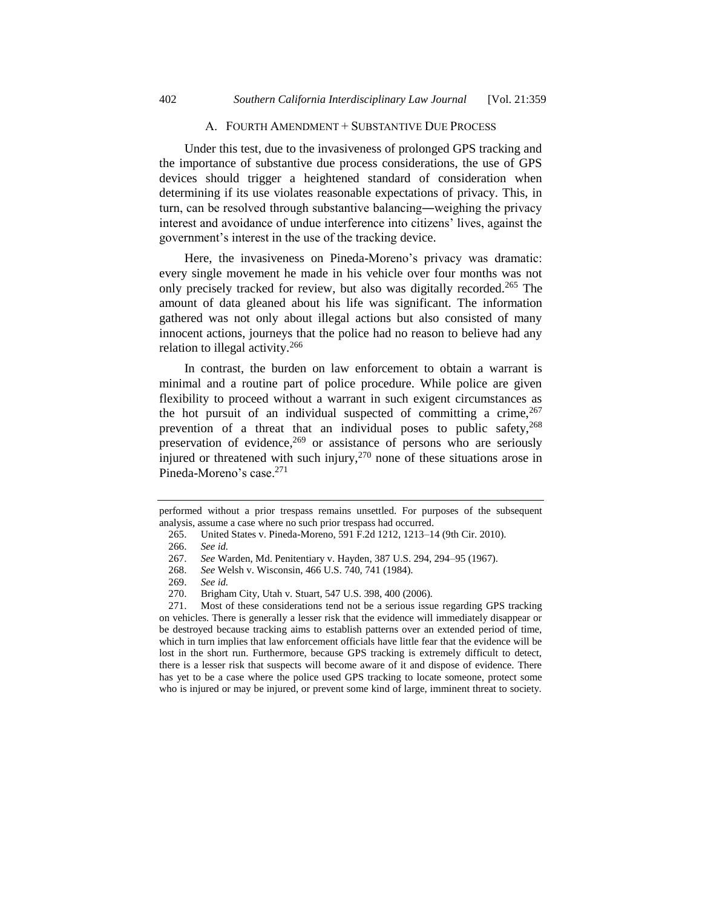### A. FOURTH AMENDMENT + SUBSTANTIVE DUE PROCESS

Under this test, due to the invasiveness of prolonged GPS tracking and the importance of substantive due process considerations, the use of GPS devices should trigger a heightened standard of consideration when determining if its use violates reasonable expectations of privacy. This, in turn, can be resolved through substantive balancing—weighing the privacy interest and avoidance of undue interference into citizens' lives, against the government's interest in the use of the tracking device.

Here, the invasiveness on Pineda-Moreno's privacy was dramatic: every single movement he made in his vehicle over four months was not only precisely tracked for review, but also was digitally recorded.[265] The amount of data gleaned about his life was significant. The information gathered was not only about illegal actions but also consisted of many innocent actions, journeys that the police had no reason to believe had any relation to illegal activity.[266]

In contrast, the burden on law enforcement to obtain a warrant is minimal and a routine part of police procedure. While police are given flexibility to proceed without a warrant in such exigent circumstances as the hot pursuit of an individual suspected of committing a crime,[267] prevention of a threat that an individual poses to public safety,[268] preservation of evidence,[269] or assistance of persons who are seriously injured or threatened with such injury,[270] none of these situations arose in Pineda-Moreno's case.[271]

---

performed without a prior trespass remains unsettled. For purposes of the subsequent analysis, assume a case where no such prior trespass had occurred.

265. United States v. Pineda-Moreno, 591 F.2d 1212, 1213–14 (9th Cir. 2010).

266. *See id.*

267. *See* Warden, Md. Penitentiary v. Hayden, 387 U.S. 294, 294–95 (1967).

268. *See* Welsh v. Wisconsin, 466 U.S. 740, 741 (1984).

269. *See id.*

270. Brigham City, Utah v. Stuart, 547 U.S. 398, 400 (2006).

271. Most of these considerations tend not be a serious issue regarding GPS tracking on vehicles. There is generally a lesser risk that the evidence will immediately disappear or be destroyed because tracking aims to establish patterns over an extended period of time, which in turn implies that law enforcement officials have little fear that the evidence will be lost in the short run. Furthermore, because GPS tracking is extremely difficult to detect, there is a lesser risk that suspects will become aware of it and dispose of evidence. There has yet to be a case where the police used GPS tracking to locate someone, protect some who is injured or may be injured, or prevent some kind of large, imminent threat to society.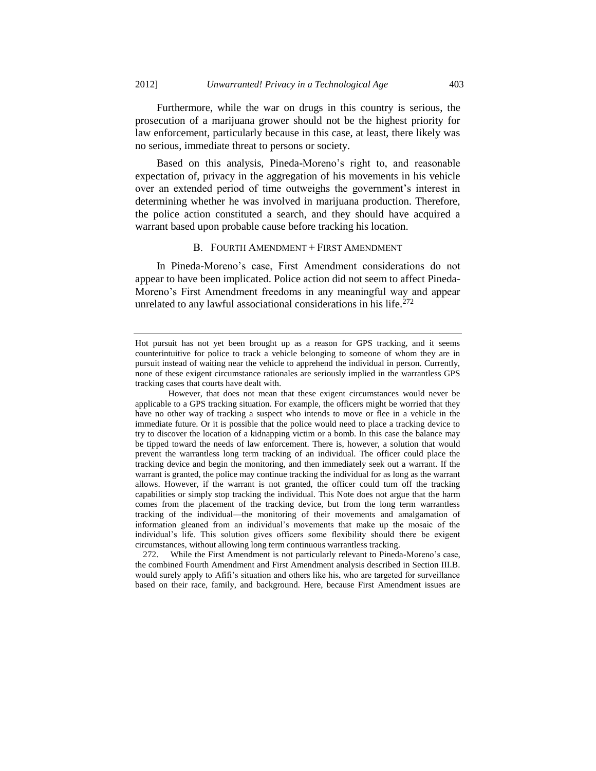Furthermore, while the war on drugs in this country is serious, the prosecution of a marijuana grower should not be the highest priority for law enforcement, particularly because in this case, at least, there likely was no serious, immediate threat to persons or society.

Based on this analysis, Pineda-Moreno's right to, and reasonable expectation of, privacy in the aggregation of his movements in his vehicle over an extended period of time outweighs the government's interest in determining whether he was involved in marijuana production. Therefore, the police action constituted a search, and they should have acquired a warrant based upon probable cause before tracking his location.

### B. FOURTH AMENDMENT + FIRST AMENDMENT

In Pineda-Moreno's case, First Amendment considerations do not appear to have been implicated. Police action did not seem to affect Pineda-Moreno's First Amendment freedoms in any meaningful way and appear unrelated to any lawful associational considerations in his life.[272]

---

Hot pursuit has not yet been brought up as a reason for GPS tracking, and it seems counterintuitive for police to track a vehicle belonging to someone of whom they are in pursuit instead of waiting near the vehicle to apprehend the individual in person. Currently, none of these exigent circumstance rationales are seriously implied in the warrantless GPS tracking cases that courts have dealt with.

However, that does not mean that these exigent circumstances would never be applicable to a GPS tracking situation. For example, the officers might be worried that they have no other way of tracking a suspect who intends to move or flee in a vehicle in the immediate future. Or it is possible that the police would need to place a tracking device to try to discover the location of a kidnapping victim or a bomb. In this case the balance may be tipped toward the needs of law enforcement. There is, however, a solution that would prevent the warrantless long term tracking of an individual. The officer could place the tracking device and begin the monitoring, and then immediately seek out a warrant. If the warrant is granted, the police may continue tracking the individual for as long as the warrant allows. However, if the warrant is not granted, the officer could turn off the tracking capabilities or simply stop tracking the individual. This Note does not argue that the harm comes from the placement of the tracking device, but from the long term warrantless tracking of the individual—the monitoring of their movements and amalgamation of information gleaned from an individual's movements that make up the mosaic of the individual's life. This solution gives officers some flexibility should there be exigent circumstances, without allowing long term continuous warrantless tracking.

272. While the First Amendment is not particularly relevant to Pineda-Moreno's case, the combined Fourth Amendment and First Amendment analysis described in Section III.B. would surely apply to Afifi's situation and others like his, who are targeted for surveillance based on their race, family, and background. Here, because First Amendment issues are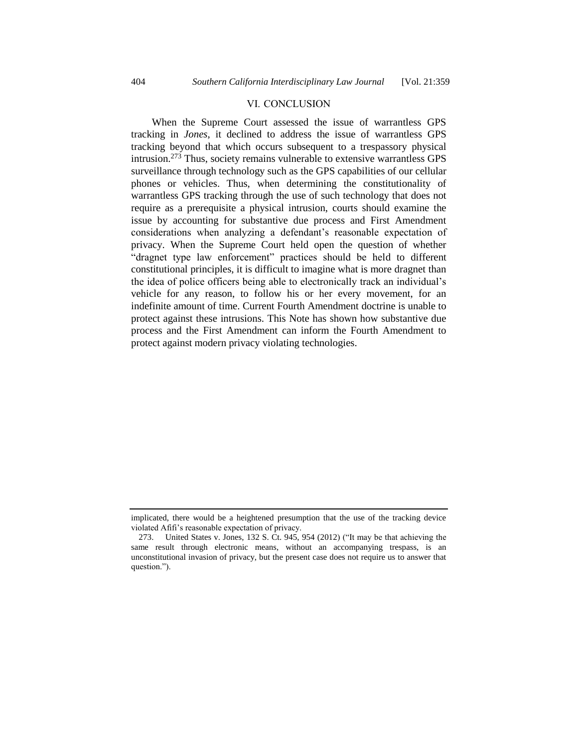## VI. CONCLUSION

When the Supreme Court assessed the issue of warrantless GPS tracking in *Jones*, it declined to address the issue of warrantless GPS tracking beyond that which occurs subsequent to a trespassory physical intrusion.[273] Thus, society remains vulnerable to extensive warrantless GPS surveillance through technology such as the GPS capabilities of our cellular phones or vehicles. Thus, when determining the constitutionality of warrantless GPS tracking through the use of such technology that does not require as a prerequisite a physical intrusion, courts should examine the issue by accounting for substantive due process and First Amendment considerations when analyzing a defendant's reasonable expectation of privacy. When the Supreme Court held open the question of whether "dragnet type law enforcement" practices should be held to different constitutional principles, it is difficult to imagine what is more dragnet than the idea of police officers being able to electronically track an individual's vehicle for any reason, to follow his or her every movement, for an indefinite amount of time. Current Fourth Amendment doctrine is unable to protect against these intrusions. This Note has shown how substantive due process and the First Amendment can inform the Fourth Amendment to protect against modern privacy violating technologies.

---

implicated, there would be a heightened presumption that the use of the tracking device violated Afifi's reasonable expectation of privacy.

273. United States v. Jones, 132 S. Ct. 945, 954 (2012) ("It may be that achieving the same result through electronic means, without an accompanying trespass, is an unconstitutional invasion of privacy, but the present case does not require us to answer that question.").